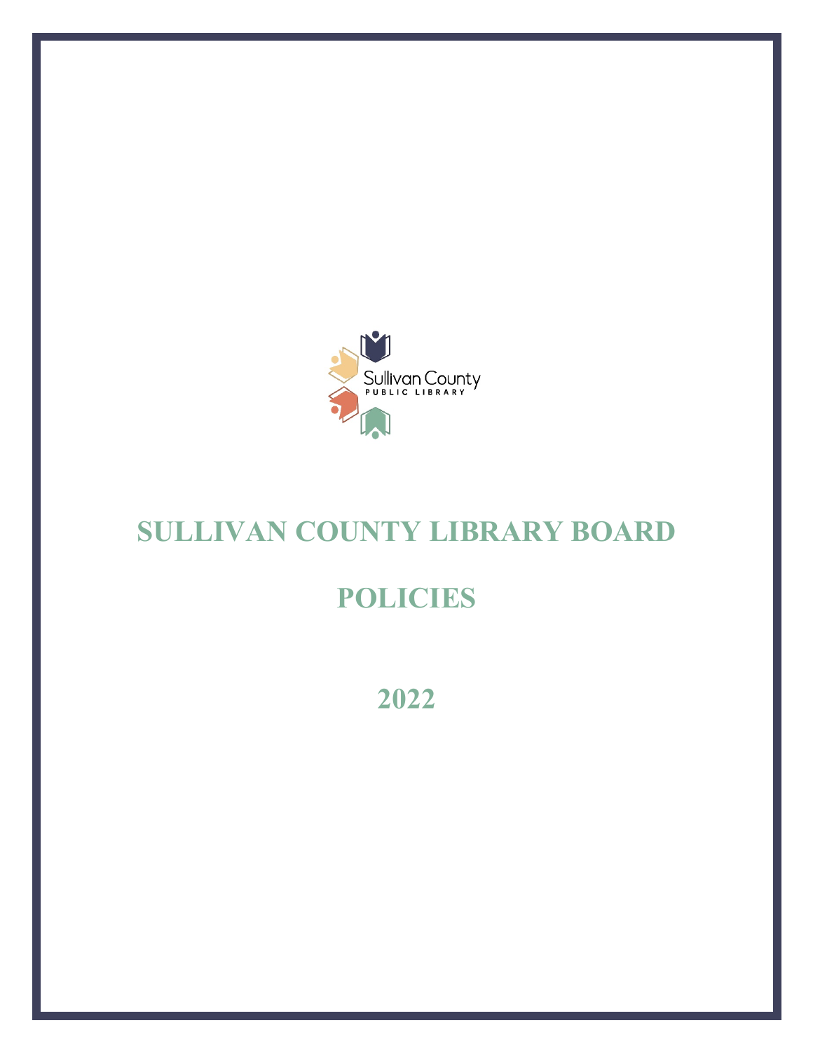# SULLIVAN COUNTY LIBRARY BOARD

# POLICIES

# 2022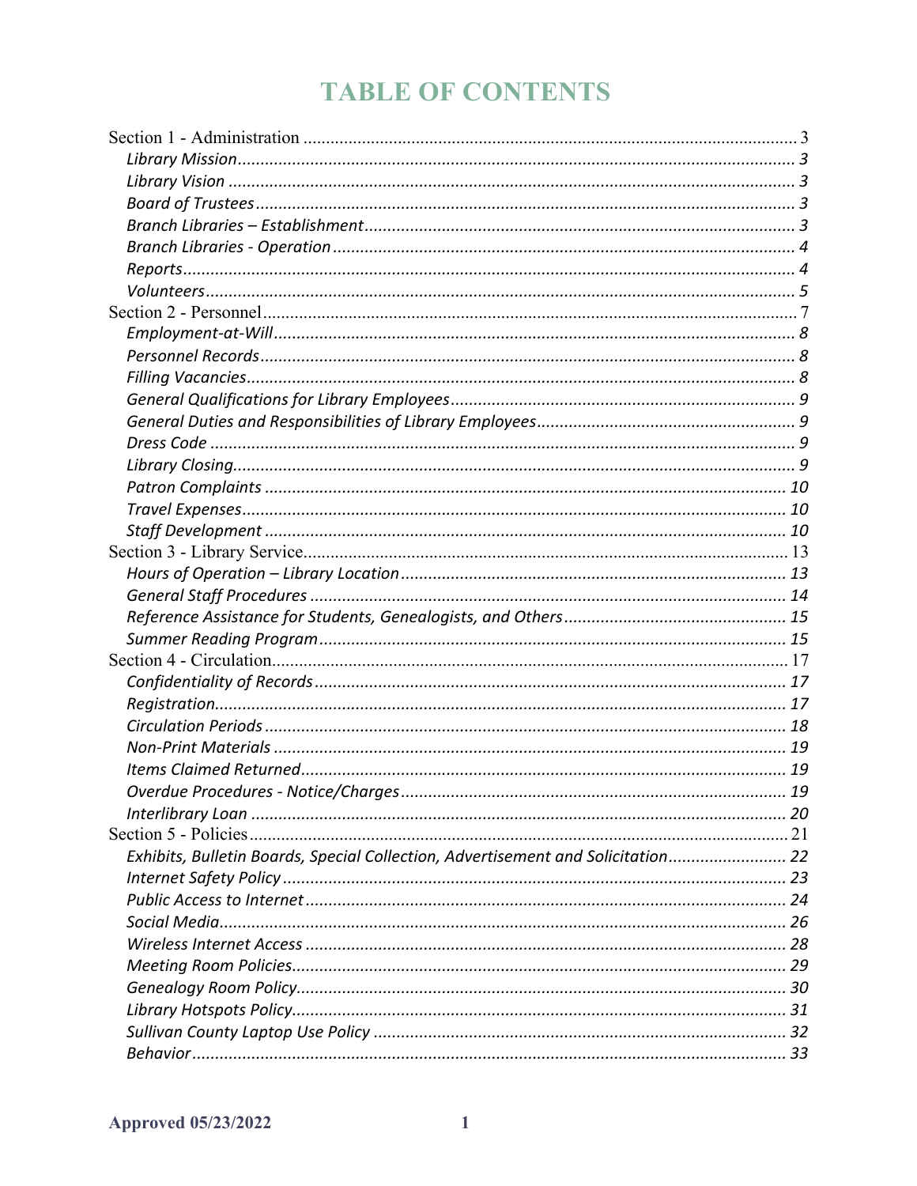# TABLE OF CONTENTS

Section 1 - Administration ........................................................ 3
- *Library Mission* ........................................................ 3
- *Library Vision* ........................................................ 3
- *Board of Trustees* ........................................................ 3
- *Branch Libraries – Establishment* ........................................................ 3
- *Branch Libraries - Operation* ........................................................ 4
- *Reports* ........................................................ 4
- *Volunteers* ........................................................ 5

Section 2 - Personnel ........................................................ 7
- *Employment-at-Will* ........................................................ 8
- *Personnel Records* ........................................................ 8
- *Filling Vacancies* ........................................................ 8
- *General Qualifications for Library Employees* ........................................................ 9
- *General Duties and Responsibilities of Library Employees* ........................................................ 9
- *Dress Code* ........................................................ 9
- *Library Closing* ........................................................ 9
- *Patron Complaints* ........................................................ 10
- *Travel Expenses* ........................................................ 10
- *Staff Development* ........................................................ 10

Section 3 - Library Service ........................................................ 13
- *Hours of Operation – Library Location* ........................................................ 13
- *General Staff Procedures* ........................................................ 14
- *Reference Assistance for Students, Genealogists, and Others* ........................................................ 15
- *Summer Reading Program* ........................................................ 15

Section 4 - Circulation ........................................................ 17
- *Confidentiality of Records* ........................................................ 17
- *Registration* ........................................................ 17
- *Circulation Periods* ........................................................ 18
- *Non-Print Materials* ........................................................ 19
- *Items Claimed Returned* ........................................................ 19
- *Overdue Procedures - Notice/Charges* ........................................................ 19
- *Interlibrary Loan* ........................................................ 20

Section 5 - Policies ........................................................ 21
- *Exhibits, Bulletin Boards, Special Collection, Advertisement and Solicitation* ........................................................ 22
- *Internet Safety Policy* ........................................................ 23
- *Public Access to Internet* ........................................................ 24
- *Social Media* ........................................................ 26
- *Wireless Internet Access* ........................................................ 28
- *Meeting Room Policies* ........................................................ 29
- *Genealogy Room Policy* ........................................................ 30
- *Library Hotspots Policy* ........................................................ 31
- *Sullivan County Laptop Use Policy* ........................................................ 32
- *Behavior* ........................................................ 33

Approved 05/23/2022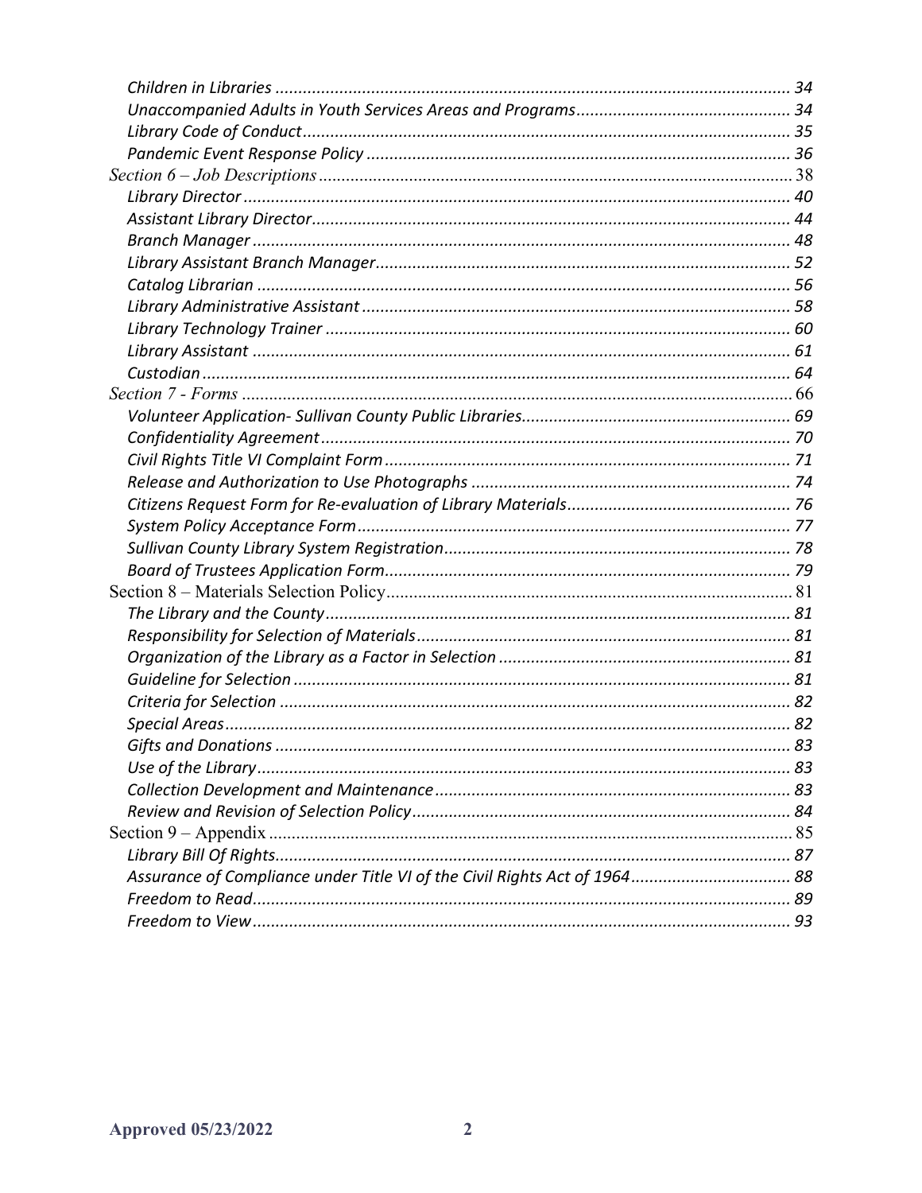*Children in Libraries* ........ 34
*Unaccompanied Adults in Youth Services Areas and Programs* ........ 34
*Library Code of Conduct* ........ 35
*Pandemic Event Response Policy* ........ 36

*Section 6 – Job Descriptions* ........ 38
*Library Director* ........ 40
*Assistant Library Director* ........ 44
*Branch Manager* ........ 48
*Library Assistant Branch Manager* ........ 52
*Catalog Librarian* ........ 56
*Library Administrative Assistant* ........ 58
*Library Technology Trainer* ........ 60
*Library Assistant* ........ 61
*Custodian* ........ 64

*Section 7 - Forms* ........ 66
*Volunteer Application- Sullivan County Public Libraries* ........ 69
*Confidentiality Agreement* ........ 70
*Civil Rights Title VI Complaint Form* ........ 71
*Release and Authorization to Use Photographs* ........ 74
*Citizens Request Form for Re-evaluation of Library Materials* ........ 76
*System Policy Acceptance Form* ........ 77
*Sullivan County Library System Registration* ........ 78
*Board of Trustees Application Form* ........ 79

Section 8 – Materials Selection Policy ........ 81
*The Library and the County* ........ 81
*Responsibility for Selection of Materials* ........ 81
*Organization of the Library as a Factor in Selection* ........ 81
*Guideline for Selection* ........ 81
*Criteria for Selection* ........ 82
*Special Areas* ........ 82
*Gifts and Donations* ........ 83
*Use of the Library* ........ 83
*Collection Development and Maintenance* ........ 83
*Review and Revision of Selection Policy* ........ 84

Section 9 – Appendix ........ 85
*Library Bill Of Rights* ........ 87
*Assurance of Compliance under Title VI of the Civil Rights Act of 1964* ........ 88
*Freedom to Read* ........ 89
*Freedom to View* ........ 93

**Approved 05/23/2022**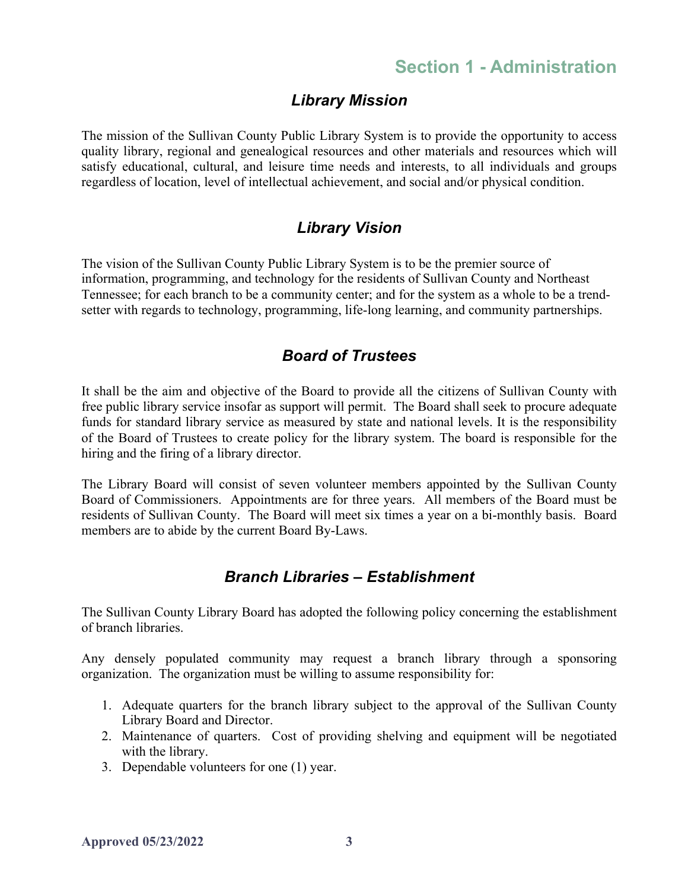# Section 1 - Administration

## *Library Mission*

The mission of the Sullivan County Public Library System is to provide the opportunity to access quality library, regional and genealogical resources and other materials and resources which will satisfy educational, cultural, and leisure time needs and interests, to all individuals and groups regardless of location, level of intellectual achievement, and social and/or physical condition.

## *Library Vision*

The vision of the Sullivan County Public Library System is to be the premier source of information, programming, and technology for the residents of Sullivan County and Northeast Tennessee; for each branch to be a community center; and for the system as a whole to be a trend-setter with regards to technology, programming, life-long learning, and community partnerships.

## *Board of Trustees*

It shall be the aim and objective of the Board to provide all the citizens of Sullivan County with free public library service insofar as support will permit. The Board shall seek to procure adequate funds for standard library service as measured by state and national levels. It is the responsibility of the Board of Trustees to create policy for the library system. The board is responsible for the hiring and the firing of a library director.

The Library Board will consist of seven volunteer members appointed by the Sullivan County Board of Commissioners. Appointments are for three years. All members of the Board must be residents of Sullivan County. The Board will meet six times a year on a bi-monthly basis. Board members are to abide by the current Board By-Laws.

## *Branch Libraries – Establishment*

The Sullivan County Library Board has adopted the following policy concerning the establishment of branch libraries.

Any densely populated community may request a branch library through a sponsoring organization. The organization must be willing to assume responsibility for:

1. Adequate quarters for the branch library subject to the approval of the Sullivan County Library Board and Director.
2. Maintenance of quarters. Cost of providing shelving and equipment will be negotiated with the library.
3. Dependable volunteers for one (1) year.

**Approved 05/23/2022**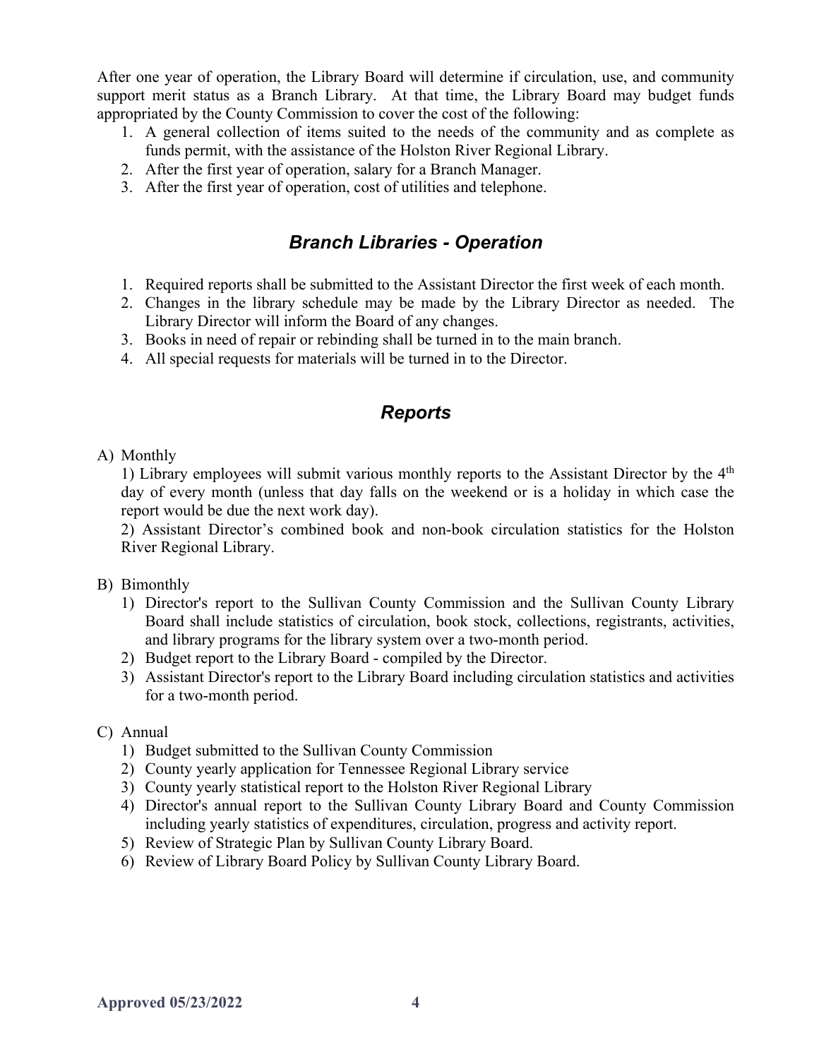After one year of operation, the Library Board will determine if circulation, use, and community support merit status as a Branch Library. At that time, the Library Board may budget funds appropriated by the County Commission to cover the cost of the following:

1. A general collection of items suited to the needs of the community and as complete as funds permit, with the assistance of the Holston River Regional Library.
2. After the first year of operation, salary for a Branch Manager.
3. After the first year of operation, cost of utilities and telephone.

## *Branch Libraries - Operation*

1. Required reports shall be submitted to the Assistant Director the first week of each month.
2. Changes in the library schedule may be made by the Library Director as needed. The Library Director will inform the Board of any changes.
3. Books in need of repair or rebinding shall be turned in to the main branch.
4. All special requests for materials will be turned in to the Director.

## *Reports*

A) Monthly

1) Library employees will submit various monthly reports to the Assistant Director by the 4th day of every month (unless that day falls on the weekend or is a holiday in which case the report would be due the next work day).

2) Assistant Director's combined book and non-book circulation statistics for the Holston River Regional Library.

B) Bimonthly

1) Director's report to the Sullivan County Commission and the Sullivan County Library Board shall include statistics of circulation, book stock, collections, registrants, activities, and library programs for the library system over a two-month period.
2) Budget report to the Library Board - compiled by the Director.
3) Assistant Director's report to the Library Board including circulation statistics and activities for a two-month period.

C) Annual

1) Budget submitted to the Sullivan County Commission
2) County yearly application for Tennessee Regional Library service
3) County yearly statistical report to the Holston River Regional Library
4) Director's annual report to the Sullivan County Library Board and County Commission including yearly statistics of expenditures, circulation, progress and activity report.
5) Review of Strategic Plan by Sullivan County Library Board.
6) Review of Library Board Policy by Sullivan County Library Board.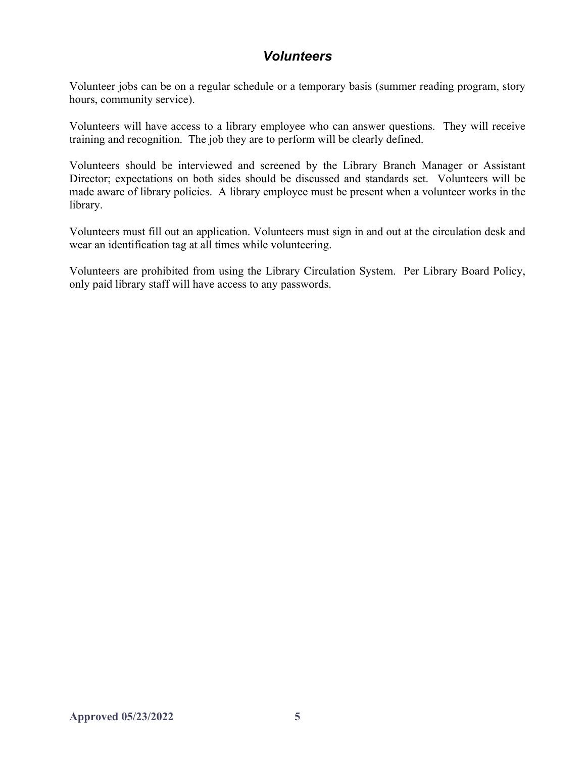## *Volunteers*

Volunteer jobs can be on a regular schedule or a temporary basis (summer reading program, story hours, community service).

Volunteers will have access to a library employee who can answer questions. They will receive training and recognition. The job they are to perform will be clearly defined.

Volunteers should be interviewed and screened by the Library Branch Manager or Assistant Director; expectations on both sides should be discussed and standards set. Volunteers will be made aware of library policies. A library employee must be present when a volunteer works in the library.

Volunteers must fill out an application. Volunteers must sign in and out at the circulation desk and wear an identification tag at all times while volunteering.

Volunteers are prohibited from using the Library Circulation System. Per Library Board Policy, only paid library staff will have access to any passwords.

**Approved 05/23/2022**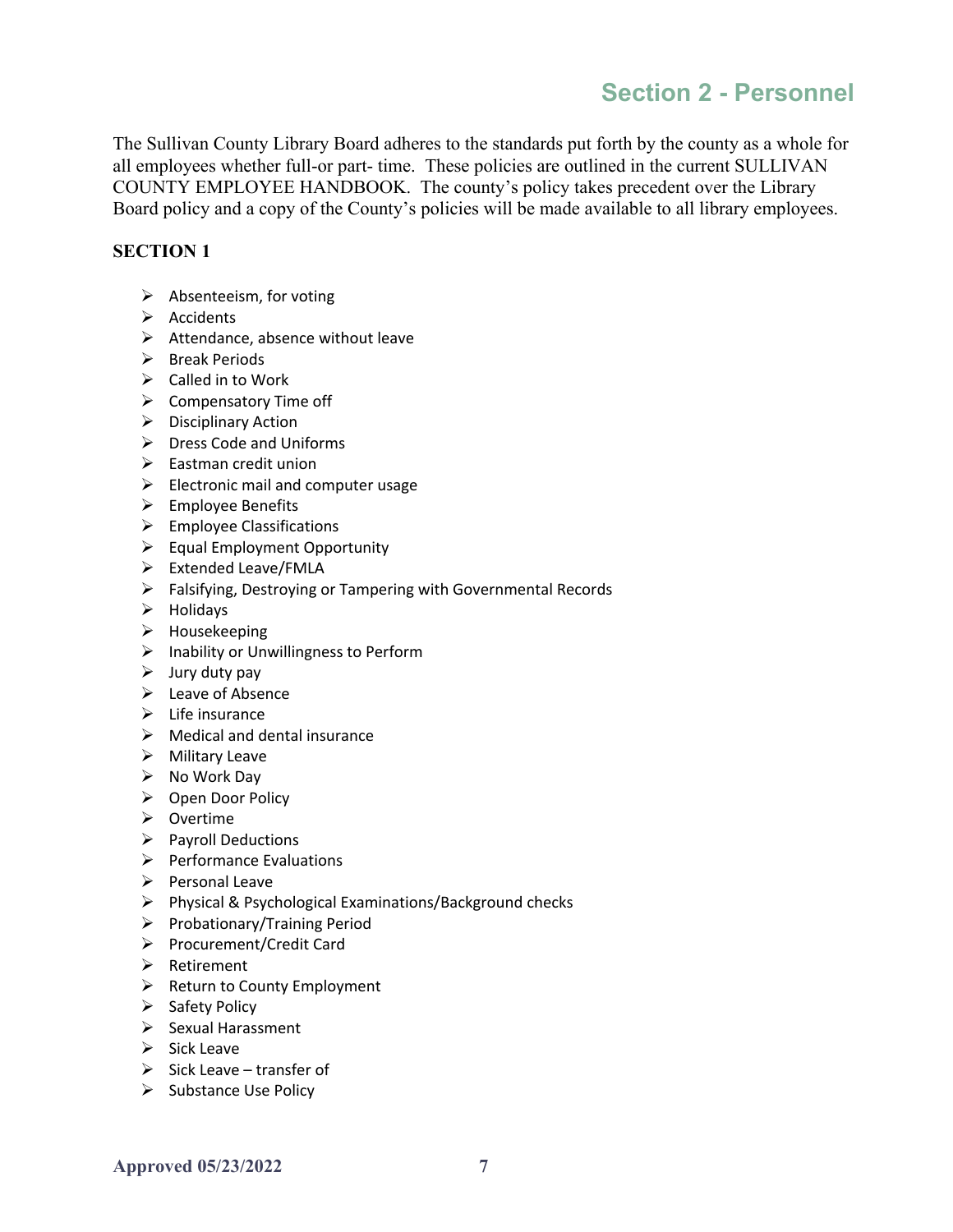# Section 2 - Personnel

The Sullivan County Library Board adheres to the standards put forth by the county as a whole for all employees whether full-or part- time. These policies are outlined in the current SULLIVAN COUNTY EMPLOYEE HANDBOOK. The county's policy takes precedent over the Library Board policy and a copy of the County's policies will be made available to all library employees.

**SECTION 1**

- Absenteeism, for voting
- Accidents
- Attendance, absence without leave
- Break Periods
- Called in to Work
- Compensatory Time off
- Disciplinary Action
- Dress Code and Uniforms
- Eastman credit union
- Electronic mail and computer usage
- Employee Benefits
- Employee Classifications
- Equal Employment Opportunity
- Extended Leave/FMLA
- Falsifying, Destroying or Tampering with Governmental Records
- Holidays
- Housekeeping
- Inability or Unwillingness to Perform
- Jury duty pay
- Leave of Absence
- Life insurance
- Medical and dental insurance
- Military Leave
- No Work Day
- Open Door Policy
- Overtime
- Payroll Deductions
- Performance Evaluations
- Personal Leave
- Physical & Psychological Examinations/Background checks
- Probationary/Training Period
- Procurement/Credit Card
- Retirement
- Return to County Employment
- Safety Policy
- Sexual Harassment
- Sick Leave
- Sick Leave – transfer of
- Substance Use Policy

**Approved 05/23/2022**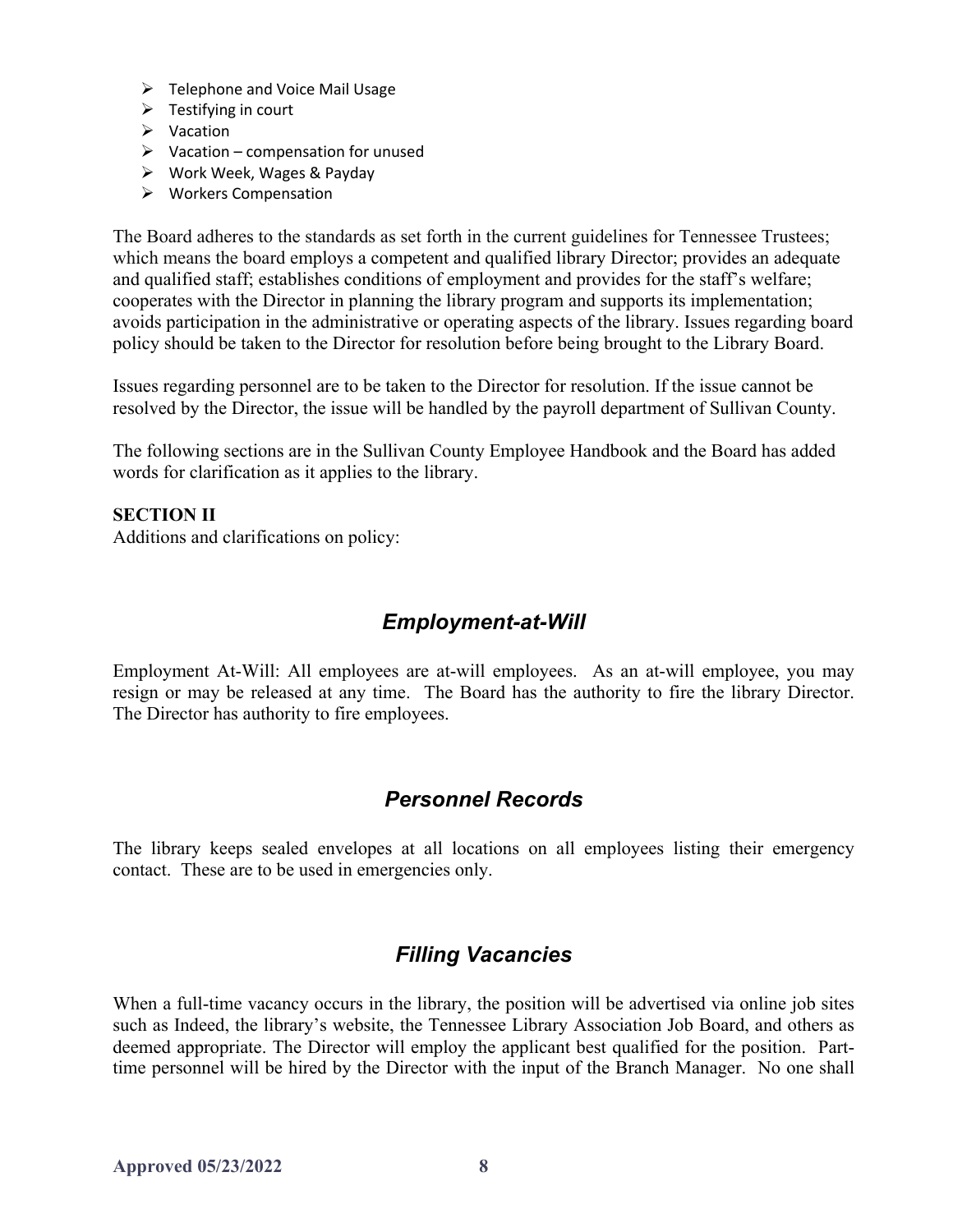- Telephone and Voice Mail Usage
- Testifying in court
- Vacation
- Vacation – compensation for unused
- Work Week, Wages & Payday
- Workers Compensation

The Board adheres to the standards as set forth in the current guidelines for Tennessee Trustees; which means the board employs a competent and qualified library Director; provides an adequate and qualified staff; establishes conditions of employment and provides for the staff's welfare; cooperates with the Director in planning the library program and supports its implementation; avoids participation in the administrative or operating aspects of the library. Issues regarding board policy should be taken to the Director for resolution before being brought to the Library Board.

Issues regarding personnel are to be taken to the Director for resolution. If the issue cannot be resolved by the Director, the issue will be handled by the payroll department of Sullivan County.

The following sections are in the Sullivan County Employee Handbook and the Board has added words for clarification as it applies to the library.

**SECTION II**
Additions and clarifications on policy:

## *Employment-at-Will*

Employment At-Will: All employees are at-will employees. As an at-will employee, you may resign or may be released at any time. The Board has the authority to fire the library Director. The Director has authority to fire employees.

## *Personnel Records*

The library keeps sealed envelopes at all locations on all employees listing their emergency contact. These are to be used in emergencies only.

## *Filling Vacancies*

When a full-time vacancy occurs in the library, the position will be advertised via online job sites such as Indeed, the library's website, the Tennessee Library Association Job Board, and others as deemed appropriate. The Director will employ the applicant best qualified for the position. Part-time personnel will be hired by the Director with the input of the Branch Manager. No one shall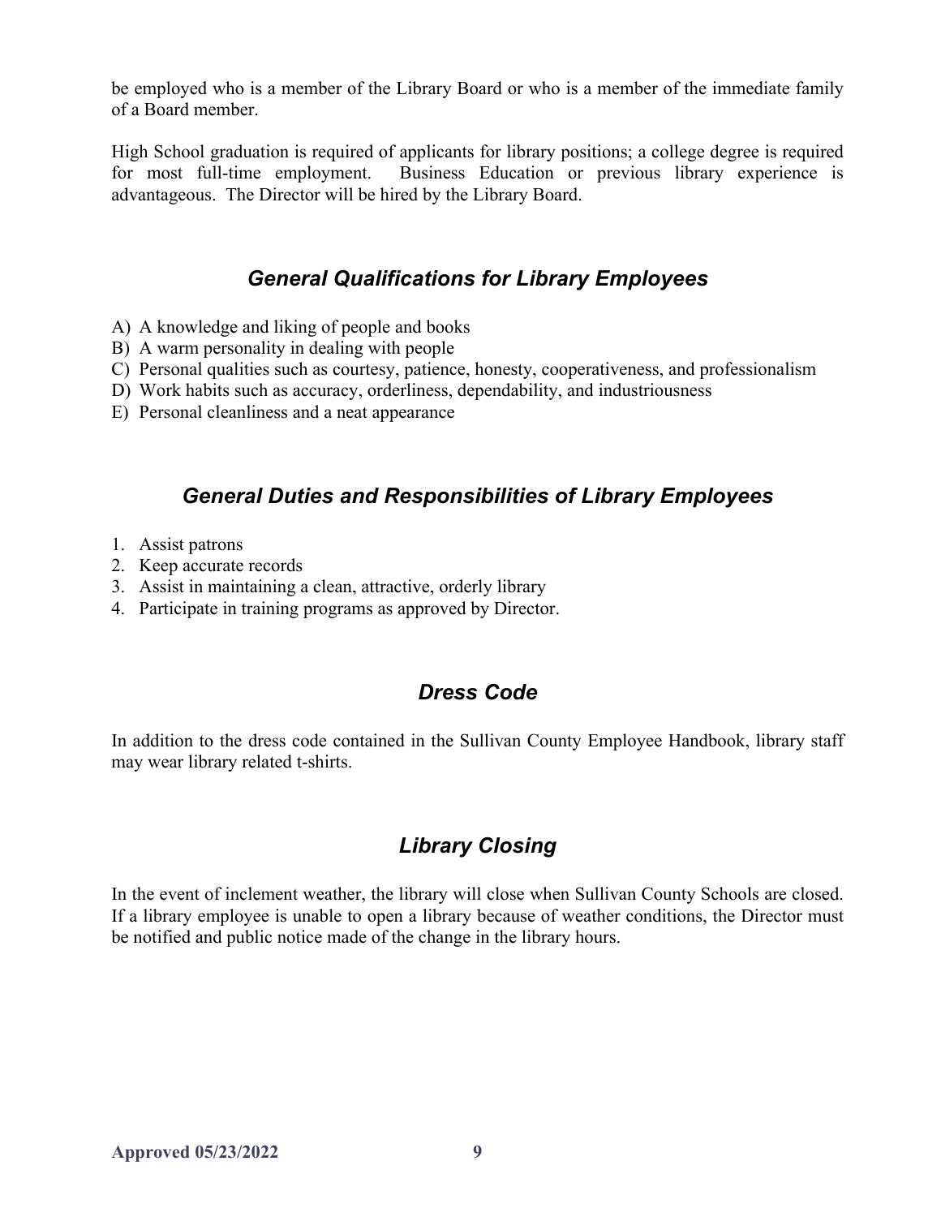be employed who is a member of the Library Board or who is a member of the immediate family of a Board member.

High School graduation is required of applicants for library positions; a college degree is required for most full-time employment. Business Education or previous library experience is advantageous. The Director will be hired by the Library Board.

## *General Qualifications for Library Employees*

A) A knowledge and liking of people and books
B) A warm personality in dealing with people
C) Personal qualities such as courtesy, patience, honesty, cooperativeness, and professionalism
D) Work habits such as accuracy, orderliness, dependability, and industriousness
E) Personal cleanliness and a neat appearance

## *General Duties and Responsibilities of Library Employees*

1. Assist patrons
2. Keep accurate records
3. Assist in maintaining a clean, attractive, orderly library
4. Participate in training programs as approved by Director.

## *Dress Code*

In addition to the dress code contained in the Sullivan County Employee Handbook, library staff may wear library related t-shirts.

## *Library Closing*

In the event of inclement weather, the library will close when Sullivan County Schools are closed. If a library employee is unable to open a library because of weather conditions, the Director must be notified and public notice made of the change in the library hours.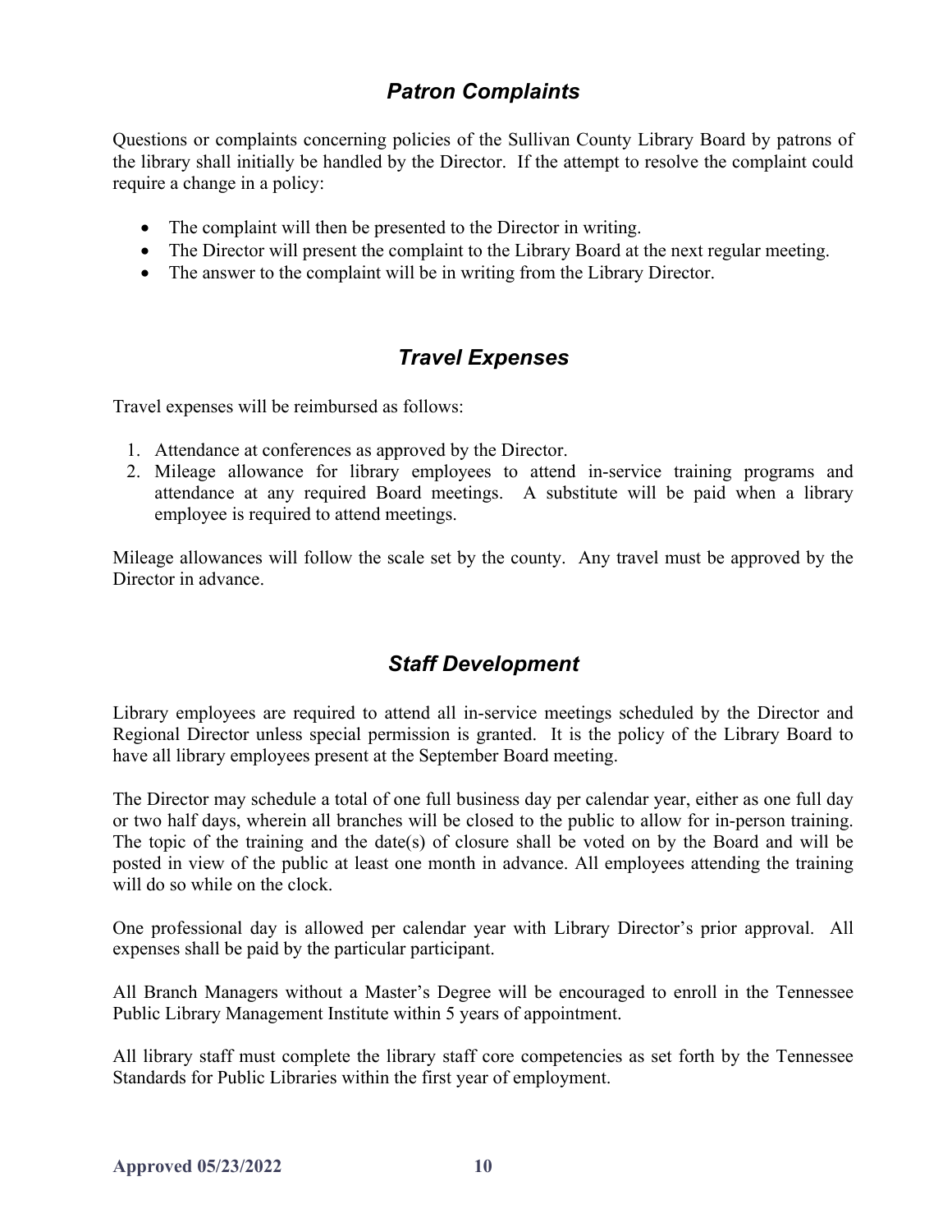## *Patron Complaints*

Questions or complaints concerning policies of the Sullivan County Library Board by patrons of the library shall initially be handled by the Director. If the attempt to resolve the complaint could require a change in a policy:

- The complaint will then be presented to the Director in writing.
- The Director will present the complaint to the Library Board at the next regular meeting.
- The answer to the complaint will be in writing from the Library Director.

## *Travel Expenses*

Travel expenses will be reimbursed as follows:

1. Attendance at conferences as approved by the Director.
2. Mileage allowance for library employees to attend in-service training programs and attendance at any required Board meetings. A substitute will be paid when a library employee is required to attend meetings.

Mileage allowances will follow the scale set by the county. Any travel must be approved by the Director in advance.

## *Staff Development*

Library employees are required to attend all in-service meetings scheduled by the Director and Regional Director unless special permission is granted. It is the policy of the Library Board to have all library employees present at the September Board meeting.

The Director may schedule a total of one full business day per calendar year, either as one full day or two half days, wherein all branches will be closed to the public to allow for in-person training. The topic of the training and the date(s) of closure shall be voted on by the Board and will be posted in view of the public at least one month in advance. All employees attending the training will do so while on the clock.

One professional day is allowed per calendar year with Library Director's prior approval. All expenses shall be paid by the particular participant.

All Branch Managers without a Master's Degree will be encouraged to enroll in the Tennessee Public Library Management Institute within 5 years of appointment.

All library staff must complete the library staff core competencies as set forth by the Tennessee Standards for Public Libraries within the first year of employment.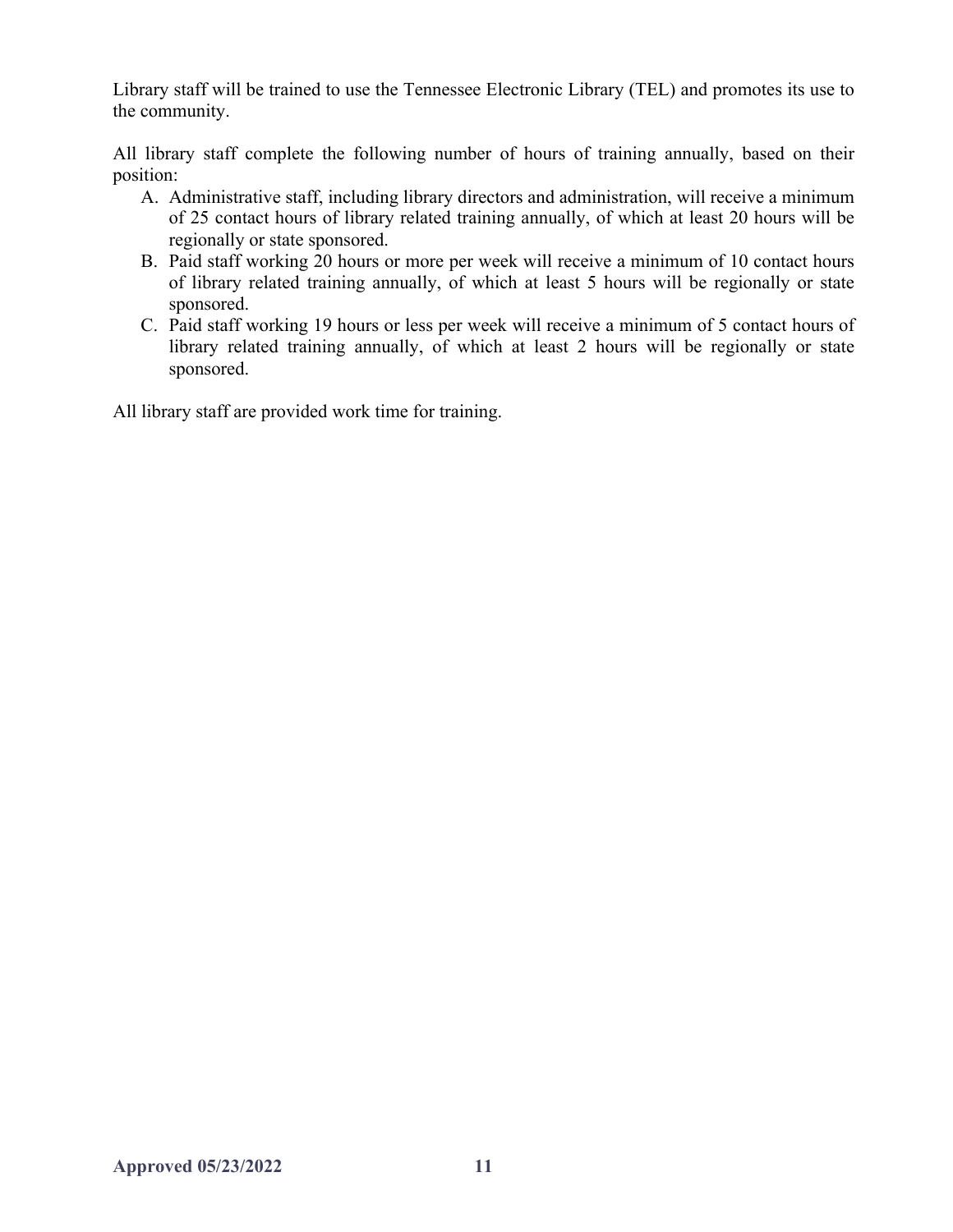Library staff will be trained to use the Tennessee Electronic Library (TEL) and promotes its use to the community.

All library staff complete the following number of hours of training annually, based on their position:

A. Administrative staff, including library directors and administration, will receive a minimum of 25 contact hours of library related training annually, of which at least 20 hours will be regionally or state sponsored.
B. Paid staff working 20 hours or more per week will receive a minimum of 10 contact hours of library related training annually, of which at least 5 hours will be regionally or state sponsored.
C. Paid staff working 19 hours or less per week will receive a minimum of 5 contact hours of library related training annually, of which at least 2 hours will be regionally or state sponsored.

All library staff are provided work time for training.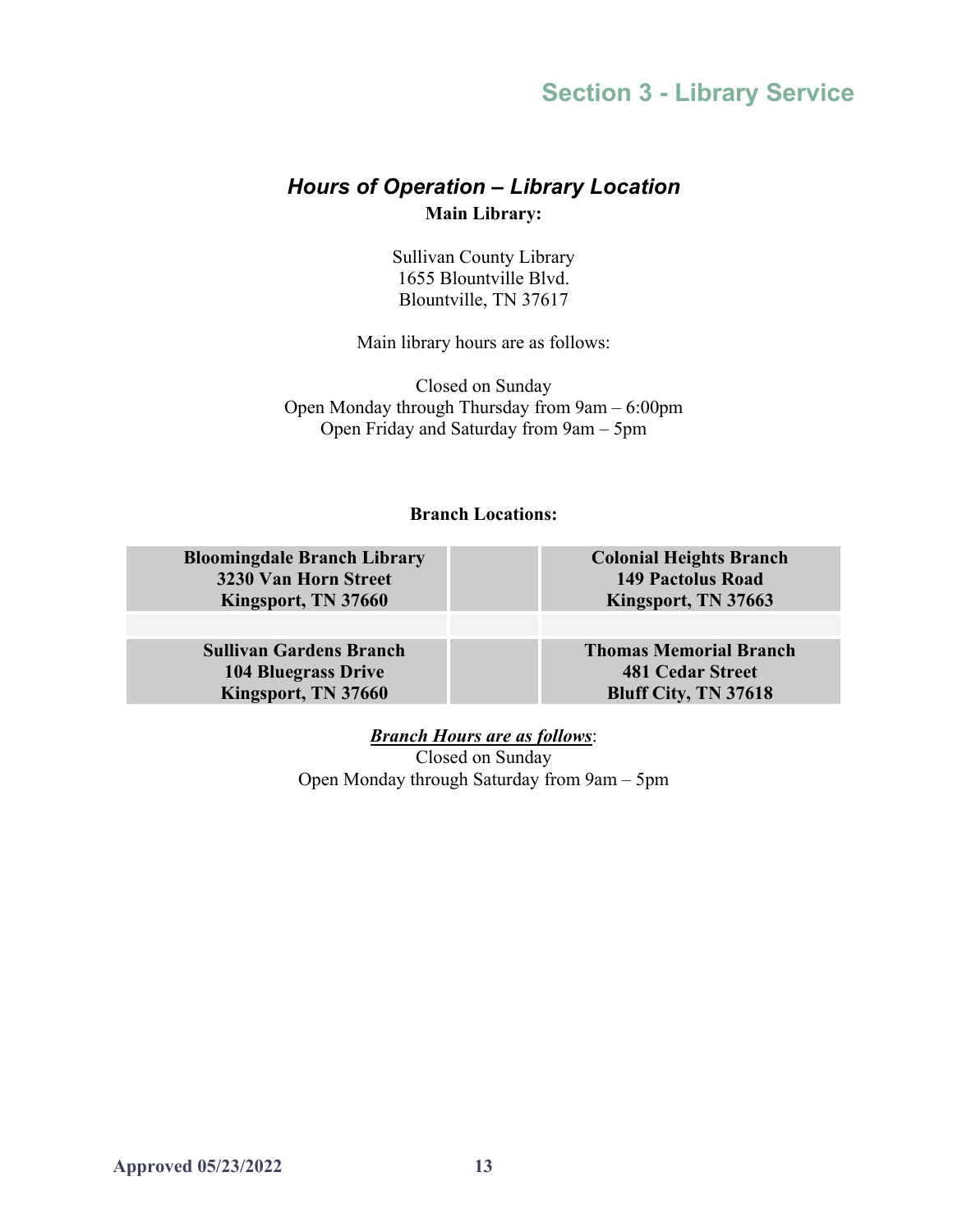# Section 3 - Library Service

## *Hours of Operation – Library Location*

**Main Library:**

Sullivan County Library
1655 Blountville Blvd.
Blountville, TN 37617

Main library hours are as follows:

Closed on Sunday
Open Monday through Thursday from 9am – 6:00pm
Open Friday and Saturday from 9am – 5pm

**Branch Locations:**

| | | |
|---|---|---|
| **Bloomingdale Branch Library**<br>**3230 Van Horn Street**<br>**Kingsport, TN 37660** | | **Colonial Heights Branch**<br>**149 Pactolus Road**<br>**Kingsport, TN 37663** |
| | | |
| **Sullivan Gardens Branch**<br>**104 Bluegrass Drive**<br>**Kingsport, TN 37660** | | **Thomas Memorial Branch**<br>**481 Cedar Street**<br>**Bluff City, TN 37618** |

***Branch Hours are as follows***:
Closed on Sunday
Open Monday through Saturday from 9am – 5pm

**Approved 05/23/2022**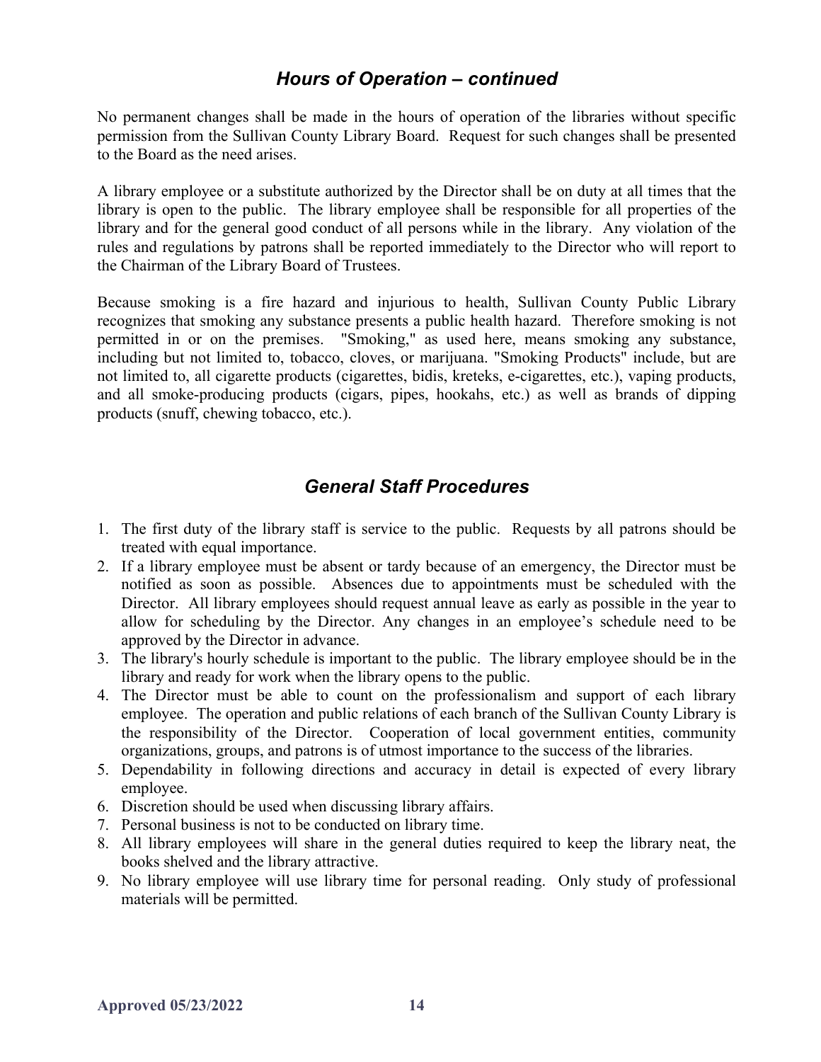## *Hours of Operation – continued*

No permanent changes shall be made in the hours of operation of the libraries without specific permission from the Sullivan County Library Board. Request for such changes shall be presented to the Board as the need arises.

A library employee or a substitute authorized by the Director shall be on duty at all times that the library is open to the public. The library employee shall be responsible for all properties of the library and for the general good conduct of all persons while in the library. Any violation of the rules and regulations by patrons shall be reported immediately to the Director who will report to the Chairman of the Library Board of Trustees.

Because smoking is a fire hazard and injurious to health, Sullivan County Public Library recognizes that smoking any substance presents a public health hazard. Therefore smoking is not permitted in or on the premises. "Smoking," as used here, means smoking any substance, including but not limited to, tobacco, cloves, or marijuana. "Smoking Products" include, but are not limited to, all cigarette products (cigarettes, bidis, kreteks, e-cigarettes, etc.), vaping products, and all smoke-producing products (cigars, pipes, hookahs, etc.) as well as brands of dipping products (snuff, chewing tobacco, etc.).

## *General Staff Procedures*

1. The first duty of the library staff is service to the public. Requests by all patrons should be treated with equal importance.
2. If a library employee must be absent or tardy because of an emergency, the Director must be notified as soon as possible. Absences due to appointments must be scheduled with the Director. All library employees should request annual leave as early as possible in the year to allow for scheduling by the Director. Any changes in an employee's schedule need to be approved by the Director in advance.
3. The library's hourly schedule is important to the public. The library employee should be in the library and ready for work when the library opens to the public.
4. The Director must be able to count on the professionalism and support of each library employee. The operation and public relations of each branch of the Sullivan County Library is the responsibility of the Director. Cooperation of local government entities, community organizations, groups, and patrons is of utmost importance to the success of the libraries.
5. Dependability in following directions and accuracy in detail is expected of every library employee.
6. Discretion should be used when discussing library affairs.
7. Personal business is not to be conducted on library time.
8. All library employees will share in the general duties required to keep the library neat, the books shelved and the library attractive.
9. No library employee will use library time for personal reading. Only study of professional materials will be permitted.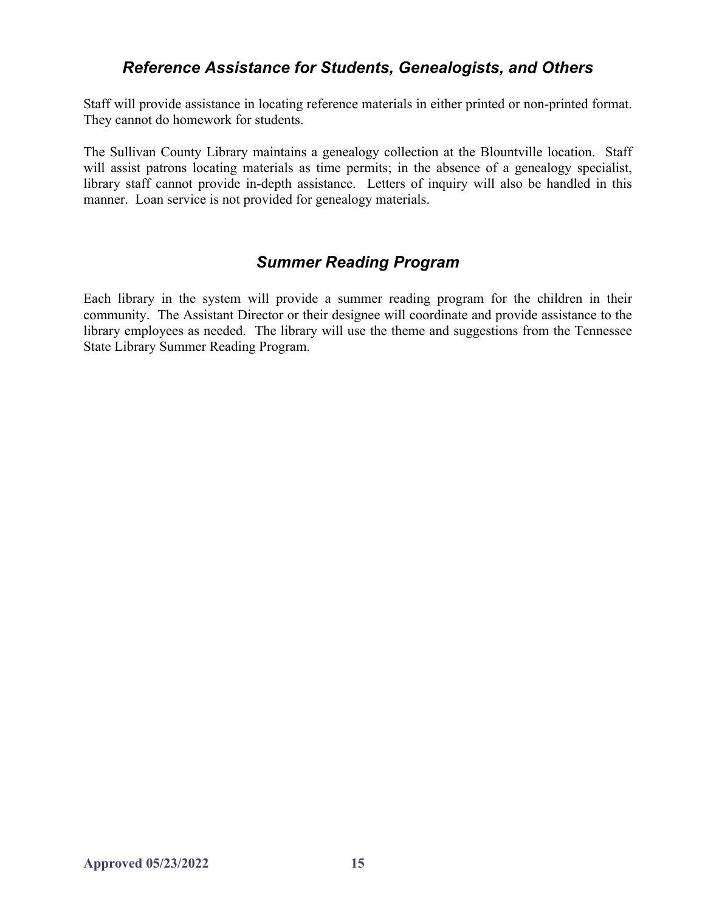## *Reference Assistance for Students, Genealogists, and Others*

Staff will provide assistance in locating reference materials in either printed or non-printed format. They cannot do homework for students.

The Sullivan County Library maintains a genealogy collection at the Blountville location. Staff will assist patrons locating materials as time permits; in the absence of a genealogy specialist, library staff cannot provide in-depth assistance. Letters of inquiry will also be handled in this manner. Loan service is not provided for genealogy materials.

## *Summer Reading Program*

Each library in the system will provide a summer reading program for the children in their community. The Assistant Director or their designee will coordinate and provide assistance to the library employees as needed. The library will use the theme and suggestions from the Tennessee State Library Summer Reading Program.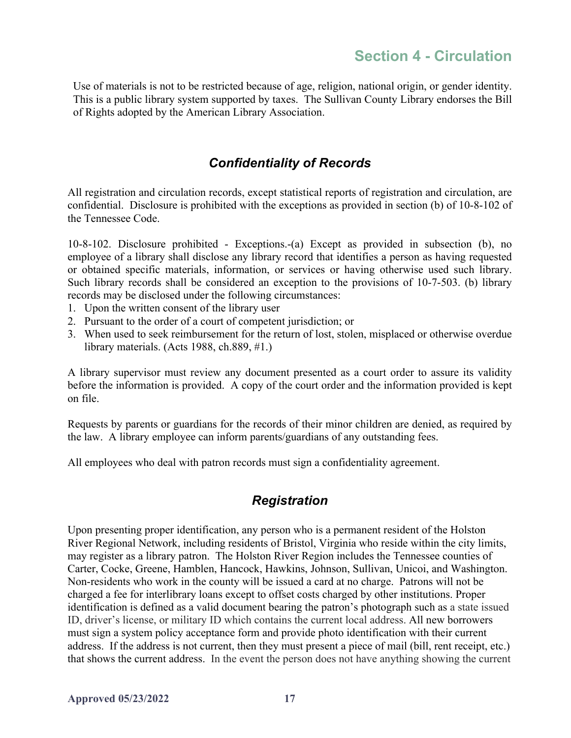# Section 4 - Circulation

Use of materials is not to be restricted because of age, religion, national origin, or gender identity. This is a public library system supported by taxes. The Sullivan County Library endorses the Bill of Rights adopted by the American Library Association.

## *Confidentiality of Records*

All registration and circulation records, except statistical reports of registration and circulation, are confidential. Disclosure is prohibited with the exceptions as provided in section (b) of 10-8-102 of the Tennessee Code.

10-8-102. Disclosure prohibited - Exceptions.-(a) Except as provided in subsection (b), no employee of a library shall disclose any library record that identifies a person as having requested or obtained specific materials, information, or services or having otherwise used such library. Such library records shall be considered an exception to the provisions of 10-7-503. (b) library records may be disclosed under the following circumstances:

1. Upon the written consent of the library user
2. Pursuant to the order of a court of competent jurisdiction; or
3. When used to seek reimbursement for the return of lost, stolen, misplaced or otherwise overdue library materials. (Acts 1988, ch.889, #1.)

A library supervisor must review any document presented as a court order to assure its validity before the information is provided. A copy of the court order and the information provided is kept on file.

Requests by parents or guardians for the records of their minor children are denied, as required by the law. A library employee can inform parents/guardians of any outstanding fees.

All employees who deal with patron records must sign a confidentiality agreement.

## *Registration*

Upon presenting proper identification, any person who is a permanent resident of the Holston River Regional Network, including residents of Bristol, Virginia who reside within the city limits, may register as a library patron. The Holston River Region includes the Tennessee counties of Carter, Cocke, Greene, Hamblen, Hancock, Hawkins, Johnson, Sullivan, Unicoi, and Washington. Non-residents who work in the county will be issued a card at no charge. Patrons will not be charged a fee for interlibrary loans except to offset costs charged by other institutions. Proper identification is defined as a valid document bearing the patron's photograph such as a state issued ID, driver's license, or military ID which contains the current local address. All new borrowers must sign a system policy acceptance form and provide photo identification with their current address. If the address is not current, then they must present a piece of mail (bill, rent receipt, etc.) that shows the current address. In the event the person does not have anything showing the current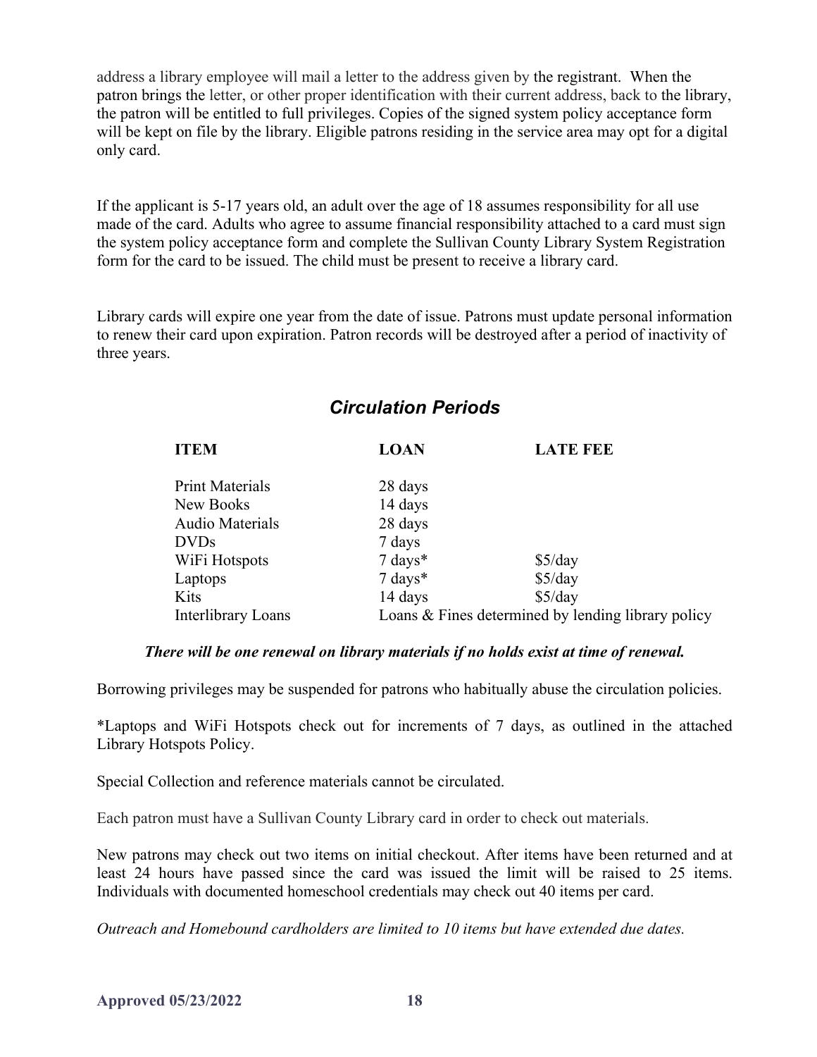address a library employee will mail a letter to the address given by the registrant. When the patron brings the letter, or other proper identification with their current address, back to the library, the patron will be entitled to full privileges. Copies of the signed system policy acceptance form will be kept on file by the library. Eligible patrons residing in the service area may opt for a digital only card.

If the applicant is 5-17 years old, an adult over the age of 18 assumes responsibility for all use made of the card. Adults who agree to assume financial responsibility attached to a card must sign the system policy acceptance form and complete the Sullivan County Library System Registration form for the card to be issued. The child must be present to receive a library card.

Library cards will expire one year from the date of issue. Patrons must update personal information to renew their card upon expiration. Patron records will be destroyed after a period of inactivity of three years.

## *Circulation Periods*

| ITEM | LOAN | LATE FEE |
|---|---|---|
| Print Materials | 28 days | |
| New Books | 14 days | |
| Audio Materials | 28 days | |
| DVDs | 7 days | |
| WiFi Hotspots | 7 days* | $5/day |
| Laptops | 7 days* | $5/day |
| Kits | 14 days | $5/day |
| Interlibrary Loans | Loans & Fines determined by lending library policy | |

***There will be one renewal on library materials if no holds exist at time of renewal.***

Borrowing privileges may be suspended for patrons who habitually abuse the circulation policies.

*Laptops and WiFi Hotspots check out for increments of 7 days, as outlined in the attached Library Hotspots Policy.

Special Collection and reference materials cannot be circulated.

Each patron must have a Sullivan County Library card in order to check out materials.

New patrons may check out two items on initial checkout. After items have been returned and at least 24 hours have passed since the card was issued the limit will be raised to 25 items. Individuals with documented homeschool credentials may check out 40 items per card.

*Outreach and Homebound cardholders are limited to 10 items but have extended due dates.*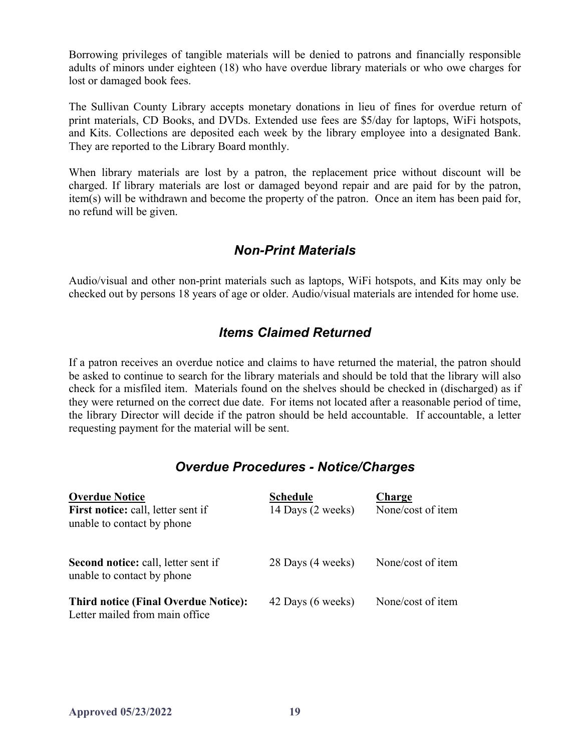Borrowing privileges of tangible materials will be denied to patrons and financially responsible adults of minors under eighteen (18) who have overdue library materials or who owe charges for lost or damaged book fees.

The Sullivan County Library accepts monetary donations in lieu of fines for overdue return of print materials, CD Books, and DVDs. Extended use fees are $5/day for laptops, WiFi hotspots, and Kits. Collections are deposited each week by the library employee into a designated Bank. They are reported to the Library Board monthly.

When library materials are lost by a patron, the replacement price without discount will be charged. If library materials are lost or damaged beyond repair and are paid for by the patron, item(s) will be withdrawn and become the property of the patron. Once an item has been paid for, no refund will be given.

## *Non-Print Materials*

Audio/visual and other non-print materials such as laptops, WiFi hotspots, and Kits may only be checked out by persons 18 years of age or older. Audio/visual materials are intended for home use.

## *Items Claimed Returned*

If a patron receives an overdue notice and claims to have returned the material, the patron should be asked to continue to search for the library materials and should be told that the library will also check for a misfiled item. Materials found on the shelves should be checked in (discharged) as if they were returned on the correct due date. For items not located after a reasonable period of time, the library Director will decide if the patron should be held accountable. If accountable, a letter requesting payment for the material will be sent.

## *Overdue Procedures - Notice/Charges*

| Overdue Notice | Schedule | Charge |
| --- | --- | --- |
| **First notice:** call, letter sent if unable to contact by phone | 14 Days (2 weeks) | None/cost of item |
| **Second notice:** call, letter sent if unable to contact by phone | 28 Days (4 weeks) | None/cost of item |
| **Third notice (Final Overdue Notice):** Letter mailed from main office | 42 Days (6 weeks) | None/cost of item |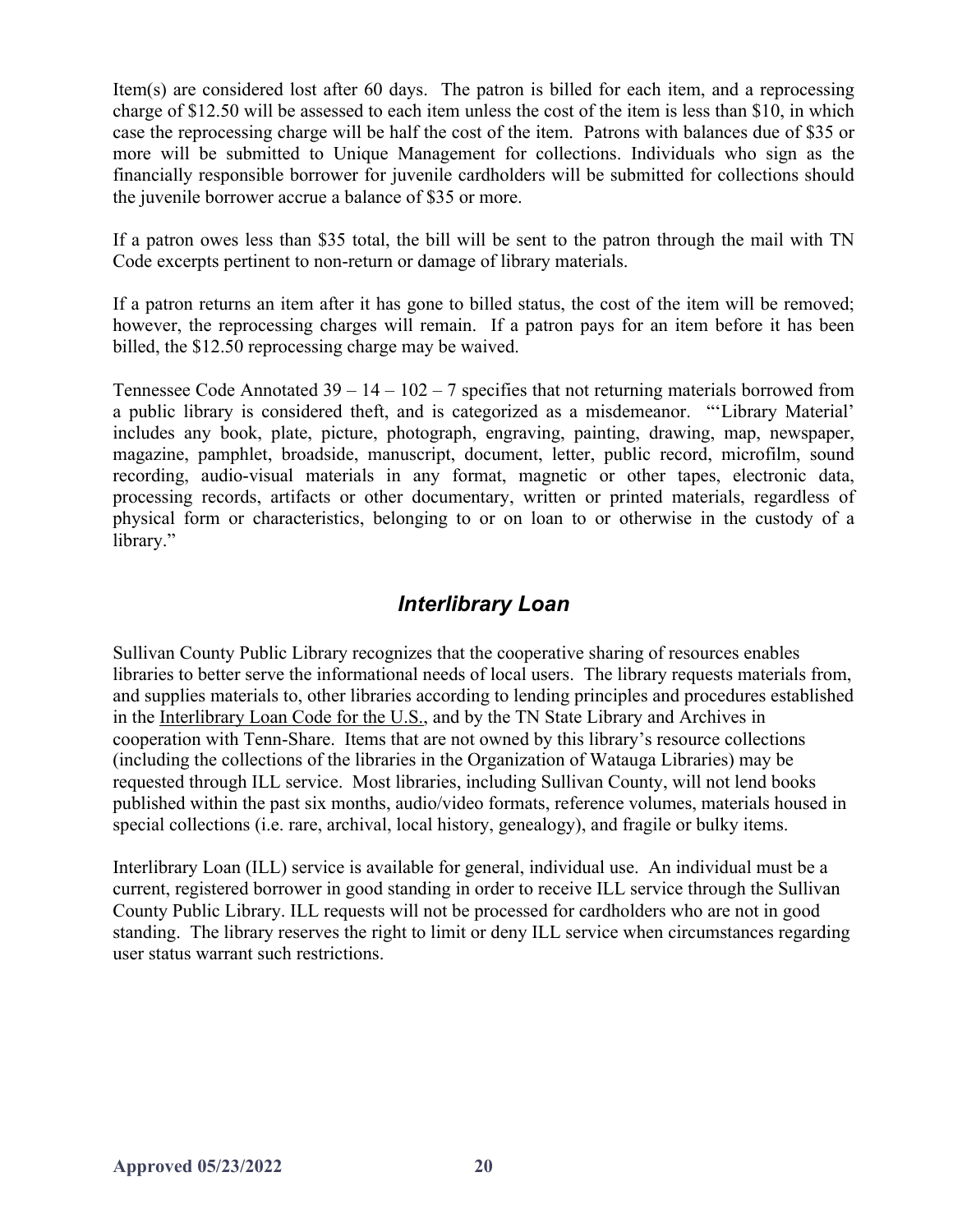Item(s) are considered lost after 60 days. The patron is billed for each item, and a reprocessing charge of $12.50 will be assessed to each item unless the cost of the item is less than $10, in which case the reprocessing charge will be half the cost of the item. Patrons with balances due of $35 or more will be submitted to Unique Management for collections. Individuals who sign as the financially responsible borrower for juvenile cardholders will be submitted for collections should the juvenile borrower accrue a balance of $35 or more.

If a patron owes less than $35 total, the bill will be sent to the patron through the mail with TN Code excerpts pertinent to non-return or damage of library materials.

If a patron returns an item after it has gone to billed status, the cost of the item will be removed; however, the reprocessing charges will remain. If a patron pays for an item before it has been billed, the $12.50 reprocessing charge may be waived.

Tennessee Code Annotated 39 – 14 – 102 – 7 specifies that not returning materials borrowed from a public library is considered theft, and is categorized as a misdemeanor. "'Library Material' includes any book, plate, picture, photograph, engraving, painting, drawing, map, newspaper, magazine, pamphlet, broadside, manuscript, document, letter, public record, microfilm, sound recording, audio-visual materials in any format, magnetic or other tapes, electronic data, processing records, artifacts or other documentary, written or printed materials, regardless of physical form or characteristics, belonging to or on loan to or otherwise in the custody of a library."

## *Interlibrary Loan*

Sullivan County Public Library recognizes that the cooperative sharing of resources enables libraries to better serve the informational needs of local users. The library requests materials from, and supplies materials to, other libraries according to lending principles and procedures established in the Interlibrary Loan Code for the U.S., and by the TN State Library and Archives in cooperation with Tenn-Share. Items that are not owned by this library's resource collections (including the collections of the libraries in the Organization of Watauga Libraries) may be requested through ILL service. Most libraries, including Sullivan County, will not lend books published within the past six months, audio/video formats, reference volumes, materials housed in special collections (i.e. rare, archival, local history, genealogy), and fragile or bulky items.

Interlibrary Loan (ILL) service is available for general, individual use. An individual must be a current, registered borrower in good standing in order to receive ILL service through the Sullivan County Public Library. ILL requests will not be processed for cardholders who are not in good standing. The library reserves the right to limit or deny ILL service when circumstances regarding user status warrant such restrictions.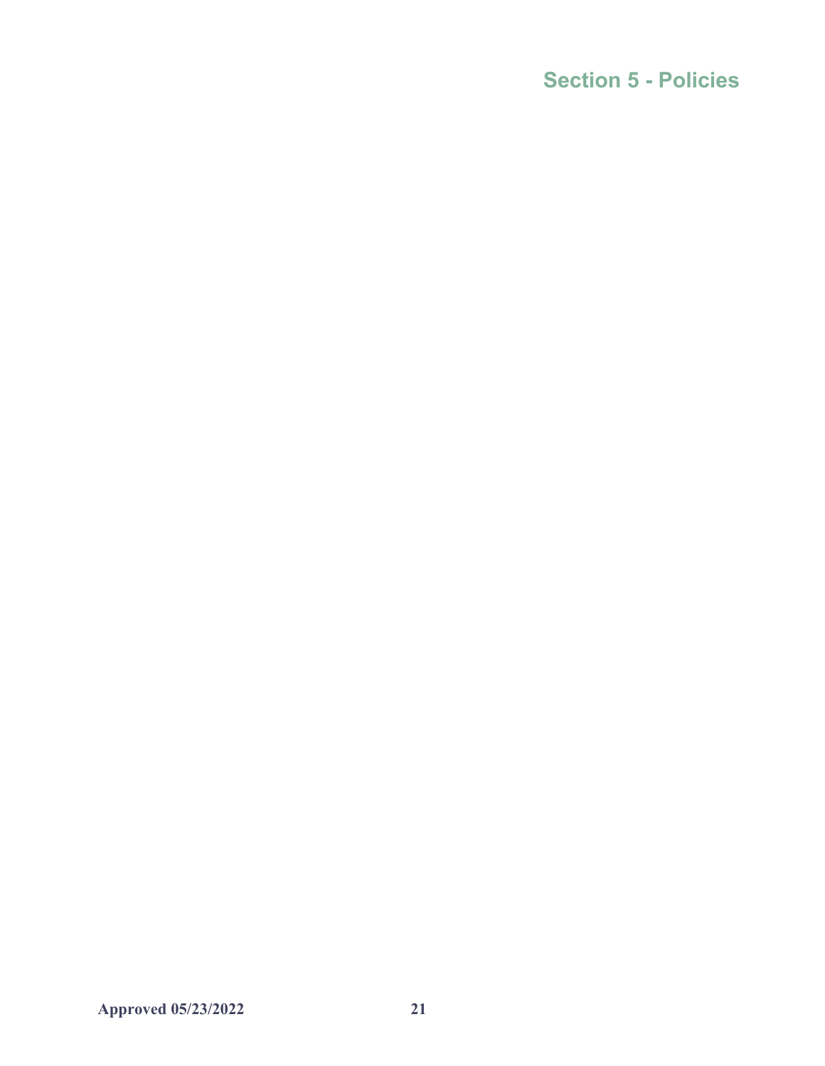# Section 5 - Policies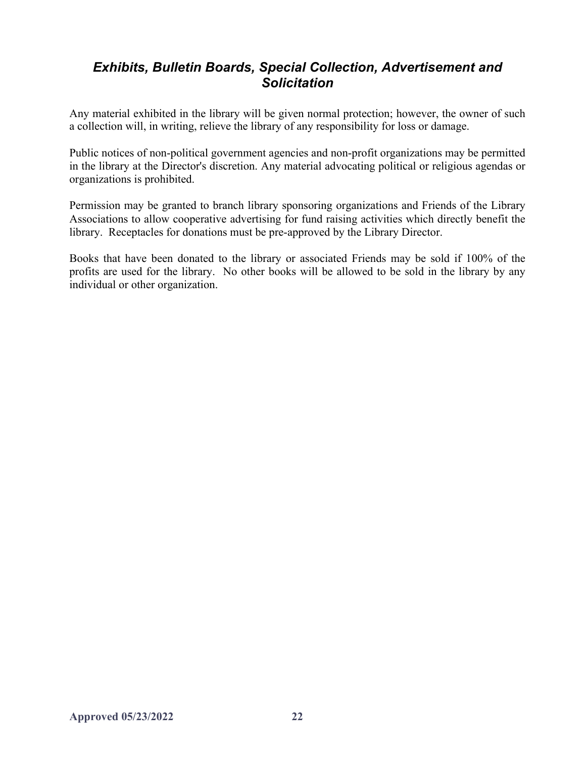## *Exhibits, Bulletin Boards, Special Collection, Advertisement and Solicitation*

Any material exhibited in the library will be given normal protection; however, the owner of such a collection will, in writing, relieve the library of any responsibility for loss or damage.

Public notices of non-political government agencies and non-profit organizations may be permitted in the library at the Director's discretion. Any material advocating political or religious agendas or organizations is prohibited.

Permission may be granted to branch library sponsoring organizations and Friends of the Library Associations to allow cooperative advertising for fund raising activities which directly benefit the library. Receptacles for donations must be pre-approved by the Library Director.

Books that have been donated to the library or associated Friends may be sold if 100% of the profits are used for the library. No other books will be allowed to be sold in the library by any individual or other organization.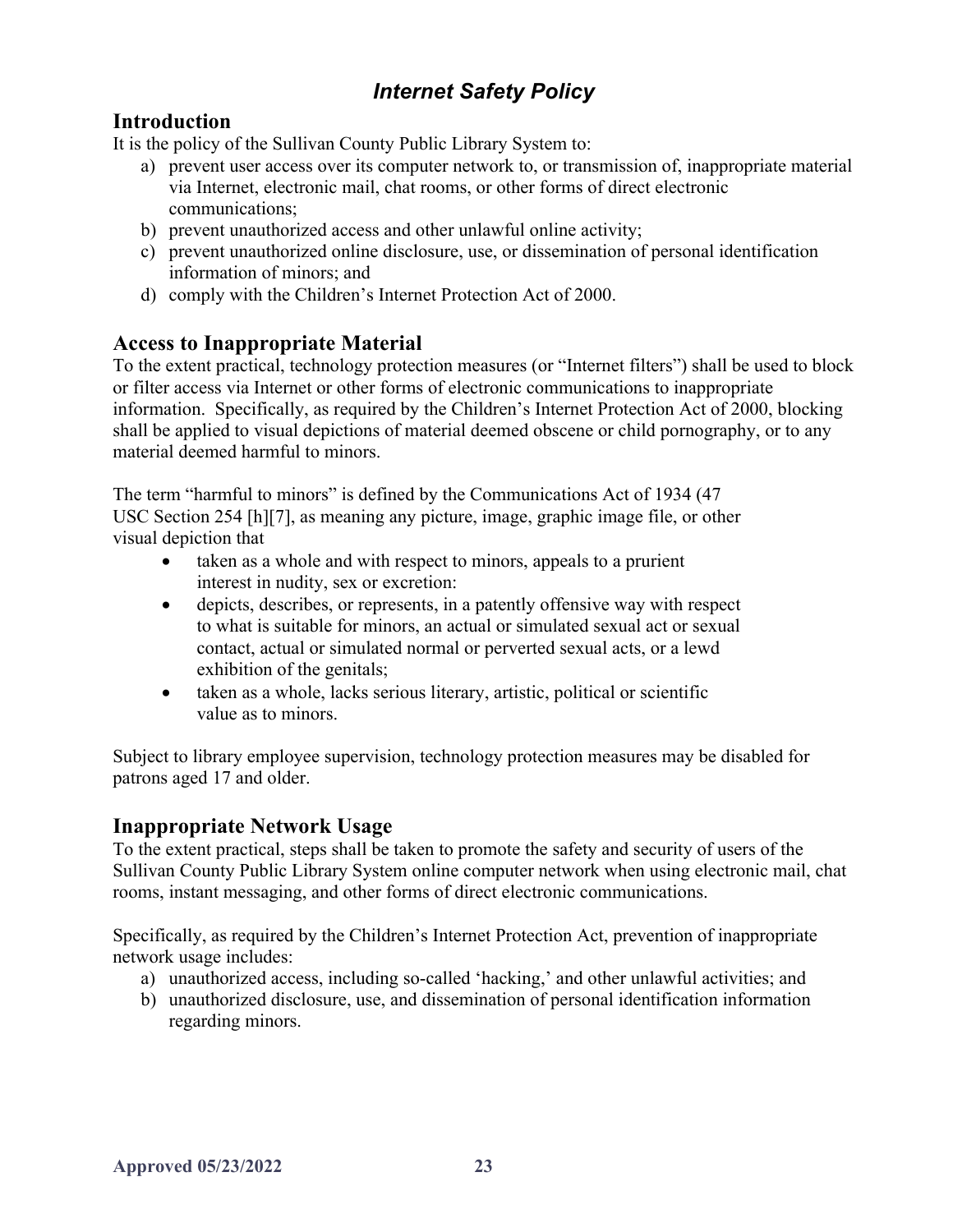# *Internet Safety Policy*

## Introduction

It is the policy of the Sullivan County Public Library System to:

a) prevent user access over its computer network to, or transmission of, inappropriate material via Internet, electronic mail, chat rooms, or other forms of direct electronic communications;
b) prevent unauthorized access and other unlawful online activity;
c) prevent unauthorized online disclosure, use, or dissemination of personal identification information of minors; and
d) comply with the Children's Internet Protection Act of 2000.

## Access to Inappropriate Material

To the extent practical, technology protection measures (or "Internet filters") shall be used to block or filter access via Internet or other forms of electronic communications to inappropriate information. Specifically, as required by the Children's Internet Protection Act of 2000, blocking shall be applied to visual depictions of material deemed obscene or child pornography, or to any material deemed harmful to minors.

The term "harmful to minors" is defined by the Communications Act of 1934 (47 USC Section 254 [h][7], as meaning any picture, image, graphic image file, or other visual depiction that

- taken as a whole and with respect to minors, appeals to a prurient interest in nudity, sex or excretion:
- depicts, describes, or represents, in a patently offensive way with respect to what is suitable for minors, an actual or simulated sexual act or sexual contact, actual or simulated normal or perverted sexual acts, or a lewd exhibition of the genitals;
- taken as a whole, lacks serious literary, artistic, political or scientific value as to minors.

Subject to library employee supervision, technology protection measures may be disabled for patrons aged 17 and older.

## Inappropriate Network Usage

To the extent practical, steps shall be taken to promote the safety and security of users of the Sullivan County Public Library System online computer network when using electronic mail, chat rooms, instant messaging, and other forms of direct electronic communications.

Specifically, as required by the Children's Internet Protection Act, prevention of inappropriate network usage includes:

a) unauthorized access, including so-called 'hacking,' and other unlawful activities; and
b) unauthorized disclosure, use, and dissemination of personal identification information regarding minors.

**Approved 05/23/2022**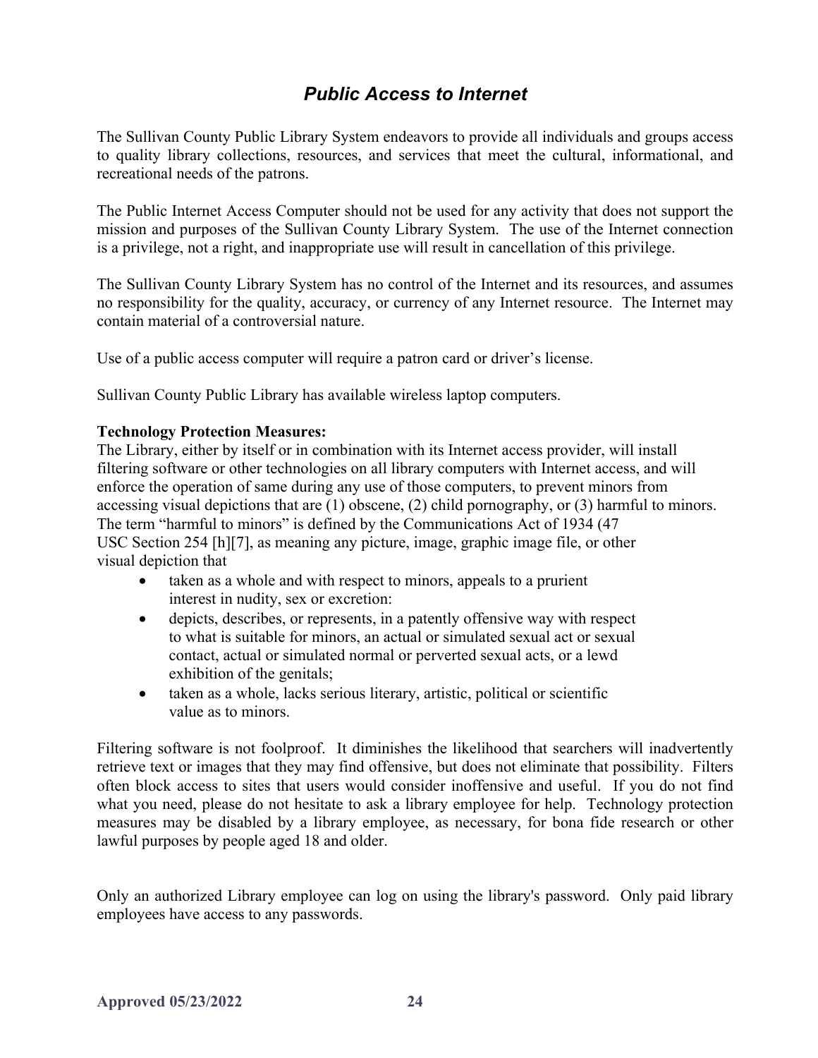## *Public Access to Internet*

The Sullivan County Public Library System endeavors to provide all individuals and groups access to quality library collections, resources, and services that meet the cultural, informational, and recreational needs of the patrons.

The Public Internet Access Computer should not be used for any activity that does not support the mission and purposes of the Sullivan County Library System. The use of the Internet connection is a privilege, not a right, and inappropriate use will result in cancellation of this privilege.

The Sullivan County Library System has no control of the Internet and its resources, and assumes no responsibility for the quality, accuracy, or currency of any Internet resource. The Internet may contain material of a controversial nature.

Use of a public access computer will require a patron card or driver's license.

Sullivan County Public Library has available wireless laptop computers.

**Technology Protection Measures:**
The Library, either by itself or in combination with its Internet access provider, will install filtering software or other technologies on all library computers with Internet access, and will enforce the operation of same during any use of those computers, to prevent minors from accessing visual depictions that are (1) obscene, (2) child pornography, or (3) harmful to minors. The term "harmful to minors" is defined by the Communications Act of 1934 (47 USC Section 254 [h][7], as meaning any picture, image, graphic image file, or other visual depiction that

- taken as a whole and with respect to minors, appeals to a prurient interest in nudity, sex or excretion:
- depicts, describes, or represents, in a patently offensive way with respect to what is suitable for minors, an actual or simulated sexual act or sexual contact, actual or simulated normal or perverted sexual acts, or a lewd exhibition of the genitals;
- taken as a whole, lacks serious literary, artistic, political or scientific value as to minors.

Filtering software is not foolproof. It diminishes the likelihood that searchers will inadvertently retrieve text or images that they may find offensive, but does not eliminate that possibility. Filters often block access to sites that users would consider inoffensive and useful. If you do not find what you need, please do not hesitate to ask a library employee for help. Technology protection measures may be disabled by a library employee, as necessary, for bona fide research or other lawful purposes by people aged 18 and older.

Only an authorized Library employee can log on using the library's password. Only paid library employees have access to any passwords.

**Approved 05/23/2022**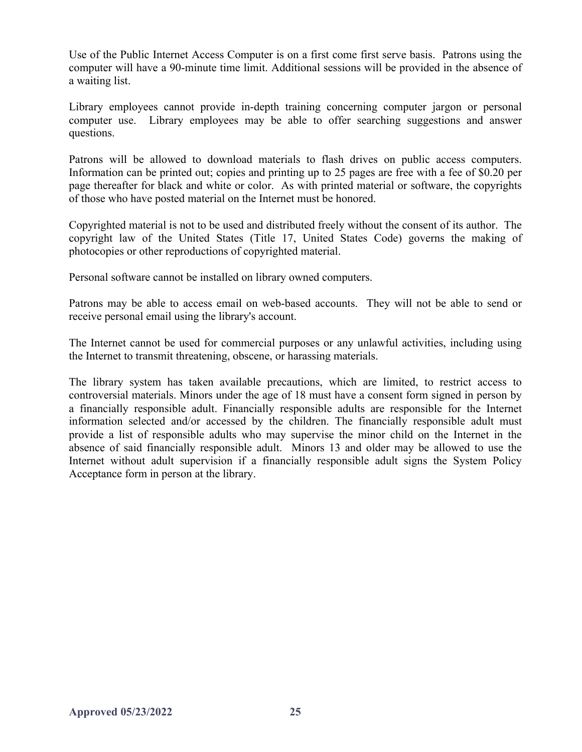Use of the Public Internet Access Computer is on a first come first serve basis. Patrons using the computer will have a 90-minute time limit. Additional sessions will be provided in the absence of a waiting list.

Library employees cannot provide in-depth training concerning computer jargon or personal computer use. Library employees may be able to offer searching suggestions and answer questions.

Patrons will be allowed to download materials to flash drives on public access computers. Information can be printed out; copies and printing up to 25 pages are free with a fee of $0.20 per page thereafter for black and white or color. As with printed material or software, the copyrights of those who have posted material on the Internet must be honored.

Copyrighted material is not to be used and distributed freely without the consent of its author. The copyright law of the United States (Title 17, United States Code) governs the making of photocopies or other reproductions of copyrighted material.

Personal software cannot be installed on library owned computers.

Patrons may be able to access email on web-based accounts. They will not be able to send or receive personal email using the library's account.

The Internet cannot be used for commercial purposes or any unlawful activities, including using the Internet to transmit threatening, obscene, or harassing materials.

The library system has taken available precautions, which are limited, to restrict access to controversial materials. Minors under the age of 18 must have a consent form signed in person by a financially responsible adult. Financially responsible adults are responsible for the Internet information selected and/or accessed by the children. The financially responsible adult must provide a list of responsible adults who may supervise the minor child on the Internet in the absence of said financially responsible adult. Minors 13 and older may be allowed to use the Internet without adult supervision if a financially responsible adult signs the System Policy Acceptance form in person at the library.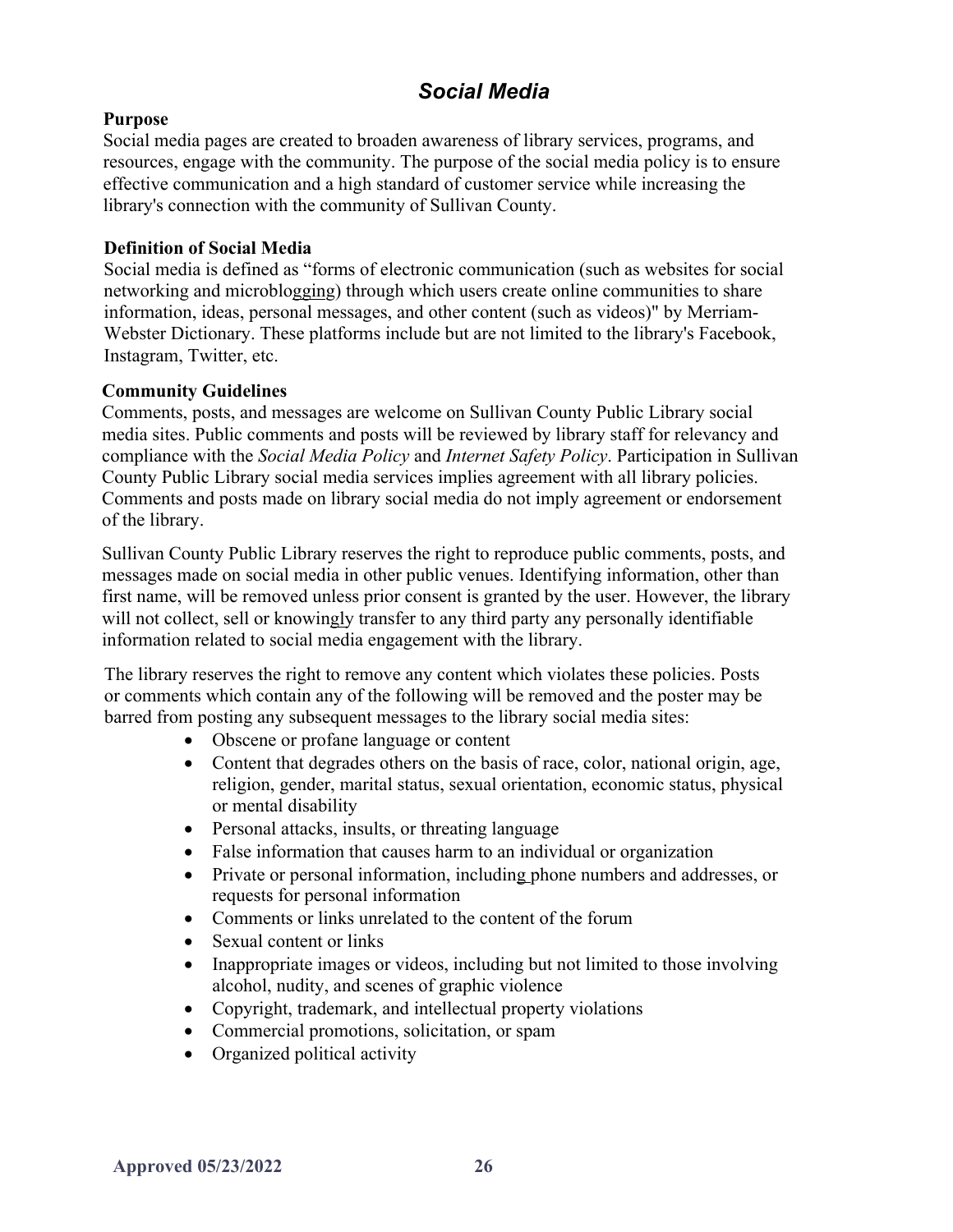## *Social Media*

**Purpose**

Social media pages are created to broaden awareness of library services, programs, and resources, engage with the community. The purpose of the social media policy is to ensure effective communication and a high standard of customer service while increasing the library's connection with the community of Sullivan County.

**Definition of Social Media**

Social media is defined as "forms of electronic communication (such as websites for social networking and microblogging) through which users create online communities to share information, ideas, personal messages, and other content (such as videos)" by Merriam-Webster Dictionary. These platforms include but are not limited to the library's Facebook, Instagram, Twitter, etc.

**Community Guidelines**

Comments, posts, and messages are welcome on Sullivan County Public Library social media sites. Public comments and posts will be reviewed by library staff for relevancy and compliance with the *Social Media Policy* and *Internet Safety Policy*. Participation in Sullivan County Public Library social media services implies agreement with all library policies. Comments and posts made on library social media do not imply agreement or endorsement of the library.

Sullivan County Public Library reserves the right to reproduce public comments, posts, and messages made on social media in other public venues. Identifying information, other than first name, will be removed unless prior consent is granted by the user. However, the library will not collect, sell or knowingly transfer to any third party any personally identifiable information related to social media engagement with the library.

The library reserves the right to remove any content which violates these policies. Posts or comments which contain any of the following will be removed and the poster may be barred from posting any subsequent messages to the library social media sites:

- Obscene or profane language or content
- Content that degrades others on the basis of race, color, national origin, age, religion, gender, marital status, sexual orientation, economic status, physical or mental disability
- Personal attacks, insults, or threating language
- False information that causes harm to an individual or organization
- Private or personal information, including phone numbers and addresses, or requests for personal information
- Comments or links unrelated to the content of the forum
- Sexual content or links
- Inappropriate images or videos, including but not limited to those involving alcohol, nudity, and scenes of graphic violence
- Copyright, trademark, and intellectual property violations
- Commercial promotions, solicitation, or spam
- Organized political activity

**Approved 05/23/2022**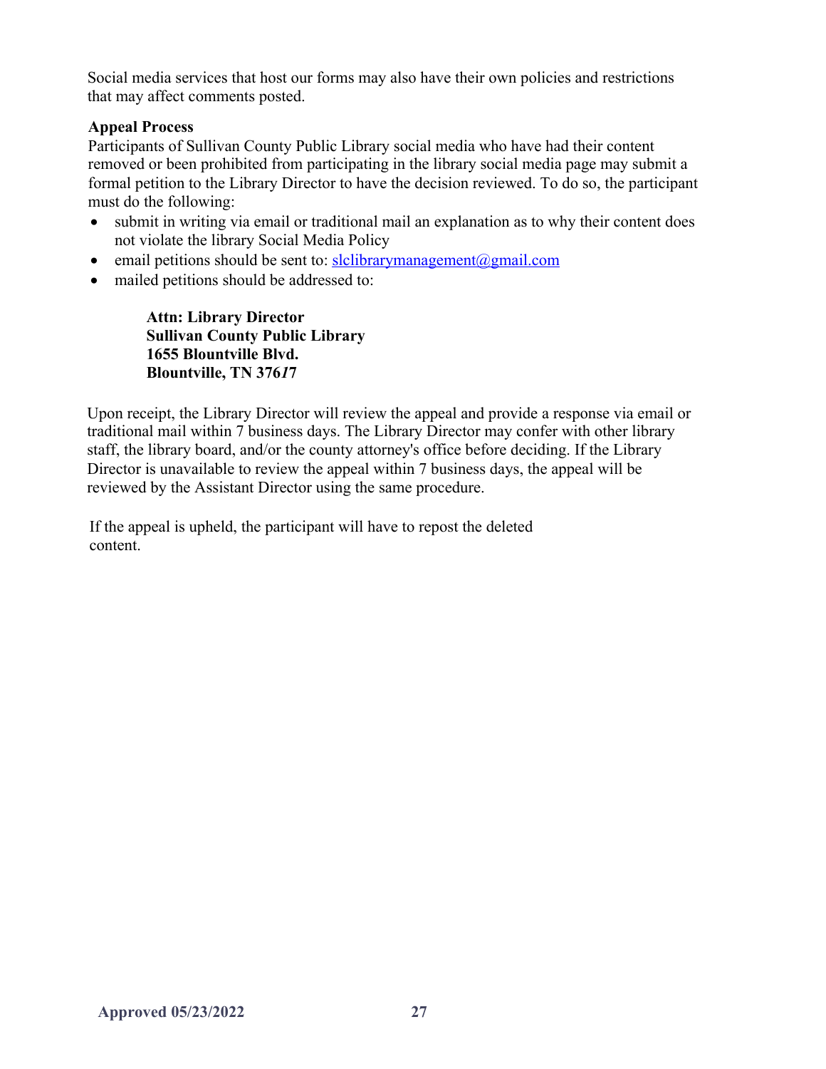Social media services that host our forms may also have their own policies and restrictions that may affect comments posted.

**Appeal Process**

Participants of Sullivan County Public Library social media who have had their content removed or been prohibited from participating in the library social media page may submit a formal petition to the Library Director to have the decision reviewed. To do so, the participant must do the following:

- submit in writing via email or traditional mail an explanation as to why their content does not violate the library Social Media Policy
- email petitions should be sent to: slclibrarymanagement@gmail.com
- mailed petitions should be addressed to:

> **Attn: Library Director**
> **Sullivan County Public Library**
> **1655 Blountville Blvd.**
> **Blountville, TN 37617**

Upon receipt, the Library Director will review the appeal and provide a response via email or traditional mail within 7 business days. The Library Director may confer with other library staff, the library board, and/or the county attorney's office before deciding. If the Library Director is unavailable to review the appeal within 7 business days, the appeal will be reviewed by the Assistant Director using the same procedure.

If the appeal is upheld, the participant will have to repost the deleted content.

**Approved 05/23/2022**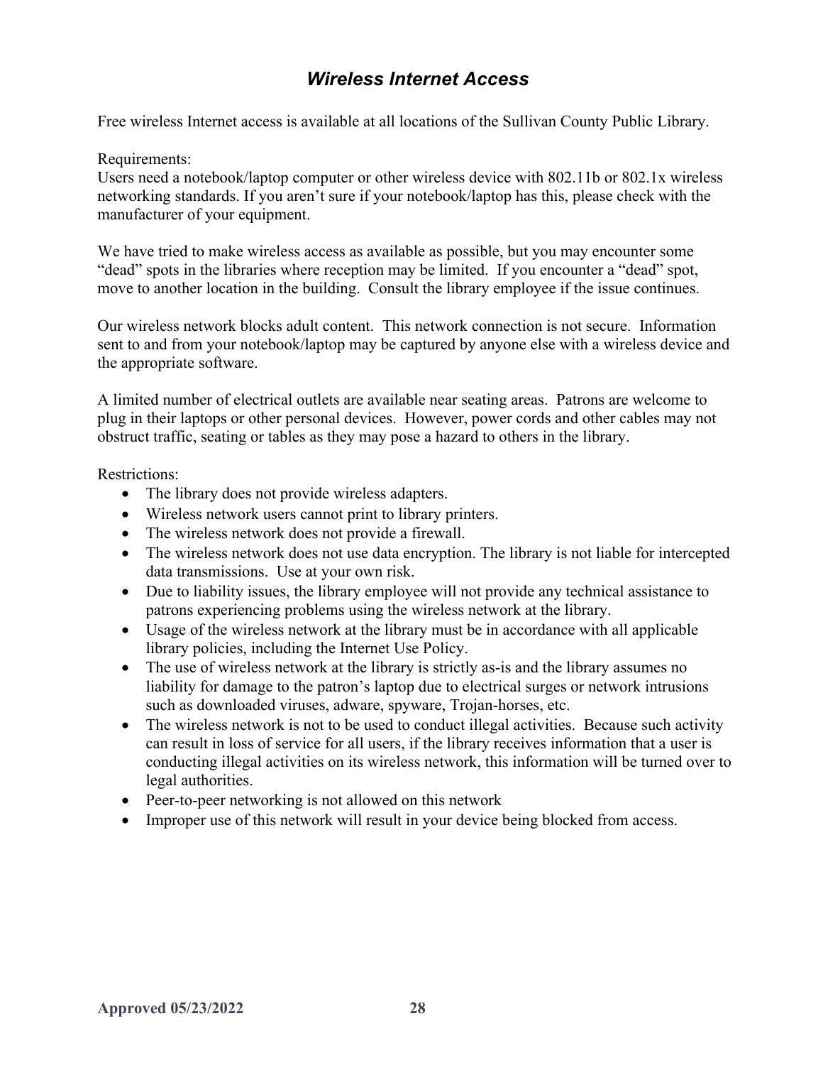## *Wireless Internet Access*

Free wireless Internet access is available at all locations of the Sullivan County Public Library.

Requirements:
Users need a notebook/laptop computer or other wireless device with 802.11b or 802.1x wireless networking standards. If you aren't sure if your notebook/laptop has this, please check with the manufacturer of your equipment.

We have tried to make wireless access as available as possible, but you may encounter some "dead" spots in the libraries where reception may be limited. If you encounter a "dead" spot, move to another location in the building. Consult the library employee if the issue continues.

Our wireless network blocks adult content. This network connection is not secure. Information sent to and from your notebook/laptop may be captured by anyone else with a wireless device and the appropriate software.

A limited number of electrical outlets are available near seating areas. Patrons are welcome to plug in their laptops or other personal devices. However, power cords and other cables may not obstruct traffic, seating or tables as they may pose a hazard to others in the library.

Restrictions:

- The library does not provide wireless adapters.
- Wireless network users cannot print to library printers.
- The wireless network does not provide a firewall.
- The wireless network does not use data encryption. The library is not liable for intercepted data transmissions. Use at your own risk.
- Due to liability issues, the library employee will not provide any technical assistance to patrons experiencing problems using the wireless network at the library.
- Usage of the wireless network at the library must be in accordance with all applicable library policies, including the Internet Use Policy.
- The use of wireless network at the library is strictly as-is and the library assumes no liability for damage to the patron's laptop due to electrical surges or network intrusions such as downloaded viruses, adware, spyware, Trojan-horses, etc.
- The wireless network is not to be used to conduct illegal activities. Because such activity can result in loss of service for all users, if the library receives information that a user is conducting illegal activities on its wireless network, this information will be turned over to legal authorities.
- Peer-to-peer networking is not allowed on this network
- Improper use of this network will result in your device being blocked from access.

**Approved 05/23/2022**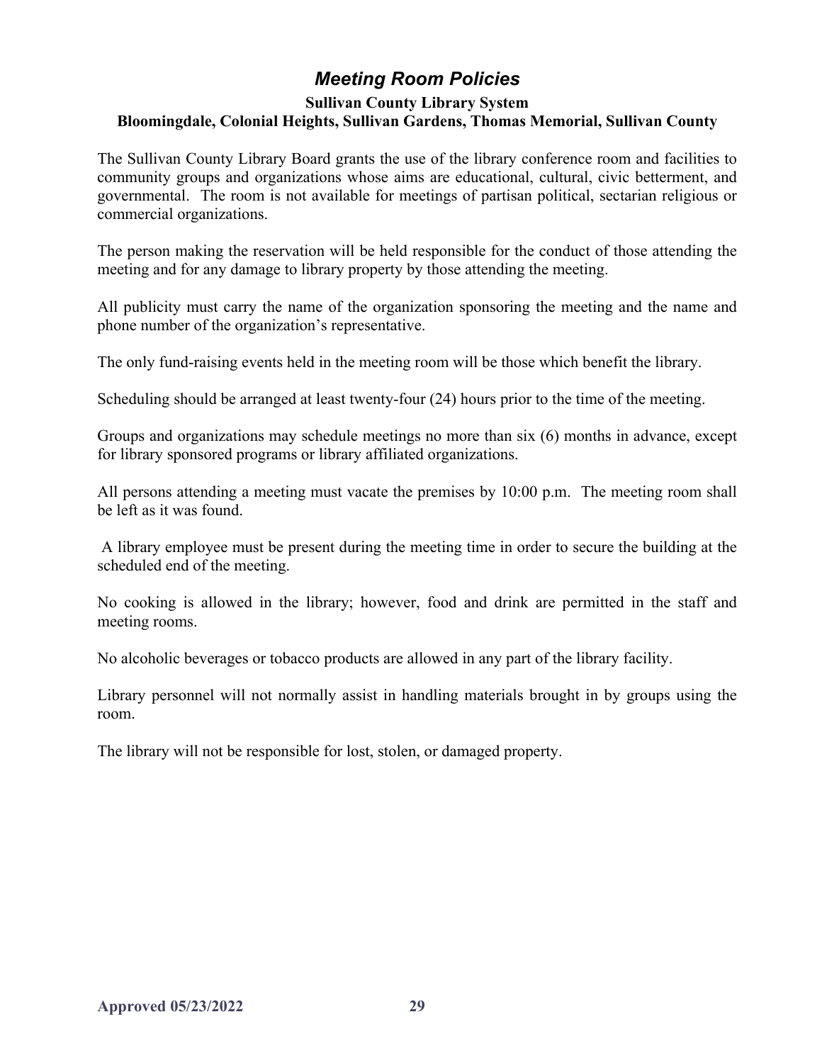# *Meeting Room Policies*

**Sullivan County Library System**
**Bloomingdale, Colonial Heights, Sullivan Gardens, Thomas Memorial, Sullivan County**

The Sullivan County Library Board grants the use of the library conference room and facilities to community groups and organizations whose aims are educational, cultural, civic betterment, and governmental. The room is not available for meetings of partisan political, sectarian religious or commercial organizations.

The person making the reservation will be held responsible for the conduct of those attending the meeting and for any damage to library property by those attending the meeting.

All publicity must carry the name of the organization sponsoring the meeting and the name and phone number of the organization's representative.

The only fund-raising events held in the meeting room will be those which benefit the library.

Scheduling should be arranged at least twenty-four (24) hours prior to the time of the meeting.

Groups and organizations may schedule meetings no more than six (6) months in advance, except for library sponsored programs or library affiliated organizations.

All persons attending a meeting must vacate the premises by 10:00 p.m. The meeting room shall be left as it was found.

A library employee must be present during the meeting time in order to secure the building at the scheduled end of the meeting.

No cooking is allowed in the library; however, food and drink are permitted in the staff and meeting rooms.

No alcoholic beverages or tobacco products are allowed in any part of the library facility.

Library personnel will not normally assist in handling materials brought in by groups using the room.

The library will not be responsible for lost, stolen, or damaged property.

**Approved 05/23/2022**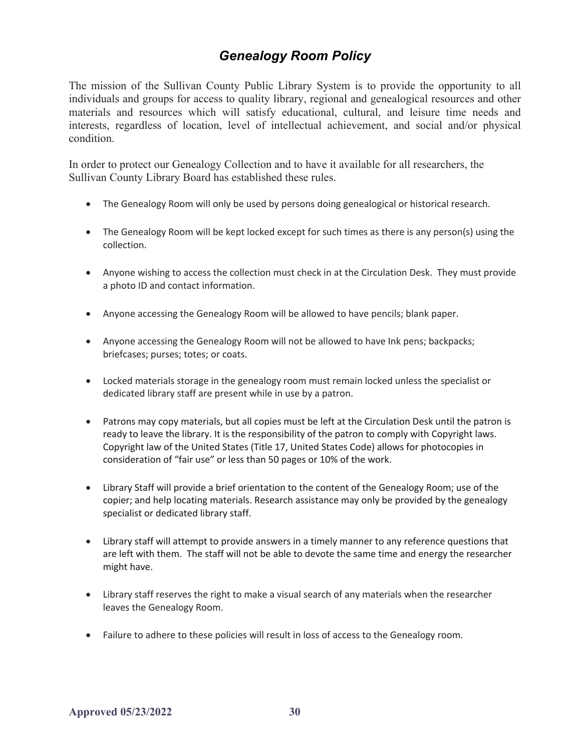## *Genealogy Room Policy*

The mission of the Sullivan County Public Library System is to provide the opportunity to all individuals and groups for access to quality library, regional and genealogical resources and other materials and resources which will satisfy educational, cultural, and leisure time needs and interests, regardless of location, level of intellectual achievement, and social and/or physical condition.

In order to protect our Genealogy Collection and to have it available for all researchers, the Sullivan County Library Board has established these rules.

- The Genealogy Room will only be used by persons doing genealogical or historical research.
- The Genealogy Room will be kept locked except for such times as there is any person(s) using the collection.
- Anyone wishing to access the collection must check in at the Circulation Desk. They must provide a photo ID and contact information.
- Anyone accessing the Genealogy Room will be allowed to have pencils; blank paper.
- Anyone accessing the Genealogy Room will not be allowed to have Ink pens; backpacks; briefcases; purses; totes; or coats.
- Locked materials storage in the genealogy room must remain locked unless the specialist or dedicated library staff are present while in use by a patron.
- Patrons may copy materials, but all copies must be left at the Circulation Desk until the patron is ready to leave the library. It is the responsibility of the patron to comply with Copyright laws. Copyright law of the United States (Title 17, United States Code) allows for photocopies in consideration of "fair use" or less than 50 pages or 10% of the work.
- Library Staff will provide a brief orientation to the content of the Genealogy Room; use of the copier; and help locating materials. Research assistance may only be provided by the genealogy specialist or dedicated library staff.
- Library staff will attempt to provide answers in a timely manner to any reference questions that are left with them. The staff will not be able to devote the same time and energy the researcher might have.
- Library staff reserves the right to make a visual search of any materials when the researcher leaves the Genealogy Room.
- Failure to adhere to these policies will result in loss of access to the Genealogy room.

**Approved 05/23/2022**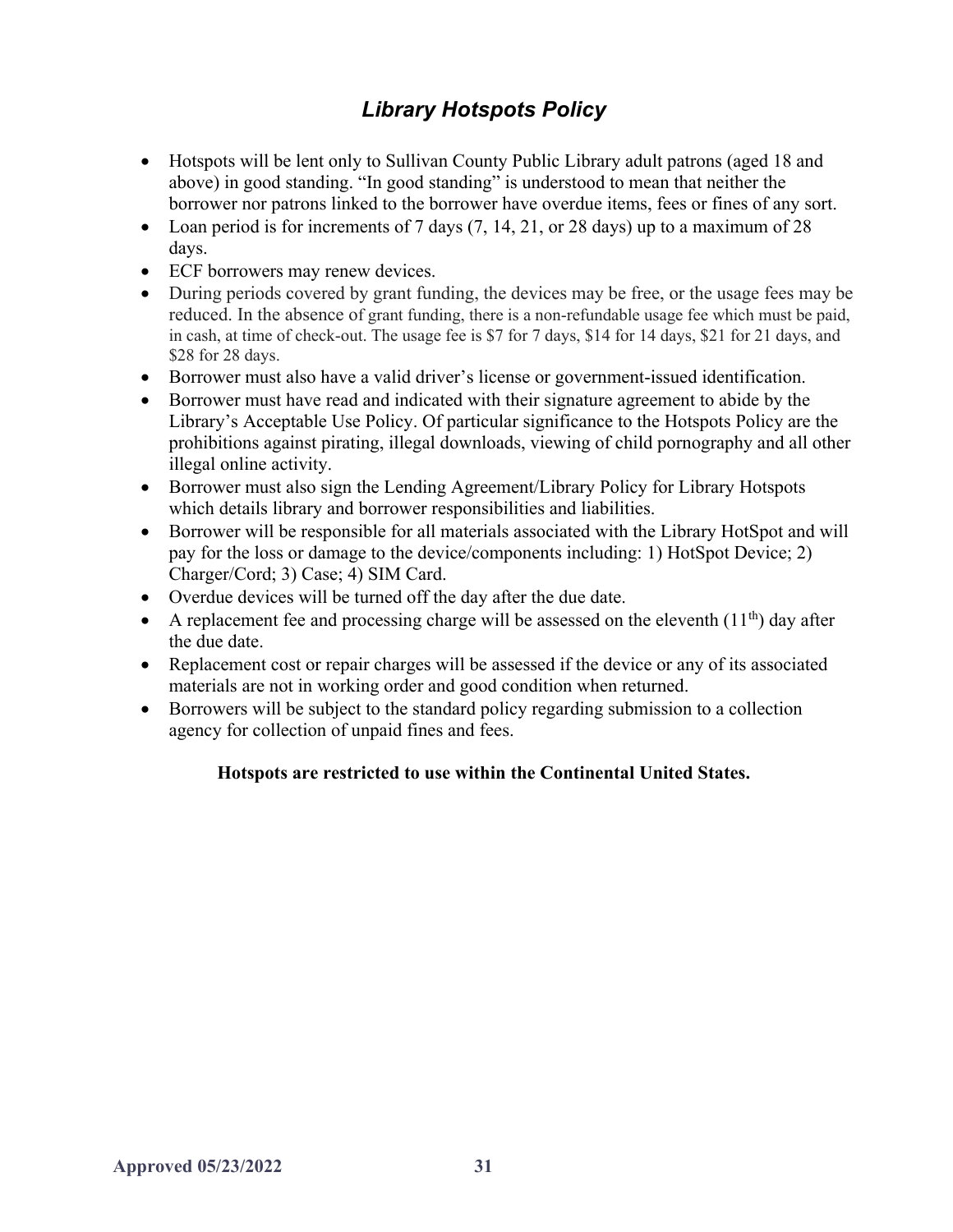# *Library Hotspots Policy*

- Hotspots will be lent only to Sullivan County Public Library adult patrons (aged 18 and above) in good standing. "In good standing" is understood to mean that neither the borrower nor patrons linked to the borrower have overdue items, fees or fines of any sort.
- Loan period is for increments of 7 days (7, 14, 21, or 28 days) up to a maximum of 28 days.
- ECF borrowers may renew devices.
- During periods covered by grant funding, the devices may be free, or the usage fees may be reduced. In the absence of grant funding, there is a non-refundable usage fee which must be paid, in cash, at time of check-out. The usage fee is $7 for 7 days, $14 for 14 days, $21 for 21 days, and $28 for 28 days.
- Borrower must also have a valid driver's license or government-issued identification.
- Borrower must have read and indicated with their signature agreement to abide by the Library's Acceptable Use Policy. Of particular significance to the Hotspots Policy are the prohibitions against pirating, illegal downloads, viewing of child pornography and all other illegal online activity.
- Borrower must also sign the Lending Agreement/Library Policy for Library Hotspots which details library and borrower responsibilities and liabilities.
- Borrower will be responsible for all materials associated with the Library HotSpot and will pay for the loss or damage to the device/components including: 1) HotSpot Device; 2) Charger/Cord; 3) Case; 4) SIM Card.
- Overdue devices will be turned off the day after the due date.
- A replacement fee and processing charge will be assessed on the eleventh (11th) day after the due date.
- Replacement cost or repair charges will be assessed if the device or any of its associated materials are not in working order and good condition when returned.
- Borrowers will be subject to the standard policy regarding submission to a collection agency for collection of unpaid fines and fees.

**Hotspots are restricted to use within the Continental United States.**

**Approved 05/23/2022**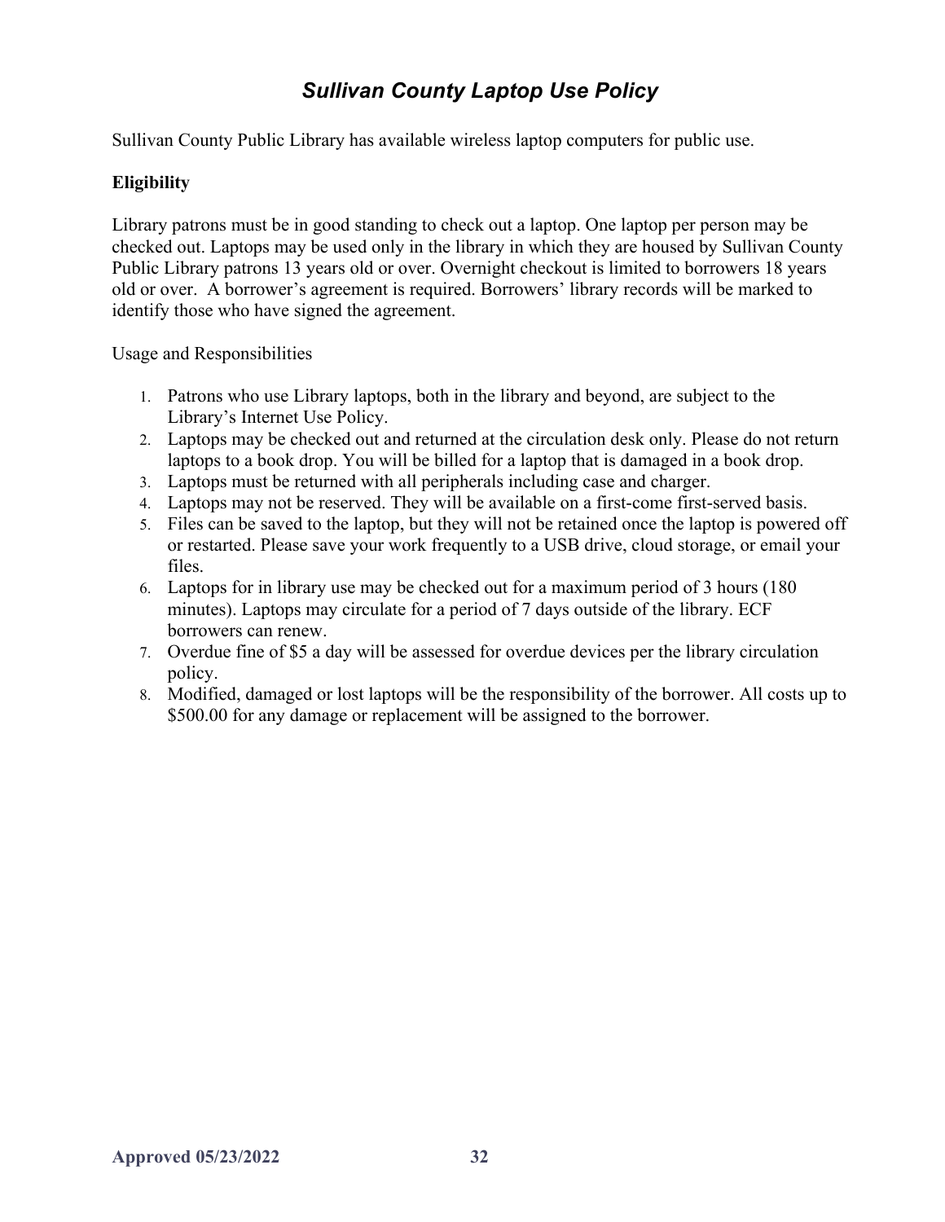# *Sullivan County Laptop Use Policy*

Sullivan County Public Library has available wireless laptop computers for public use.

**Eligibility**

Library patrons must be in good standing to check out a laptop. One laptop per person may be checked out. Laptops may be used only in the library in which they are housed by Sullivan County Public Library patrons 13 years old or over. Overnight checkout is limited to borrowers 18 years old or over. A borrower's agreement is required. Borrowers' library records will be marked to identify those who have signed the agreement.

Usage and Responsibilities

1. Patrons who use Library laptops, both in the library and beyond, are subject to the Library's Internet Use Policy.
2. Laptops may be checked out and returned at the circulation desk only. Please do not return laptops to a book drop. You will be billed for a laptop that is damaged in a book drop.
3. Laptops must be returned with all peripherals including case and charger.
4. Laptops may not be reserved. They will be available on a first-come first-served basis.
5. Files can be saved to the laptop, but they will not be retained once the laptop is powered off or restarted. Please save your work frequently to a USB drive, cloud storage, or email your files.
6. Laptops for in library use may be checked out for a maximum period of 3 hours (180 minutes). Laptops may circulate for a period of 7 days outside of the library. ECF borrowers can renew.
7. Overdue fine of $5 a day will be assessed for overdue devices per the library circulation policy.
8. Modified, damaged or lost laptops will be the responsibility of the borrower. All costs up to $500.00 for any damage or replacement will be assigned to the borrower.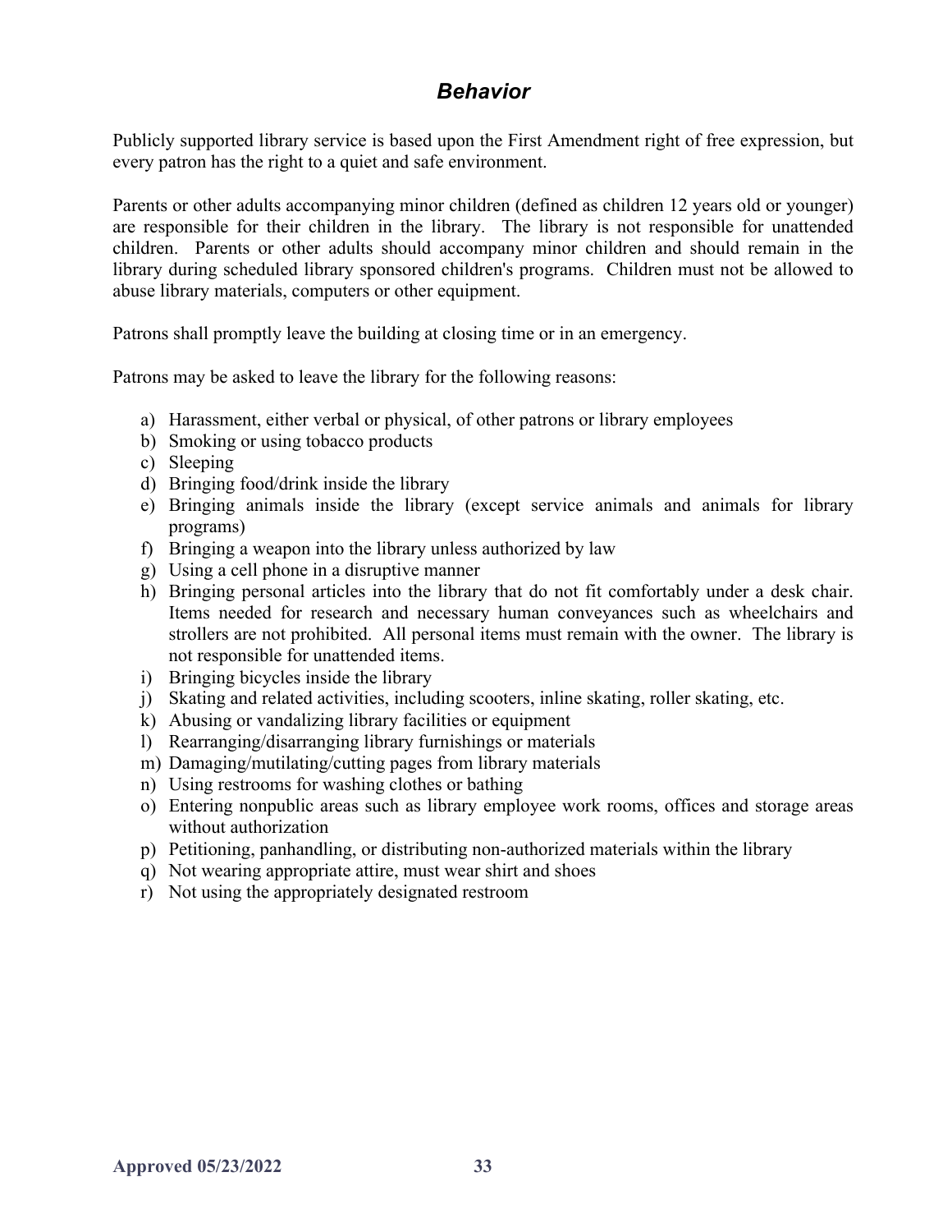## *Behavior*

Publicly supported library service is based upon the First Amendment right of free expression, but every patron has the right to a quiet and safe environment.

Parents or other adults accompanying minor children (defined as children 12 years old or younger) are responsible for their children in the library. The library is not responsible for unattended children. Parents or other adults should accompany minor children and should remain in the library during scheduled library sponsored children's programs. Children must not be allowed to abuse library materials, computers or other equipment.

Patrons shall promptly leave the building at closing time or in an emergency.

Patrons may be asked to leave the library for the following reasons:

a) Harassment, either verbal or physical, of other patrons or library employees
b) Smoking or using tobacco products
c) Sleeping
d) Bringing food/drink inside the library
e) Bringing animals inside the library (except service animals and animals for library programs)
f) Bringing a weapon into the library unless authorized by law
g) Using a cell phone in a disruptive manner
h) Bringing personal articles into the library that do not fit comfortably under a desk chair. Items needed for research and necessary human conveyances such as wheelchairs and strollers are not prohibited. All personal items must remain with the owner. The library is not responsible for unattended items.
i) Bringing bicycles inside the library
j) Skating and related activities, including scooters, inline skating, roller skating, etc.
k) Abusing or vandalizing library facilities or equipment
l) Rearranging/disarranging library furnishings or materials
m) Damaging/mutilating/cutting pages from library materials
n) Using restrooms for washing clothes or bathing
o) Entering nonpublic areas such as library employee work rooms, offices and storage areas without authorization
p) Petitioning, panhandling, or distributing non-authorized materials within the library
q) Not wearing appropriate attire, must wear shirt and shoes
r) Not using the appropriately designated restroom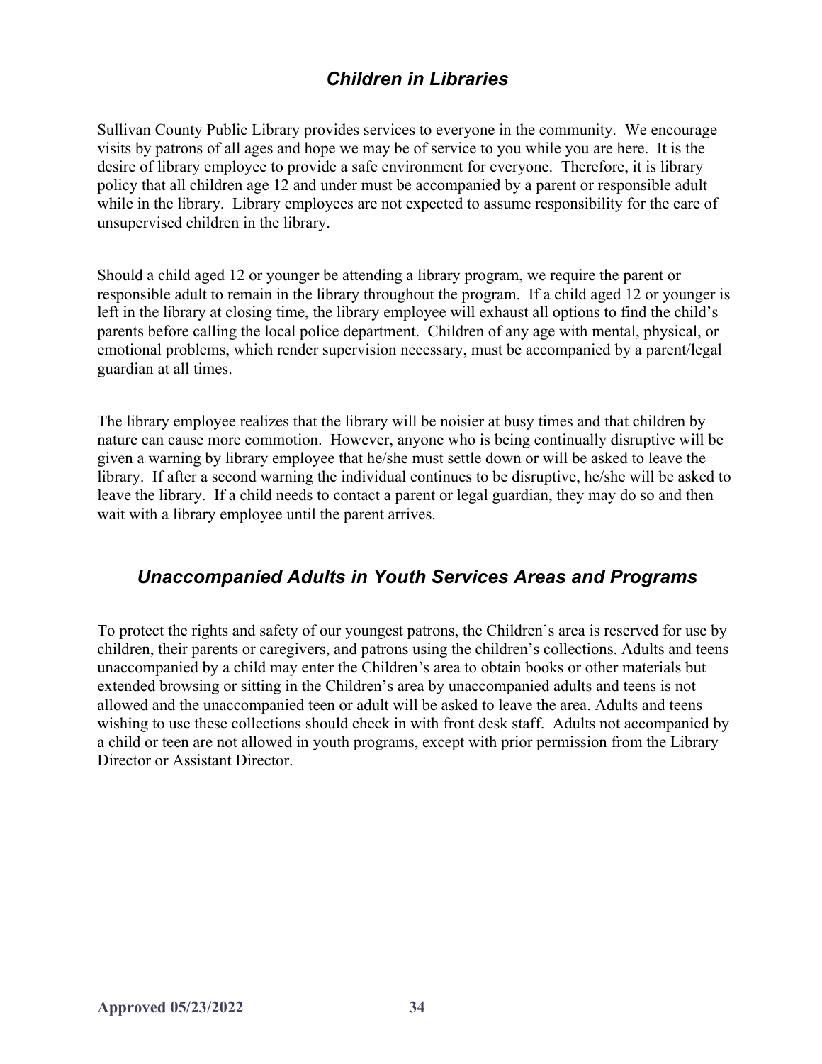## *Children in Libraries*

Sullivan County Public Library provides services to everyone in the community. We encourage visits by patrons of all ages and hope we may be of service to you while you are here. It is the desire of library employee to provide a safe environment for everyone. Therefore, it is library policy that all children age 12 and under must be accompanied by a parent or responsible adult while in the library. Library employees are not expected to assume responsibility for the care of unsupervised children in the library.

Should a child aged 12 or younger be attending a library program, we require the parent or responsible adult to remain in the library throughout the program. If a child aged 12 or younger is left in the library at closing time, the library employee will exhaust all options to find the child's parents before calling the local police department. Children of any age with mental, physical, or emotional problems, which render supervision necessary, must be accompanied by a parent/legal guardian at all times.

The library employee realizes that the library will be noisier at busy times and that children by nature can cause more commotion. However, anyone who is being continually disruptive will be given a warning by library employee that he/she must settle down or will be asked to leave the library. If after a second warning the individual continues to be disruptive, he/she will be asked to leave the library. If a child needs to contact a parent or legal guardian, they may do so and then wait with a library employee until the parent arrives.

## *Unaccompanied Adults in Youth Services Areas and Programs*

To protect the rights and safety of our youngest patrons, the Children's area is reserved for use by children, their parents or caregivers, and patrons using the children's collections. Adults and teens unaccompanied by a child may enter the Children's area to obtain books or other materials but extended browsing or sitting in the Children's area by unaccompanied adults and teens is not allowed and the unaccompanied teen or adult will be asked to leave the area. Adults and teens wishing to use these collections should check in with front desk staff. Adults not accompanied by a child or teen are not allowed in youth programs, except with prior permission from the Library Director or Assistant Director.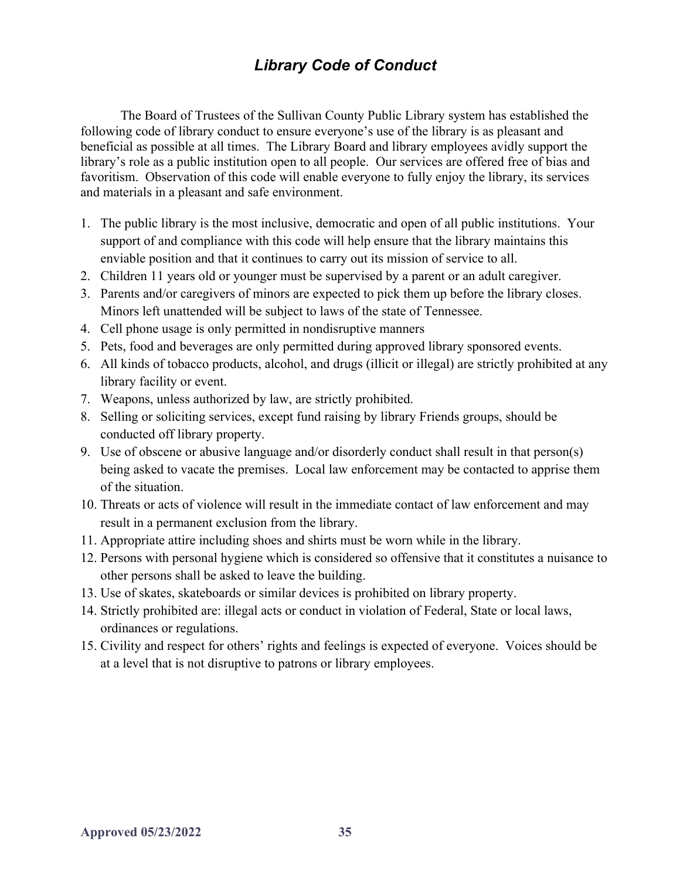# *Library Code of Conduct*

The Board of Trustees of the Sullivan County Public Library system has established the following code of library conduct to ensure everyone's use of the library is as pleasant and beneficial as possible at all times. The Library Board and library employees avidly support the library's role as a public institution open to all people. Our services are offered free of bias and favoritism. Observation of this code will enable everyone to fully enjoy the library, its services and materials in a pleasant and safe environment.

1. The public library is the most inclusive, democratic and open of all public institutions. Your support of and compliance with this code will help ensure that the library maintains this enviable position and that it continues to carry out its mission of service to all.
2. Children 11 years old or younger must be supervised by a parent or an adult caregiver.
3. Parents and/or caregivers of minors are expected to pick them up before the library closes. Minors left unattended will be subject to laws of the state of Tennessee.
4. Cell phone usage is only permitted in nondisruptive manners
5. Pets, food and beverages are only permitted during approved library sponsored events.
6. All kinds of tobacco products, alcohol, and drugs (illicit or illegal) are strictly prohibited at any library facility or event.
7. Weapons, unless authorized by law, are strictly prohibited.
8. Selling or soliciting services, except fund raising by library Friends groups, should be conducted off library property.
9. Use of obscene or abusive language and/or disorderly conduct shall result in that person(s) being asked to vacate the premises. Local law enforcement may be contacted to apprise them of the situation.
10. Threats or acts of violence will result in the immediate contact of law enforcement and may result in a permanent exclusion from the library.
11. Appropriate attire including shoes and shirts must be worn while in the library.
12. Persons with personal hygiene which is considered so offensive that it constitutes a nuisance to other persons shall be asked to leave the building.
13. Use of skates, skateboards or similar devices is prohibited on library property.
14. Strictly prohibited are: illegal acts or conduct in violation of Federal, State or local laws, ordinances or regulations.
15. Civility and respect for others' rights and feelings is expected of everyone. Voices should be at a level that is not disruptive to patrons or library employees.

**Approved 05/23/2022**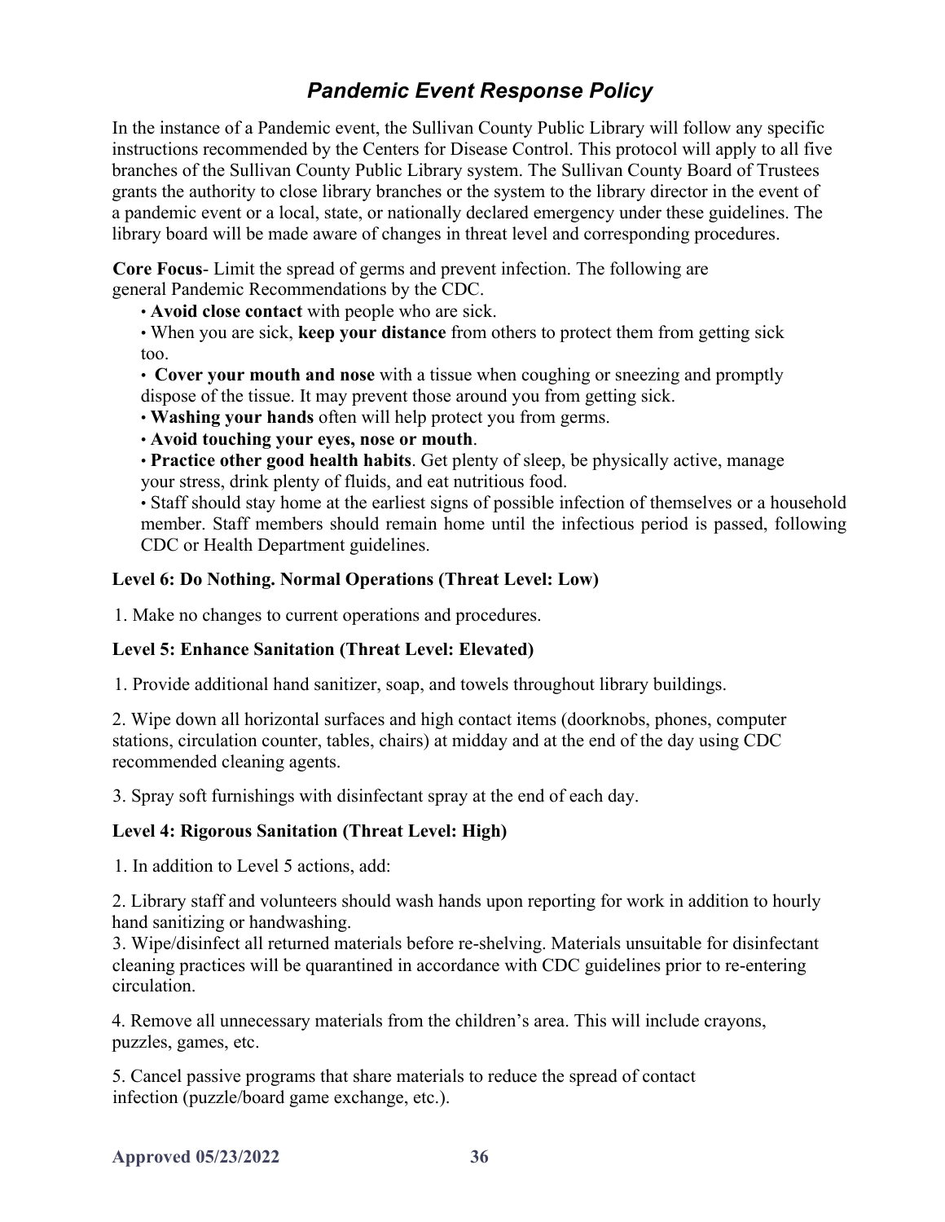## *Pandemic Event Response Policy*

In the instance of a Pandemic event, the Sullivan County Public Library will follow any specific instructions recommended by the Centers for Disease Control. This protocol will apply to all five branches of the Sullivan County Public Library system. The Sullivan County Board of Trustees grants the authority to close library branches or the system to the library director in the event of a pandemic event or a local, state, or nationally declared emergency under these guidelines. The library board will be made aware of changes in threat level and corresponding procedures.

**Core Focus**- Limit the spread of germs and prevent infection. The following are general Pandemic Recommendations by the CDC.

- **Avoid close contact** with people who are sick.
- When you are sick, **keep your distance** from others to protect them from getting sick too.
- **Cover your mouth and nose** with a tissue when coughing or sneezing and promptly dispose of the tissue. It may prevent those around you from getting sick.
- **Washing your hands** often will help protect you from germs.
- **Avoid touching your eyes, nose or mouth**.
- **Practice other good health habits**. Get plenty of sleep, be physically active, manage your stress, drink plenty of fluids, and eat nutritious food.
- Staff should stay home at the earliest signs of possible infection of themselves or a household member. Staff members should remain home until the infectious period is passed, following CDC or Health Department guidelines.

**Level 6: Do Nothing. Normal Operations (Threat Level: Low)**

1. Make no changes to current operations and procedures.

**Level 5: Enhance Sanitation (Threat Level: Elevated)**

1. Provide additional hand sanitizer, soap, and towels throughout library buildings.

2. Wipe down all horizontal surfaces and high contact items (doorknobs, phones, computer stations, circulation counter, tables, chairs) at midday and at the end of the day using CDC recommended cleaning agents.

3. Spray soft furnishings with disinfectant spray at the end of each day.

**Level 4: Rigorous Sanitation (Threat Level: High)**

1. In addition to Level 5 actions, add:

2. Library staff and volunteers should wash hands upon reporting for work in addition to hourly hand sanitizing or handwashing.
3. Wipe/disinfect all returned materials before re-shelving. Materials unsuitable for disinfectant cleaning practices will be quarantined in accordance with CDC guidelines prior to re-entering circulation.

4. Remove all unnecessary materials from the children's area. This will include crayons, puzzles, games, etc.

5. Cancel passive programs that share materials to reduce the spread of contact infection (puzzle/board game exchange, etc.).

**Approved 05/23/2022**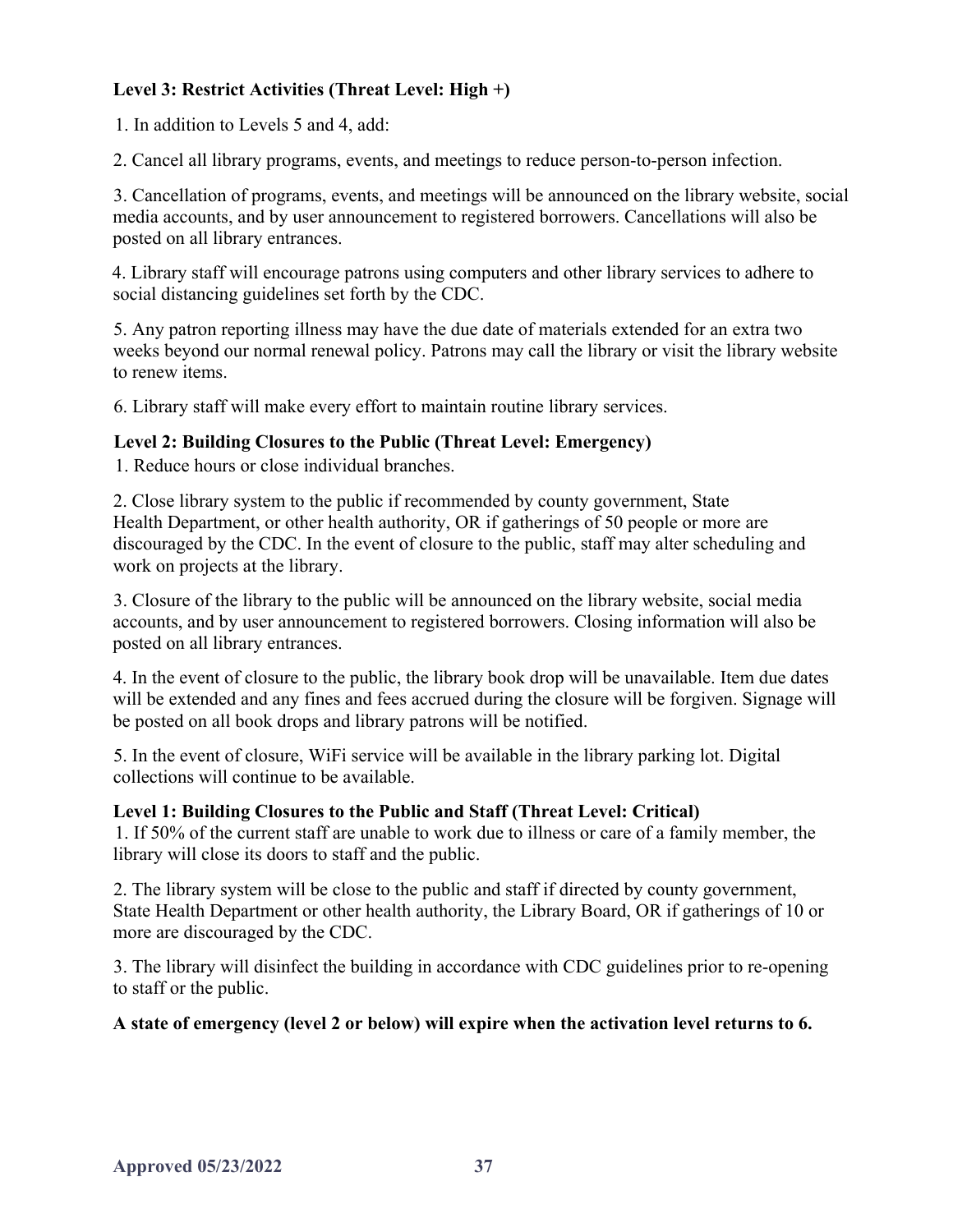**Level 3: Restrict Activities (Threat Level: High +)**

1. In addition to Levels 5 and 4, add:

2. Cancel all library programs, events, and meetings to reduce person-to-person infection.

3. Cancellation of programs, events, and meetings will be announced on the library website, social media accounts, and by user announcement to registered borrowers. Cancellations will also be posted on all library entrances.

4. Library staff will encourage patrons using computers and other library services to adhere to social distancing guidelines set forth by the CDC.

5. Any patron reporting illness may have the due date of materials extended for an extra two weeks beyond our normal renewal policy. Patrons may call the library or visit the library website to renew items.

6. Library staff will make every effort to maintain routine library services.

**Level 2: Building Closures to the Public (Threat Level: Emergency)**

1. Reduce hours or close individual branches.

2. Close library system to the public if recommended by county government, State Health Department, or other health authority, OR if gatherings of 50 people or more are discouraged by the CDC. In the event of closure to the public, staff may alter scheduling and work on projects at the library.

3. Closure of the library to the public will be announced on the library website, social media accounts, and by user announcement to registered borrowers. Closing information will also be posted on all library entrances.

4. In the event of closure to the public, the library book drop will be unavailable. Item due dates will be extended and any fines and fees accrued during the closure will be forgiven. Signage will be posted on all book drops and library patrons will be notified.

5. In the event of closure, WiFi service will be available in the library parking lot. Digital collections will continue to be available.

**Level 1: Building Closures to the Public and Staff (Threat Level: Critical)**

1. If 50% of the current staff are unable to work due to illness or care of a family member, the library will close its doors to staff and the public.

2. The library system will be close to the public and staff if directed by county government, State Health Department or other health authority, the Library Board, OR if gatherings of 10 or more are discouraged by the CDC.

3. The library will disinfect the building in accordance with CDC guidelines prior to re-opening to staff or the public.

**A state of emergency (level 2 or below) will expire when the activation level returns to 6.**

**Approved 05/23/2022**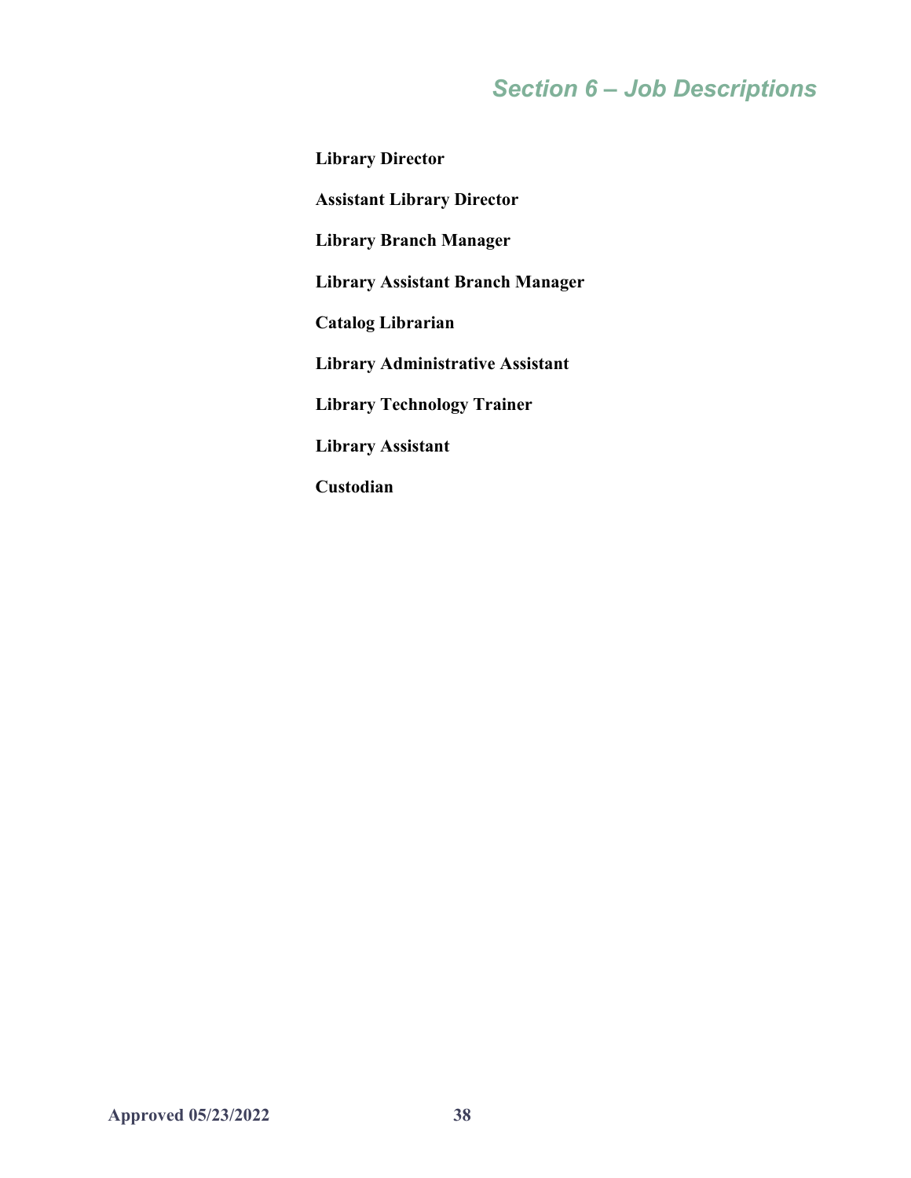# Section 6 – Job Descriptions

**Library Director**

**Assistant Library Director**

**Library Branch Manager**

**Library Assistant Branch Manager**

**Catalog Librarian**

**Library Administrative Assistant**

**Library Technology Trainer**

**Library Assistant**

**Custodian**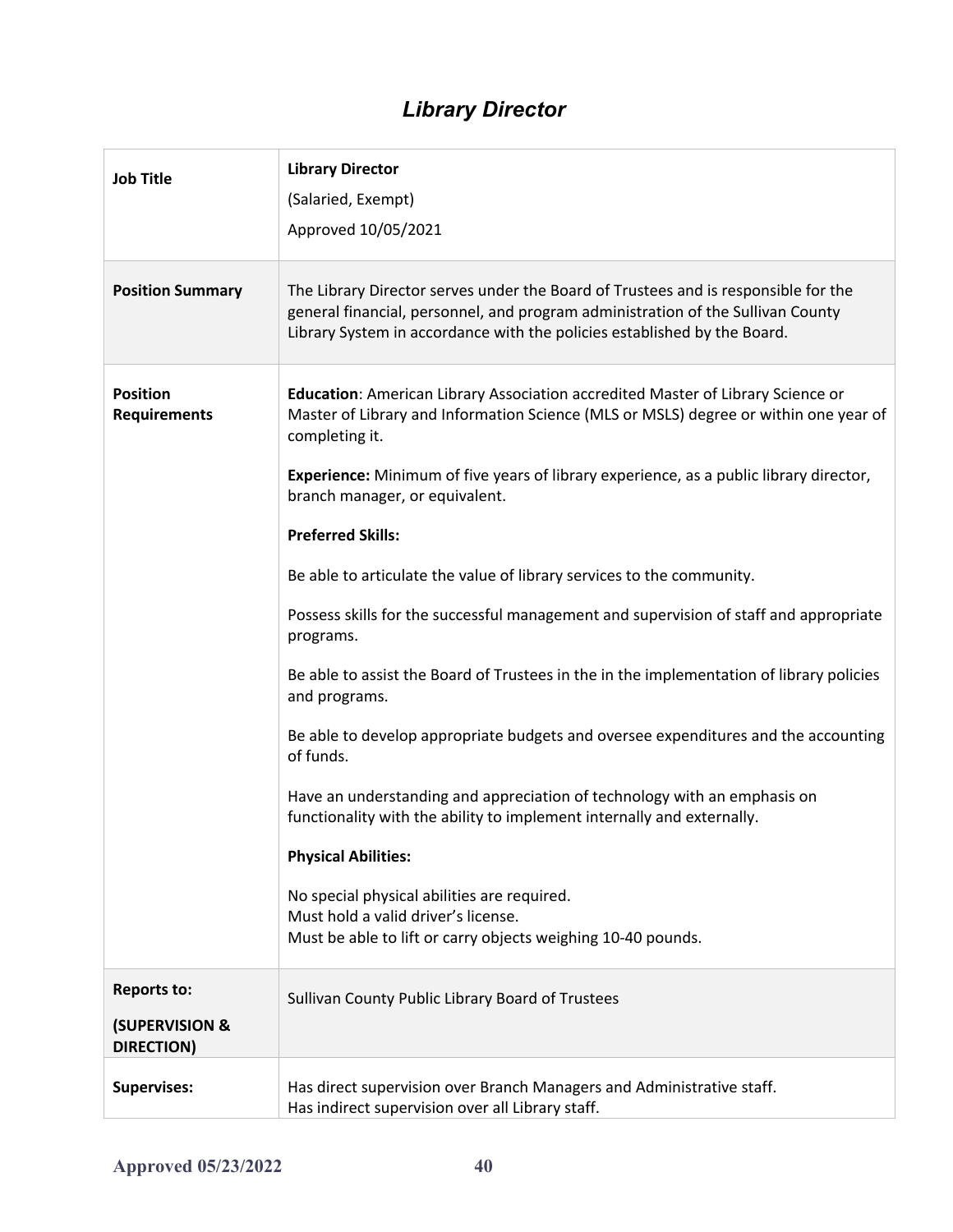# *Library Director*

| | |
|---|---|
| **Job Title** | **Library Director**<br>(Salaried, Exempt)<br>Approved 10/05/2021 |
| **Position Summary** | The Library Director serves under the Board of Trustees and is responsible for the general financial, personnel, and program administration of the Sullivan County Library System in accordance with the policies established by the Board. |
| **Position Requirements** | **Education**: American Library Association accredited Master of Library Science or Master of Library and Information Science (MLS or MSLS) degree or within one year of completing it.<br><br>**Experience:** Minimum of five years of library experience, as a public library director, branch manager, or equivalent.<br><br>**Preferred Skills:**<br><br>Be able to articulate the value of library services to the community.<br><br>Possess skills for the successful management and supervision of staff and appropriate programs.<br><br>Be able to assist the Board of Trustees in the in the implementation of library policies and programs.<br><br>Be able to develop appropriate budgets and oversee expenditures and the accounting of funds.<br><br>Have an understanding and appreciation of technology with an emphasis on functionality with the ability to implement internally and externally.<br><br>**Physical Abilities:**<br><br>No special physical abilities are required.<br>Must hold a valid driver's license.<br>Must be able to lift or carry objects weighing 10-40 pounds. |
| **Reports to:**<br><br>**(SUPERVISION & DIRECTION)** | Sullivan County Public Library Board of Trustees |
| **Supervises:** | Has direct supervision over Branch Managers and Administrative staff.<br>Has indirect supervision over all Library staff. |

**Approved 05/23/2022**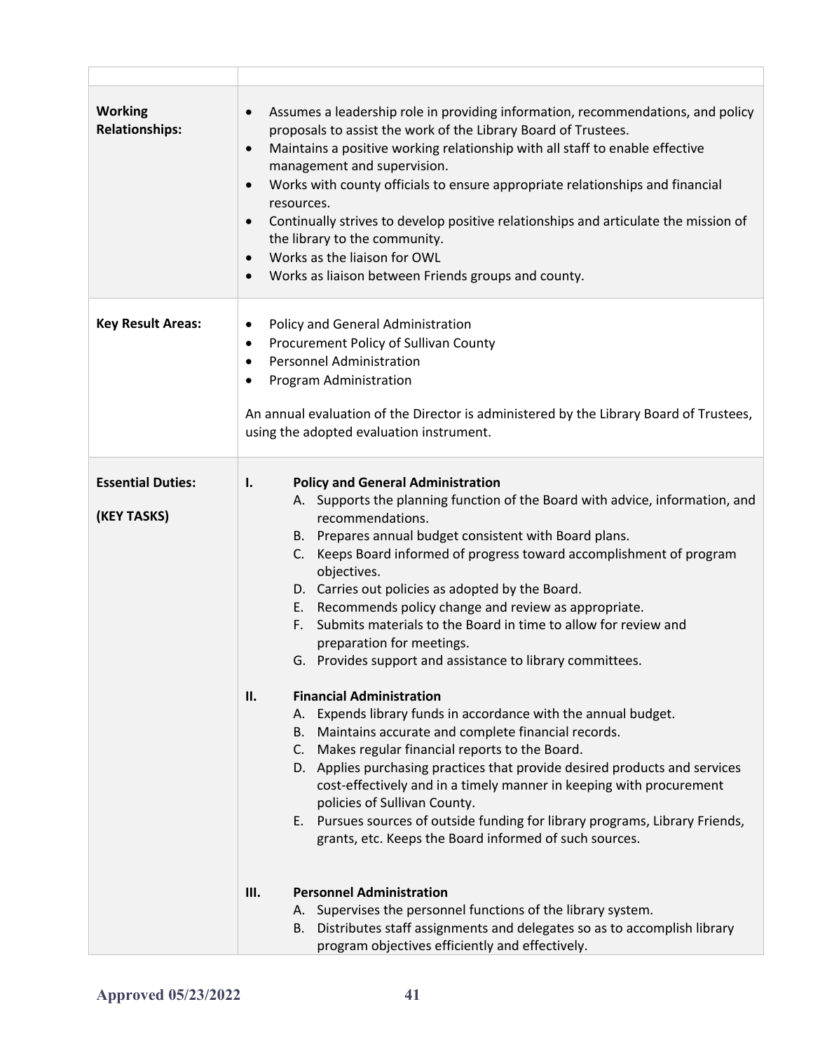| | |
|---|---|
| **Working Relationships:** | • Assumes a leadership role in providing information, recommendations, and policy proposals to assist the work of the Library Board of Trustees.<br>• Maintains a positive working relationship with all staff to enable effective management and supervision.<br>• Works with county officials to ensure appropriate relationships and financial resources.<br>• Continually strives to develop positive relationships and articulate the mission of the library to the community.<br>• Works as the liaison for OWL<br>• Works as liaison between Friends groups and county. |
| **Key Result Areas:** | • Policy and General Administration<br>• Procurement Policy of Sullivan County<br>• Personnel Administration<br>• Program Administration<br><br>An annual evaluation of the Director is administered by the Library Board of Trustees, using the adopted evaluation instrument. |
| **Essential Duties:**<br><br>**(KEY TASKS)** | **I. Policy and General Administration**<br>A. Supports the planning function of the Board with advice, information, and recommendations.<br>B. Prepares annual budget consistent with Board plans.<br>C. Keeps Board informed of progress toward accomplishment of program objectives.<br>D. Carries out policies as adopted by the Board.<br>E. Recommends policy change and review as appropriate.<br>F. Submits materials to the Board in time to allow for review and preparation for meetings.<br>G. Provides support and assistance to library committees.<br><br>**II. Financial Administration**<br>A. Expends library funds in accordance with the annual budget.<br>B. Maintains accurate and complete financial records.<br>C. Makes regular financial reports to the Board.<br>D. Applies purchasing practices that provide desired products and services cost-effectively and in a timely manner in keeping with procurement policies of Sullivan County.<br>E. Pursues sources of outside funding for library programs, Library Friends, grants, etc. Keeps the Board informed of such sources.<br><br>**III. Personnel Administration**<br>A. Supervises the personnel functions of the library system.<br>B. Distributes staff assignments and delegates so as to accomplish library program objectives efficiently and effectively. |

**Approved 05/23/2022**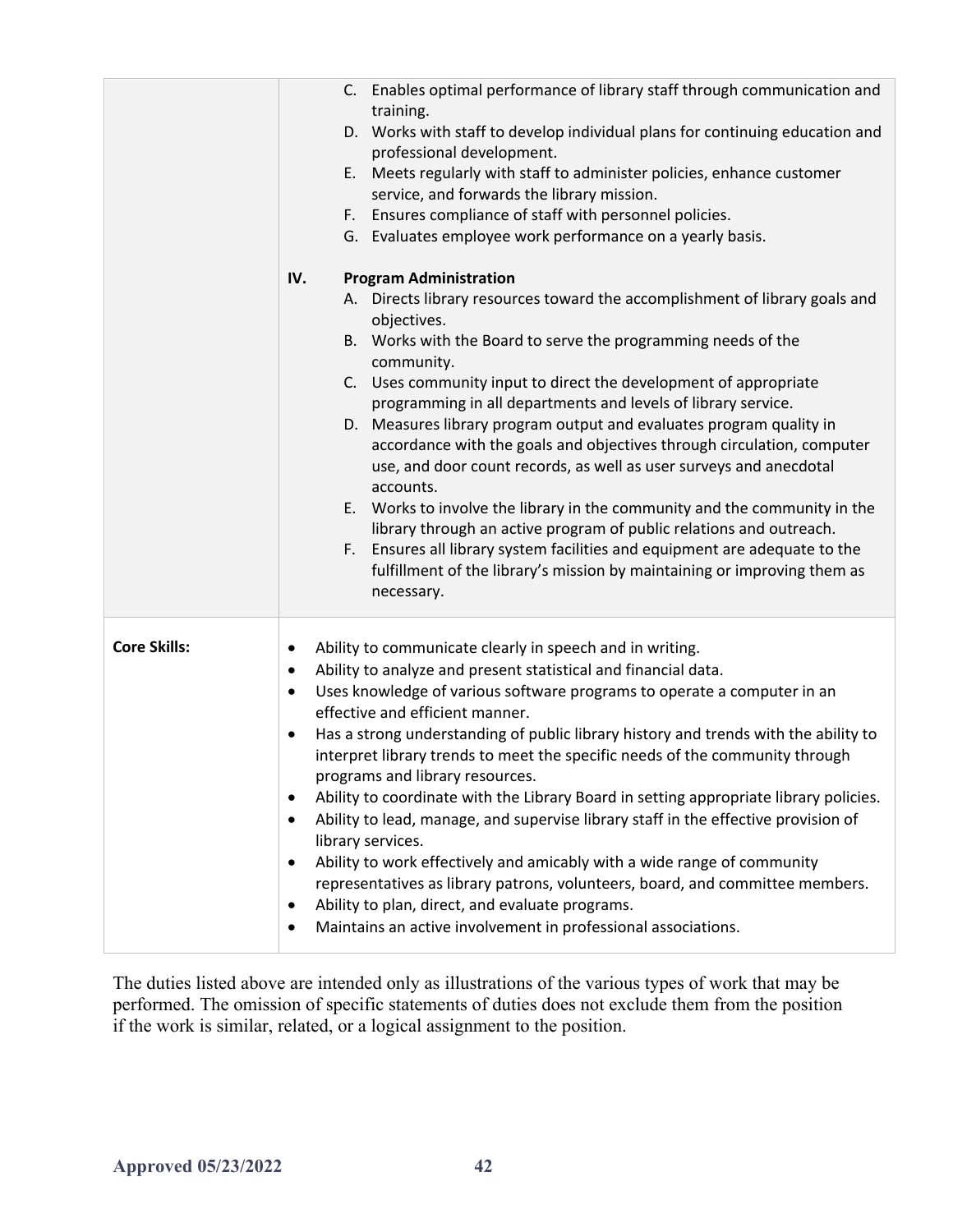| | |
|---|---|
| | C. Enables optimal performance of library staff through communication and training.<br>D. Works with staff to develop individual plans for continuing education and professional development.<br>E. Meets regularly with staff to administer policies, enhance customer service, and forwards the library mission.<br>F. Ensures compliance of staff with personnel policies.<br>G. Evaluates employee work performance on a yearly basis.<br><br>**IV. Program Administration**<br>A. Directs library resources toward the accomplishment of library goals and objectives.<br>B. Works with the Board to serve the programming needs of the community.<br>C. Uses community input to direct the development of appropriate programming in all departments and levels of library service.<br>D. Measures library program output and evaluates program quality in accordance with the goals and objectives through circulation, computer use, and door count records, as well as user surveys and anecdotal accounts.<br>E. Works to involve the library in the community and the community in the library through an active program of public relations and outreach.<br>F. Ensures all library system facilities and equipment are adequate to the fulfillment of the library's mission by maintaining or improving them as necessary. |
| **Core Skills:** | • Ability to communicate clearly in speech and in writing.<br>• Ability to analyze and present statistical and financial data.<br>• Uses knowledge of various software programs to operate a computer in an effective and efficient manner.<br>• Has a strong understanding of public library history and trends with the ability to interpret library trends to meet the specific needs of the community through programs and library resources.<br>• Ability to coordinate with the Library Board in setting appropriate library policies.<br>• Ability to lead, manage, and supervise library staff in the effective provision of library services.<br>• Ability to work effectively and amicably with a wide range of community representatives as library patrons, volunteers, board, and committee members.<br>• Ability to plan, direct, and evaluate programs.<br>• Maintains an active involvement in professional associations. |

The duties listed above are intended only as illustrations of the various types of work that may be performed. The omission of specific statements of duties does not exclude them from the position if the work is similar, related, or a logical assignment to the position.

**Approved 05/23/2022**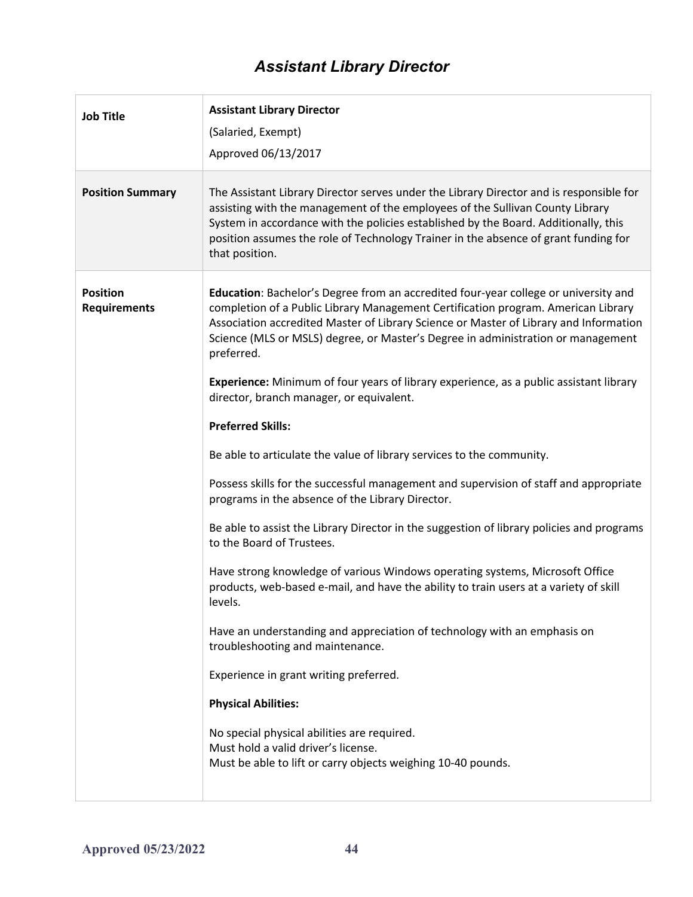# Assistant Library Director

| | |
|---|---|
| **Job Title** | **Assistant Library Director**<br>(Salaried, Exempt)<br>Approved 06/13/2017 |
| **Position Summary** | The Assistant Library Director serves under the Library Director and is responsible for assisting with the management of the employees of the Sullivan County Library System in accordance with the policies established by the Board. Additionally, this position assumes the role of Technology Trainer in the absence of grant funding for that position. |
| **Position Requirements** | **Education**: Bachelor's Degree from an accredited four-year college or university and completion of a Public Library Management Certification program. American Library Association accredited Master of Library Science or Master of Library and Information Science (MLS or MSLS) degree, or Master's Degree in administration or management preferred.<br><br>**Experience:** Minimum of four years of library experience, as a public assistant library director, branch manager, or equivalent.<br><br>**Preferred Skills:**<br><br>Be able to articulate the value of library services to the community.<br><br>Possess skills for the successful management and supervision of staff and appropriate programs in the absence of the Library Director.<br><br>Be able to assist the Library Director in the suggestion of library policies and programs to the Board of Trustees.<br><br>Have strong knowledge of various Windows operating systems, Microsoft Office products, web-based e-mail, and have the ability to train users at a variety of skill levels.<br><br>Have an understanding and appreciation of technology with an emphasis on troubleshooting and maintenance.<br><br>Experience in grant writing preferred.<br><br>**Physical Abilities:**<br><br>No special physical abilities are required.<br>Must hold a valid driver's license.<br>Must be able to lift or carry objects weighing 10-40 pounds. |

Approved 05/23/2022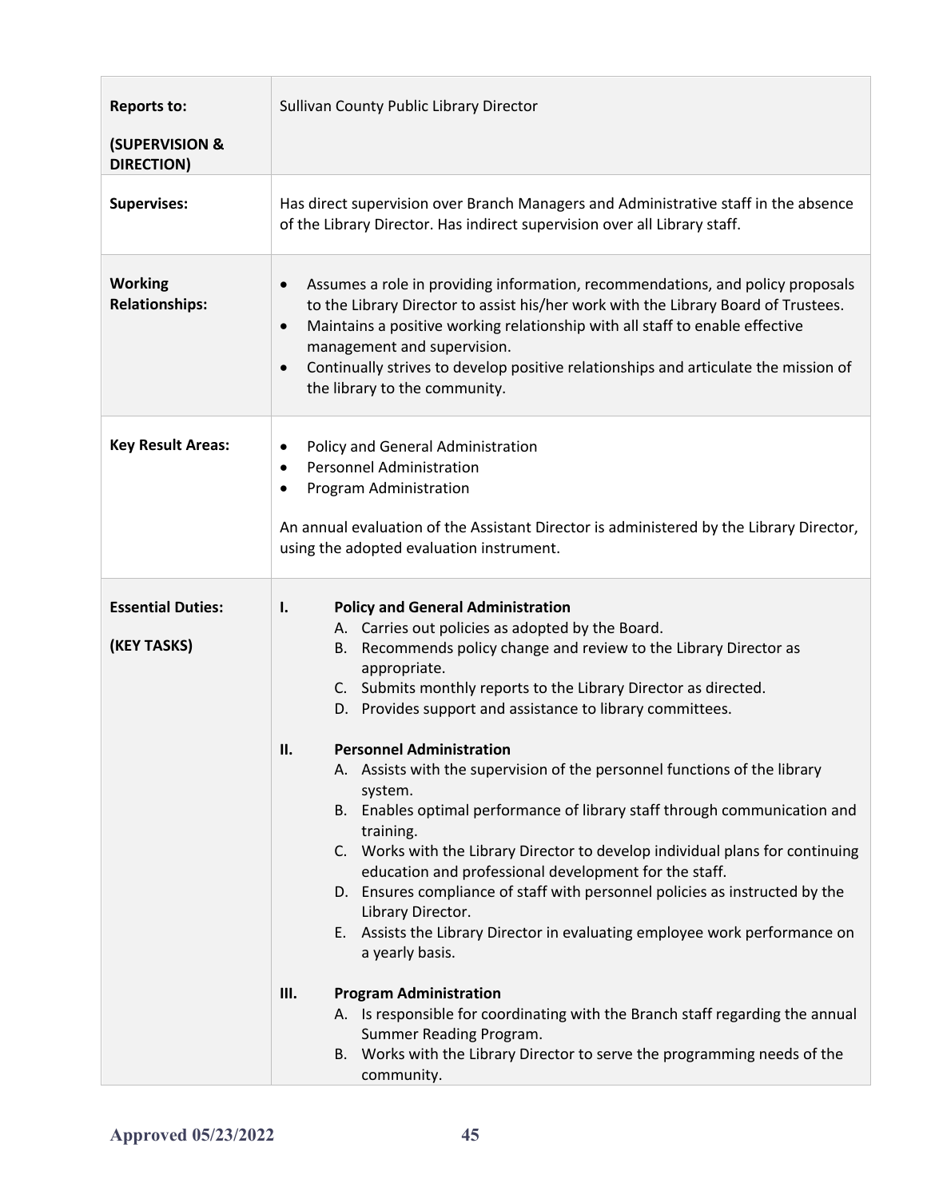| | |
|---|---|
| **Reports to:**<br><br>**(SUPERVISION & DIRECTION)** | Sullivan County Public Library Director |
| **Supervises:** | Has direct supervision over Branch Managers and Administrative staff in the absence of the Library Director. Has indirect supervision over all Library staff. |
| **Working Relationships:** | • Assumes a role in providing information, recommendations, and policy proposals to the Library Director to assist his/her work with the Library Board of Trustees.<br>• Maintains a positive working relationship with all staff to enable effective management and supervision.<br>• Continually strives to develop positive relationships and articulate the mission of the library to the community. |
| **Key Result Areas:** | • Policy and General Administration<br>• Personnel Administration<br>• Program Administration<br><br>An annual evaluation of the Assistant Director is administered by the Library Director, using the adopted evaluation instrument. |
| **Essential Duties:**<br><br>**(KEY TASKS)** | **I. Policy and General Administration**<br>A. Carries out policies as adopted by the Board.<br>B. Recommends policy change and review to the Library Director as appropriate.<br>C. Submits monthly reports to the Library Director as directed.<br>D. Provides support and assistance to library committees.<br><br>**II. Personnel Administration**<br>A. Assists with the supervision of the personnel functions of the library system.<br>B. Enables optimal performance of library staff through communication and training.<br>C. Works with the Library Director to develop individual plans for continuing education and professional development for the staff.<br>D. Ensures compliance of staff with personnel policies as instructed by the Library Director.<br>E. Assists the Library Director in evaluating employee work performance on a yearly basis.<br><br>**III. Program Administration**<br>A. Is responsible for coordinating with the Branch staff regarding the annual Summer Reading Program.<br>B. Works with the Library Director to serve the programming needs of the community. |

**Approved 05/23/2022**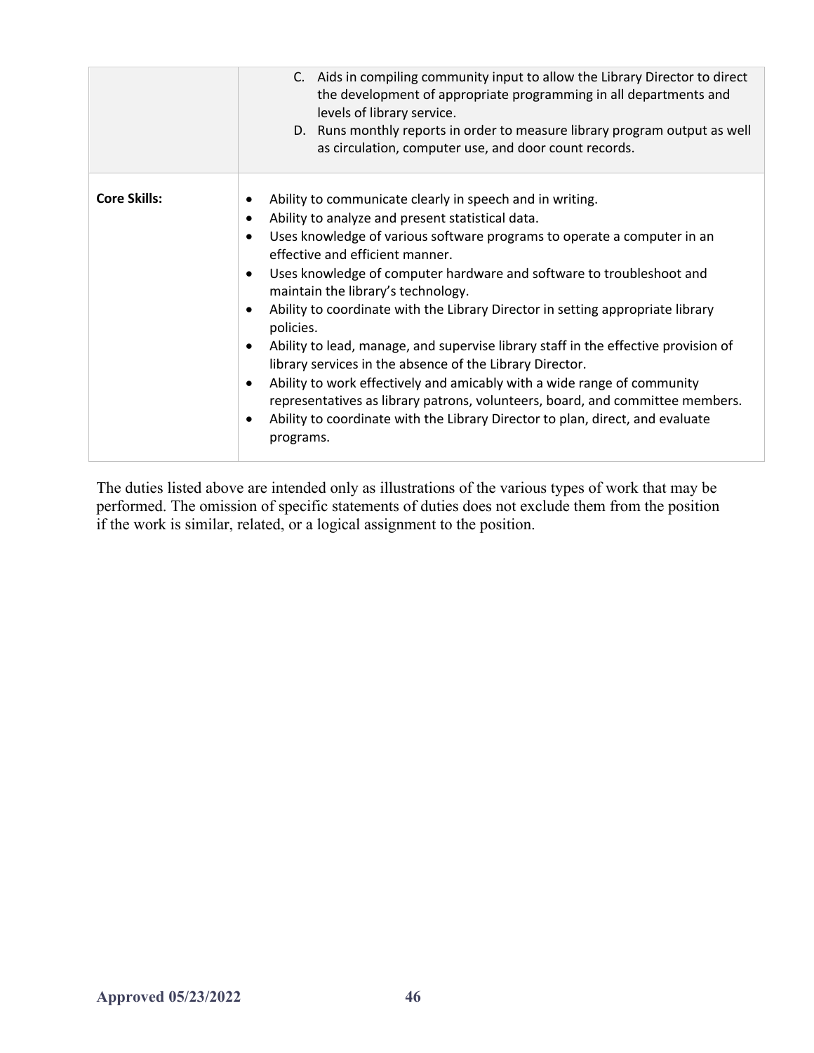| | |
|---|---|
| | C. Aids in compiling community input to allow the Library Director to direct the development of appropriate programming in all departments and levels of library service.<br>D. Runs monthly reports in order to measure library program output as well as circulation, computer use, and door count records. |
| **Core Skills:** | • Ability to communicate clearly in speech and in writing.<br>• Ability to analyze and present statistical data.<br>• Uses knowledge of various software programs to operate a computer in an effective and efficient manner.<br>• Uses knowledge of computer hardware and software to troubleshoot and maintain the library's technology.<br>• Ability to coordinate with the Library Director in setting appropriate library policies.<br>• Ability to lead, manage, and supervise library staff in the effective provision of library services in the absence of the Library Director.<br>• Ability to work effectively and amicably with a wide range of community representatives as library patrons, volunteers, board, and committee members.<br>• Ability to coordinate with the Library Director to plan, direct, and evaluate programs. |

The duties listed above are intended only as illustrations of the various types of work that may be performed. The omission of specific statements of duties does not exclude them from the position if the work is similar, related, or a logical assignment to the position.

**Approved 05/23/2022**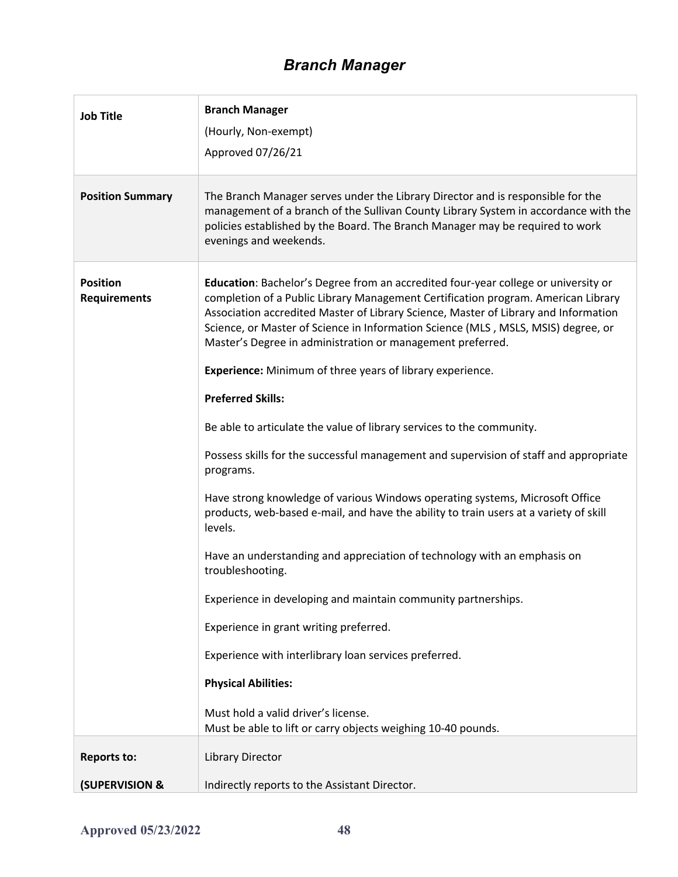## *Branch Manager*

| | |
|---|---|
| **Job Title** | **Branch Manager**<br>(Hourly, Non-exempt)<br>Approved 07/26/21 |
| **Position Summary** | The Branch Manager serves under the Library Director and is responsible for the management of a branch of the Sullivan County Library System in accordance with the policies established by the Board. The Branch Manager may be required to work evenings and weekends. |
| **Position Requirements** | **Education**: Bachelor's Degree from an accredited four-year college or university or completion of a Public Library Management Certification program. American Library Association accredited Master of Library Science, Master of Library and Information Science, or Master of Science in Information Science (MLS , MSLS, MSIS) degree, or Master's Degree in administration or management preferred.<br><br>**Experience:** Minimum of three years of library experience.<br><br>**Preferred Skills:**<br><br>Be able to articulate the value of library services to the community.<br><br>Possess skills for the successful management and supervision of staff and appropriate programs.<br><br>Have strong knowledge of various Windows operating systems, Microsoft Office products, web-based e-mail, and have the ability to train users at a variety of skill levels.<br><br>Have an understanding and appreciation of technology with an emphasis on troubleshooting.<br><br>Experience in developing and maintain community partnerships.<br><br>Experience in grant writing preferred.<br><br>Experience with interlibrary loan services preferred.<br><br>**Physical Abilities:**<br><br>Must hold a valid driver's license.<br>Must be able to lift or carry objects weighing 10-40 pounds. |
| **Reports to:**<br><br>**(SUPERVISION &** | Library Director<br><br>Indirectly reports to the Assistant Director. |

**Approved 05/23/2022**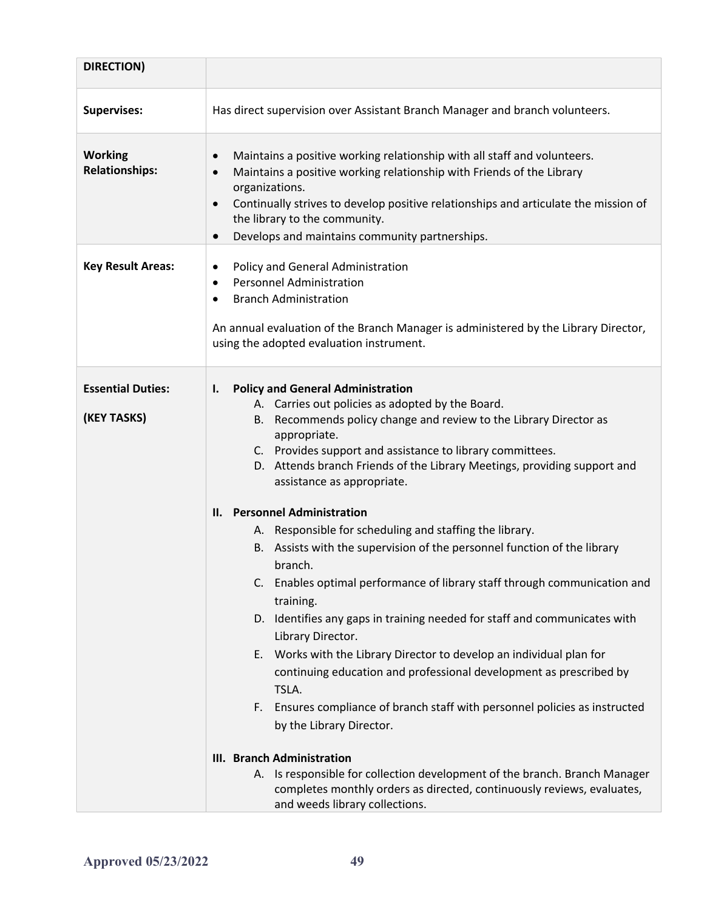| DIRECTION) | |
|---|---|
| **Supervises:** | Has direct supervision over Assistant Branch Manager and branch volunteers. |
| **Working Relationships:** | • Maintains a positive working relationship with all staff and volunteers.<br>• Maintains a positive working relationship with Friends of the Library organizations.<br>• Continually strives to develop positive relationships and articulate the mission of the library to the community.<br>• Develops and maintains community partnerships. |
| **Key Result Areas:** | • Policy and General Administration<br>• Personnel Administration<br>• Branch Administration<br><br>An annual evaluation of the Branch Manager is administered by the Library Director, using the adopted evaluation instrument. |
| **Essential Duties:**<br><br>**(KEY TASKS)** | **I. Policy and General Administration**<br>A. Carries out policies as adopted by the Board.<br>B. Recommends policy change and review to the Library Director as appropriate.<br>C. Provides support and assistance to library committees.<br>D. Attends branch Friends of the Library Meetings, providing support and assistance as appropriate.<br><br>**II. Personnel Administration**<br>A. Responsible for scheduling and staffing the library.<br>B. Assists with the supervision of the personnel function of the library branch.<br>C. Enables optimal performance of library staff through communication and training.<br>D. Identifies any gaps in training needed for staff and communicates with Library Director.<br>E. Works with the Library Director to develop an individual plan for continuing education and professional development as prescribed by TSLA.<br>F. Ensures compliance of branch staff with personnel policies as instructed by the Library Director.<br><br>**III. Branch Administration**<br>A. Is responsible for collection development of the branch. Branch Manager completes monthly orders as directed, continuously reviews, evaluates, and weeds library collections. |

Approved 05/23/2022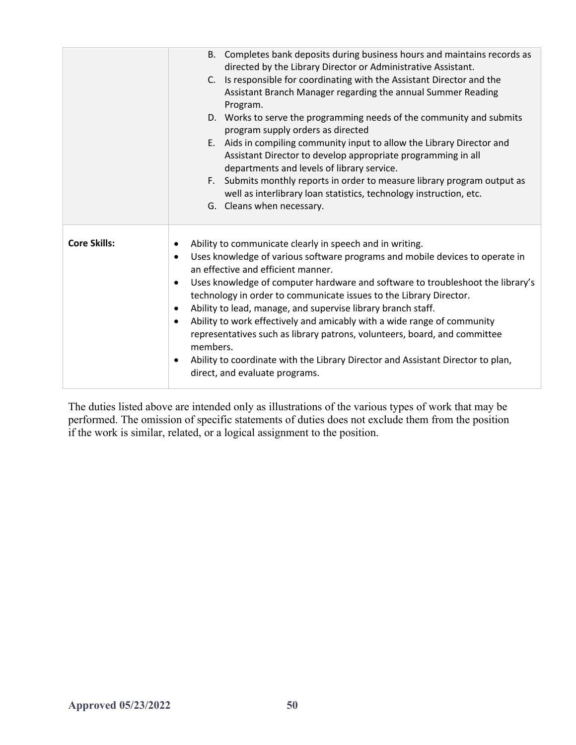| | |
|---|---|
| | B. Completes bank deposits during business hours and maintains records as directed by the Library Director or Administrative Assistant.<br>C. Is responsible for coordinating with the Assistant Director and the Assistant Branch Manager regarding the annual Summer Reading Program.<br>D. Works to serve the programming needs of the community and submits program supply orders as directed<br>E. Aids in compiling community input to allow the Library Director and Assistant Director to develop appropriate programming in all departments and levels of library service.<br>F. Submits monthly reports in order to measure library program output as well as interlibrary loan statistics, technology instruction, etc.<br>G. Cleans when necessary. |
| **Core Skills:** | • Ability to communicate clearly in speech and in writing.<br>• Uses knowledge of various software programs and mobile devices to operate in an effective and efficient manner.<br>• Uses knowledge of computer hardware and software to troubleshoot the library's technology in order to communicate issues to the Library Director.<br>• Ability to lead, manage, and supervise library branch staff.<br>• Ability to work effectively and amicably with a wide range of community representatives such as library patrons, volunteers, board, and committee members.<br>• Ability to coordinate with the Library Director and Assistant Director to plan, direct, and evaluate programs. |

The duties listed above are intended only as illustrations of the various types of work that may be performed. The omission of specific statements of duties does not exclude them from the position if the work is similar, related, or a logical assignment to the position.

**Approved 05/23/2022**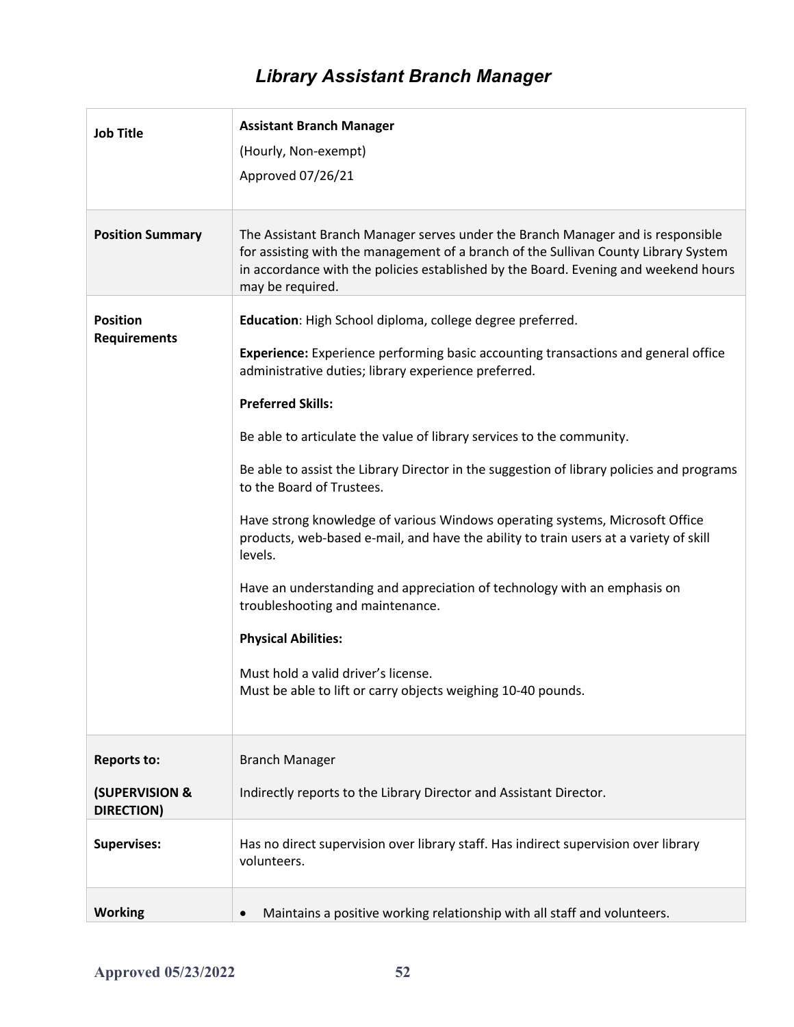# *Library Assistant Branch Manager*

| | |
|---|---|
| **Job Title** | **Assistant Branch Manager**<br>(Hourly, Non-exempt)<br>Approved 07/26/21 |
| **Position Summary** | The Assistant Branch Manager serves under the Branch Manager and is responsible for assisting with the management of a branch of the Sullivan County Library System in accordance with the policies established by the Board. Evening and weekend hours may be required. |
| **Position Requirements** | **Education**: High School diploma, college degree preferred.<br><br>**Experience:** Experience performing basic accounting transactions and general office administrative duties; library experience preferred.<br><br>**Preferred Skills:**<br><br>Be able to articulate the value of library services to the community.<br><br>Be able to assist the Library Director in the suggestion of library policies and programs to the Board of Trustees.<br><br>Have strong knowledge of various Windows operating systems, Microsoft Office products, web-based e-mail, and have the ability to train users at a variety of skill levels.<br><br>Have an understanding and appreciation of technology with an emphasis on troubleshooting and maintenance.<br><br>**Physical Abilities:**<br><br>Must hold a valid driver's license.<br>Must be able to lift or carry objects weighing 10-40 pounds. |
| **Reports to:**<br><br>**(SUPERVISION & DIRECTION)** | Branch Manager<br><br>Indirectly reports to the Library Director and Assistant Director. |
| **Supervises:** | Has no direct supervision over library staff. Has indirect supervision over library volunteers. |
| **Working** | • Maintains a positive working relationship with all staff and volunteers. |

Approved 05/23/2022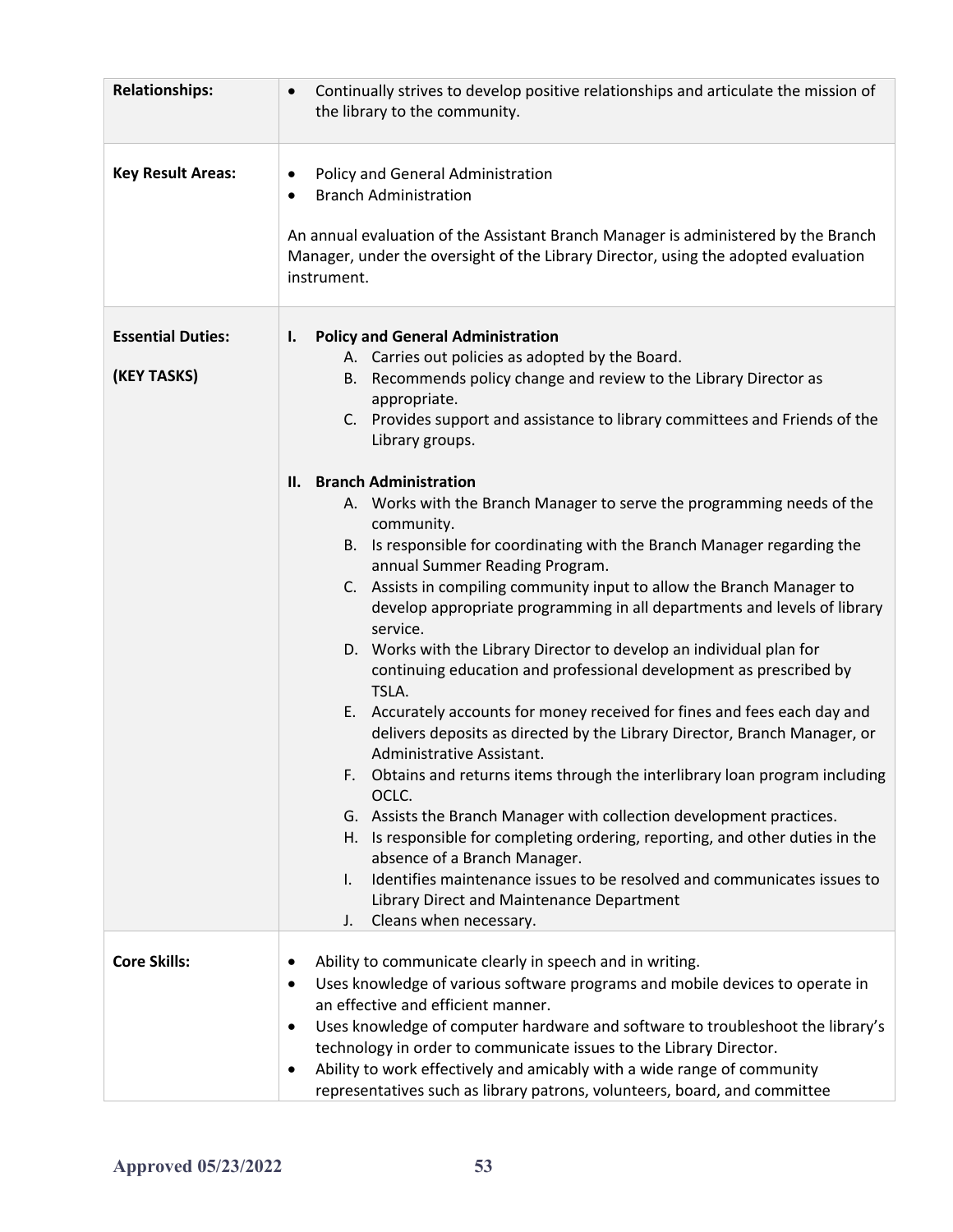| | |
|---|---|
| **Relationships:** | • Continually strives to develop positive relationships and articulate the mission of the library to the community. |
| **Key Result Areas:** | • Policy and General Administration<br>• Branch Administration<br><br>An annual evaluation of the Assistant Branch Manager is administered by the Branch Manager, under the oversight of the Library Director, using the adopted evaluation instrument. |
| **Essential Duties:**<br><br>**(KEY TASKS)** | **I. Policy and General Administration**<br>A. Carries out policies as adopted by the Board.<br>B. Recommends policy change and review to the Library Director as appropriate.<br>C. Provides support and assistance to library committees and Friends of the Library groups.<br><br>**II. Branch Administration**<br>A. Works with the Branch Manager to serve the programming needs of the community.<br>B. Is responsible for coordinating with the Branch Manager regarding the annual Summer Reading Program.<br>C. Assists in compiling community input to allow the Branch Manager to develop appropriate programming in all departments and levels of library service.<br>D. Works with the Library Director to develop an individual plan for continuing education and professional development as prescribed by TSLA.<br>E. Accurately accounts for money received for fines and fees each day and delivers deposits as directed by the Library Director, Branch Manager, or Administrative Assistant.<br>F. Obtains and returns items through the interlibrary loan program including OCLC.<br>G. Assists the Branch Manager with collection development practices.<br>H. Is responsible for completing ordering, reporting, and other duties in the absence of a Branch Manager.<br>I. Identifies maintenance issues to be resolved and communicates issues to Library Direct and Maintenance Department<br>J. Cleans when necessary. |
| **Core Skills:** | • Ability to communicate clearly in speech and in writing.<br>• Uses knowledge of various software programs and mobile devices to operate in an effective and efficient manner.<br>• Uses knowledge of computer hardware and software to troubleshoot the library's technology in order to communicate issues to the Library Director.<br>• Ability to work effectively and amicably with a wide range of community representatives such as library patrons, volunteers, board, and committee |

**Approved 05/23/2022**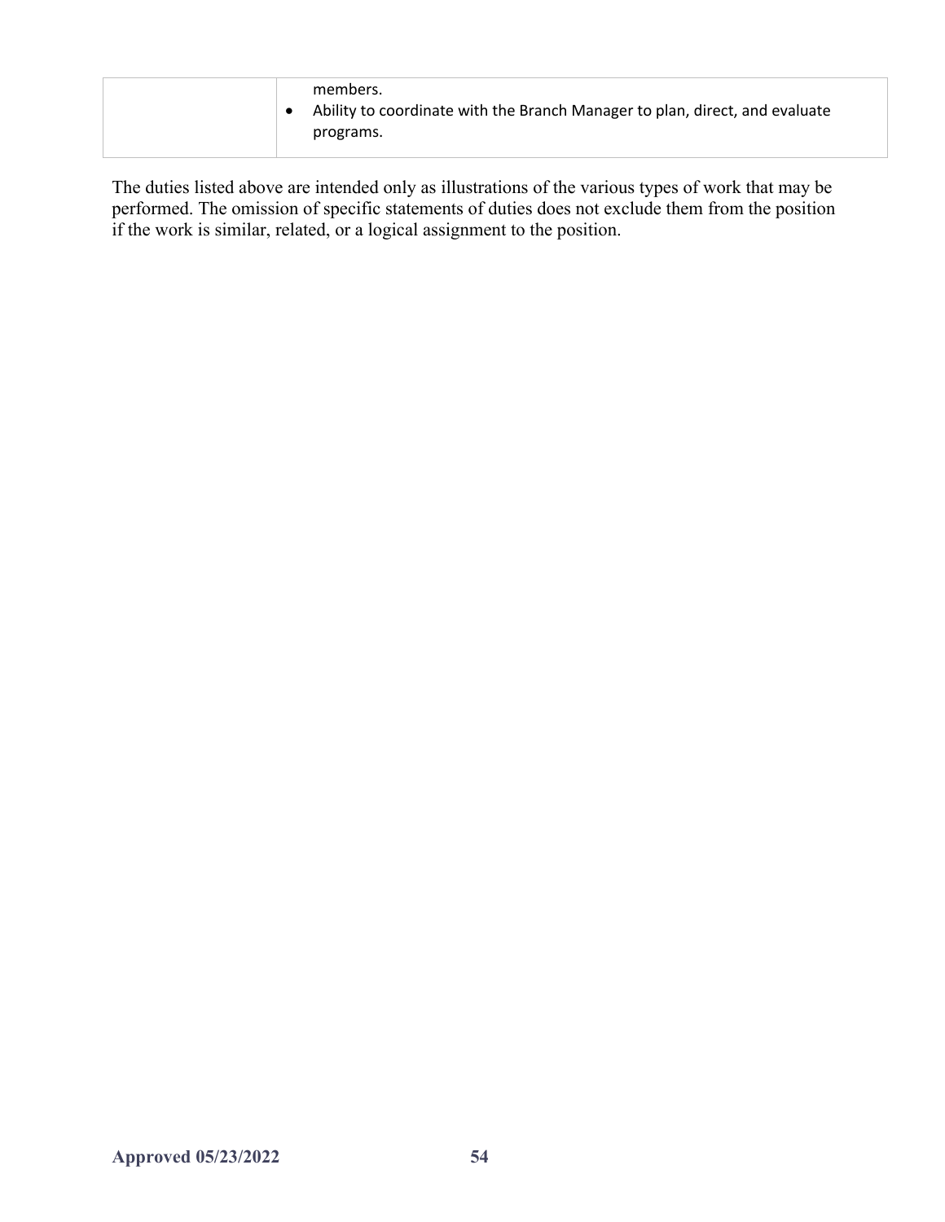| | |
|---|---|
| | members.<br>• Ability to coordinate with the Branch Manager to plan, direct, and evaluate programs. |

The duties listed above are intended only as illustrations of the various types of work that may be performed. The omission of specific statements of duties does not exclude them from the position if the work is similar, related, or a logical assignment to the position.

**Approved 05/23/2022**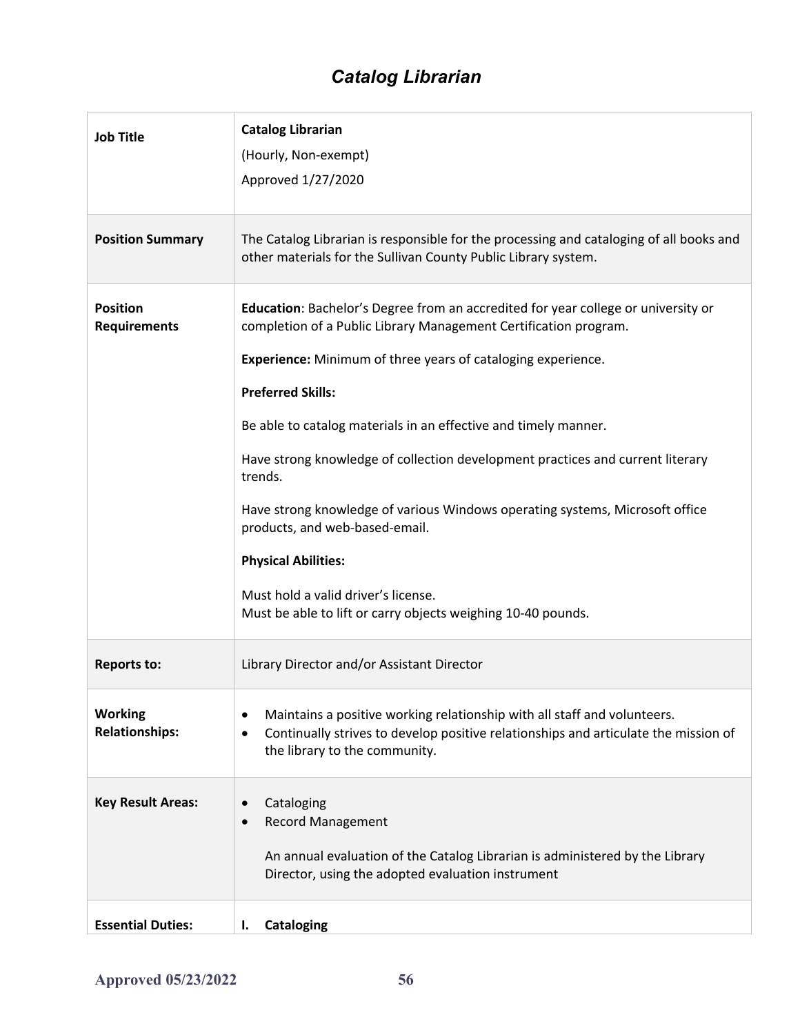# *Catalog Librarian*

| | |
|---|---|
| **Job Title** | **Catalog Librarian**<br>(Hourly, Non-exempt)<br>Approved 1/27/2020 |
| **Position Summary** | The Catalog Librarian is responsible for the processing and cataloging of all books and other materials for the Sullivan County Public Library system. |
| **Position Requirements** | **Education**: Bachelor's Degree from an accredited for year college or university or completion of a Public Library Management Certification program.<br><br>**Experience:** Minimum of three years of cataloging experience.<br><br>**Preferred Skills:**<br><br>Be able to catalog materials in an effective and timely manner.<br><br>Have strong knowledge of collection development practices and current literary trends.<br><br>Have strong knowledge of various Windows operating systems, Microsoft office products, and web-based-email.<br><br>**Physical Abilities:**<br><br>Must hold a valid driver's license.<br>Must be able to lift or carry objects weighing 10-40 pounds. |
| **Reports to:** | Library Director and/or Assistant Director |
| **Working Relationships:** | • Maintains a positive working relationship with all staff and volunteers.<br>• Continually strives to develop positive relationships and articulate the mission of the library to the community. |
| **Key Result Areas:** | • Cataloging<br>• Record Management<br><br>An annual evaluation of the Catalog Librarian is administered by the Library Director, using the adopted evaluation instrument |
| **Essential Duties:** | **I. Cataloging** |

Approved 05/23/2022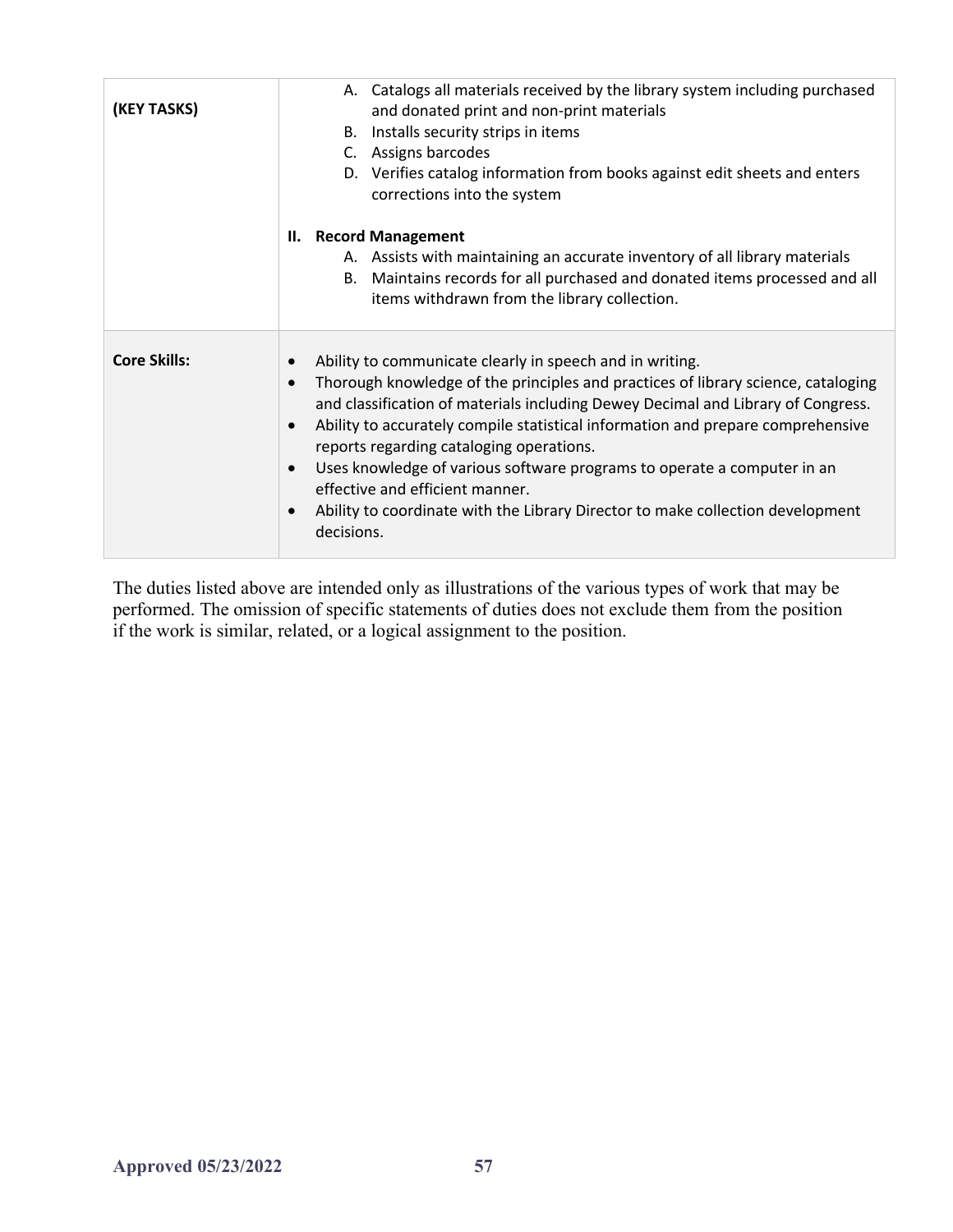| | |
|---|---|
| **(KEY TASKS)** | A. Catalogs all materials received by the library system including purchased and donated print and non-print materials<br>B. Installs security strips in items<br>C. Assigns barcodes<br>D. Verifies catalog information from books against edit sheets and enters corrections into the system<br><br>**II. Record Management**<br>A. Assists with maintaining an accurate inventory of all library materials<br>B. Maintains records for all purchased and donated items processed and all items withdrawn from the library collection. |
| **Core Skills:** | • Ability to communicate clearly in speech and in writing.<br>• Thorough knowledge of the principles and practices of library science, cataloging and classification of materials including Dewey Decimal and Library of Congress.<br>• Ability to accurately compile statistical information and prepare comprehensive reports regarding cataloging operations.<br>• Uses knowledge of various software programs to operate a computer in an effective and efficient manner.<br>• Ability to coordinate with the Library Director to make collection development decisions. |

The duties listed above are intended only as illustrations of the various types of work that may be performed. The omission of specific statements of duties does not exclude them from the position if the work is similar, related, or a logical assignment to the position.

**Approved 05/23/2022**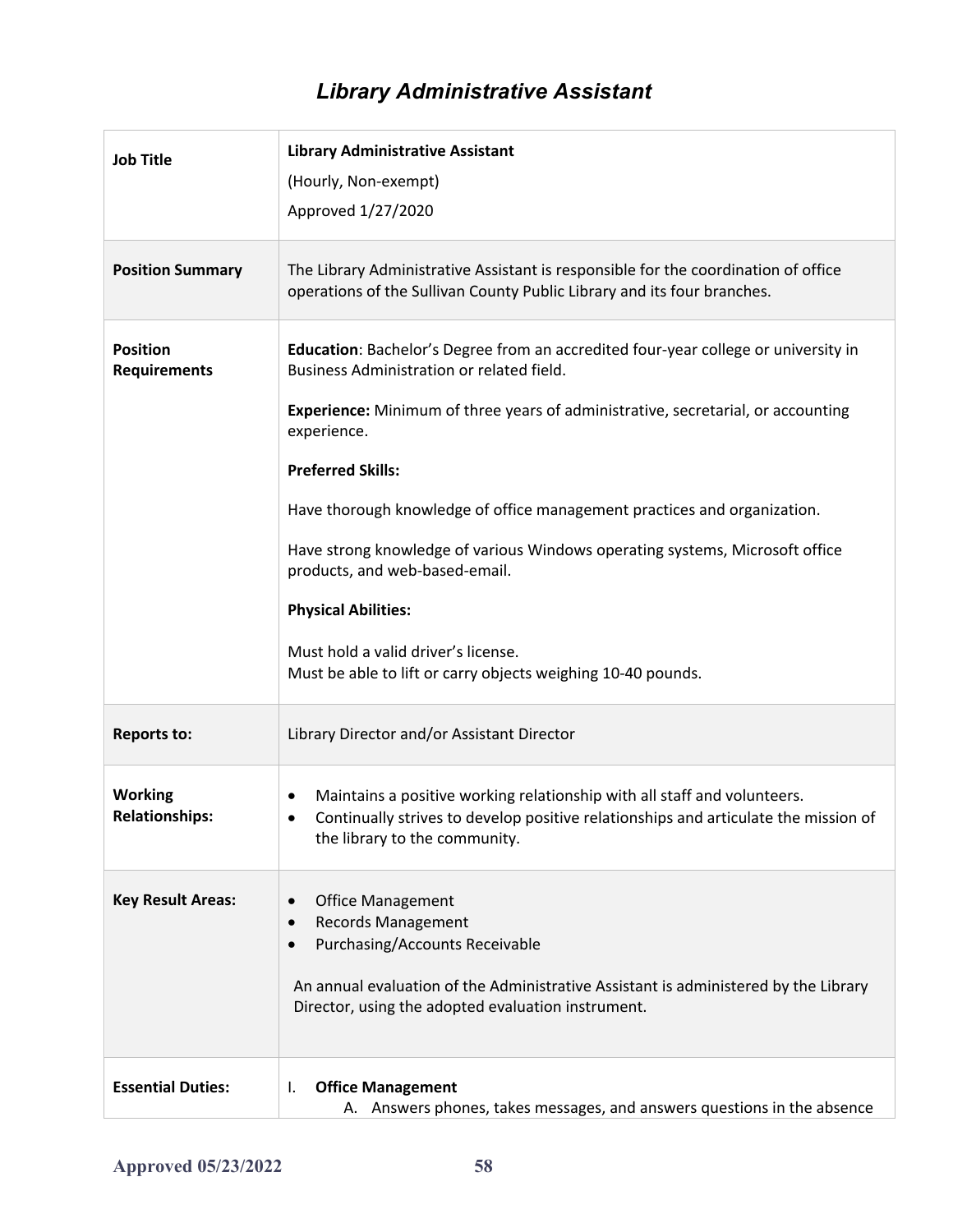# *Library Administrative Assistant*

| | |
|---|---|
| **Job Title** | **Library Administrative Assistant**<br>(Hourly, Non-exempt)<br>Approved 1/27/2020 |
| **Position Summary** | The Library Administrative Assistant is responsible for the coordination of office operations of the Sullivan County Public Library and its four branches. |
| **Position Requirements** | **Education**: Bachelor's Degree from an accredited four-year college or university in Business Administration or related field.<br><br>**Experience:** Minimum of three years of administrative, secretarial, or accounting experience.<br><br>**Preferred Skills:**<br><br>Have thorough knowledge of office management practices and organization.<br><br>Have strong knowledge of various Windows operating systems, Microsoft office products, and web-based-email.<br><br>**Physical Abilities:**<br><br>Must hold a valid driver's license.<br>Must be able to lift or carry objects weighing 10-40 pounds. |
| **Reports to:** | Library Director and/or Assistant Director |
| **Working Relationships:** | • Maintains a positive working relationship with all staff and volunteers.<br>• Continually strives to develop positive relationships and articulate the mission of the library to the community. |
| **Key Result Areas:** | • Office Management<br>• Records Management<br>• Purchasing/Accounts Receivable<br><br>An annual evaluation of the Administrative Assistant is administered by the Library Director, using the adopted evaluation instrument. |
| **Essential Duties:** | I. **Office Management**<br>A. Answers phones, takes messages, and answers questions in the absence |

Approved 05/23/2022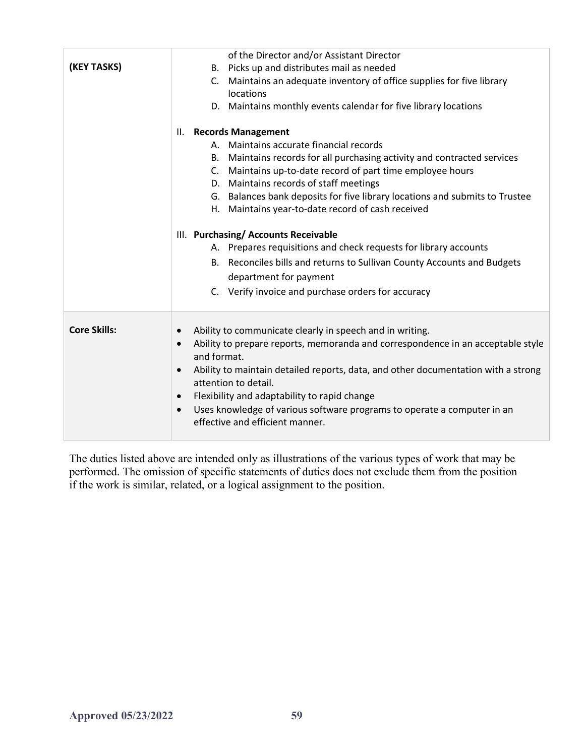| | |
|---|---|
| **(KEY TASKS)** | of the Director and/or Assistant Director<br>B. Picks up and distributes mail as needed<br>C. Maintains an adequate inventory of office supplies for five library locations<br>D. Maintains monthly events calendar for five library locations<br><br>II. **Records Management**<br>A. Maintains accurate financial records<br>B. Maintains records for all purchasing activity and contracted services<br>C. Maintains up-to-date record of part time employee hours<br>D. Maintains records of staff meetings<br>G. Balances bank deposits for five library locations and submits to Trustee<br>H. Maintains year-to-date record of cash received<br><br>III. **Purchasing/ Accounts Receivable**<br>A. Prepares requisitions and check requests for library accounts<br>B. Reconciles bills and returns to Sullivan County Accounts and Budgets department for payment<br>C. Verify invoice and purchase orders for accuracy |
| **Core Skills:** | • Ability to communicate clearly in speech and in writing.<br>• Ability to prepare reports, memoranda and correspondence in an acceptable style and format.<br>• Ability to maintain detailed reports, data, and other documentation with a strong attention to detail.<br>• Flexibility and adaptability to rapid change<br>• Uses knowledge of various software programs to operate a computer in an effective and efficient manner. |

The duties listed above are intended only as illustrations of the various types of work that may be performed. The omission of specific statements of duties does not exclude them from the position if the work is similar, related, or a logical assignment to the position.

**Approved 05/23/2022**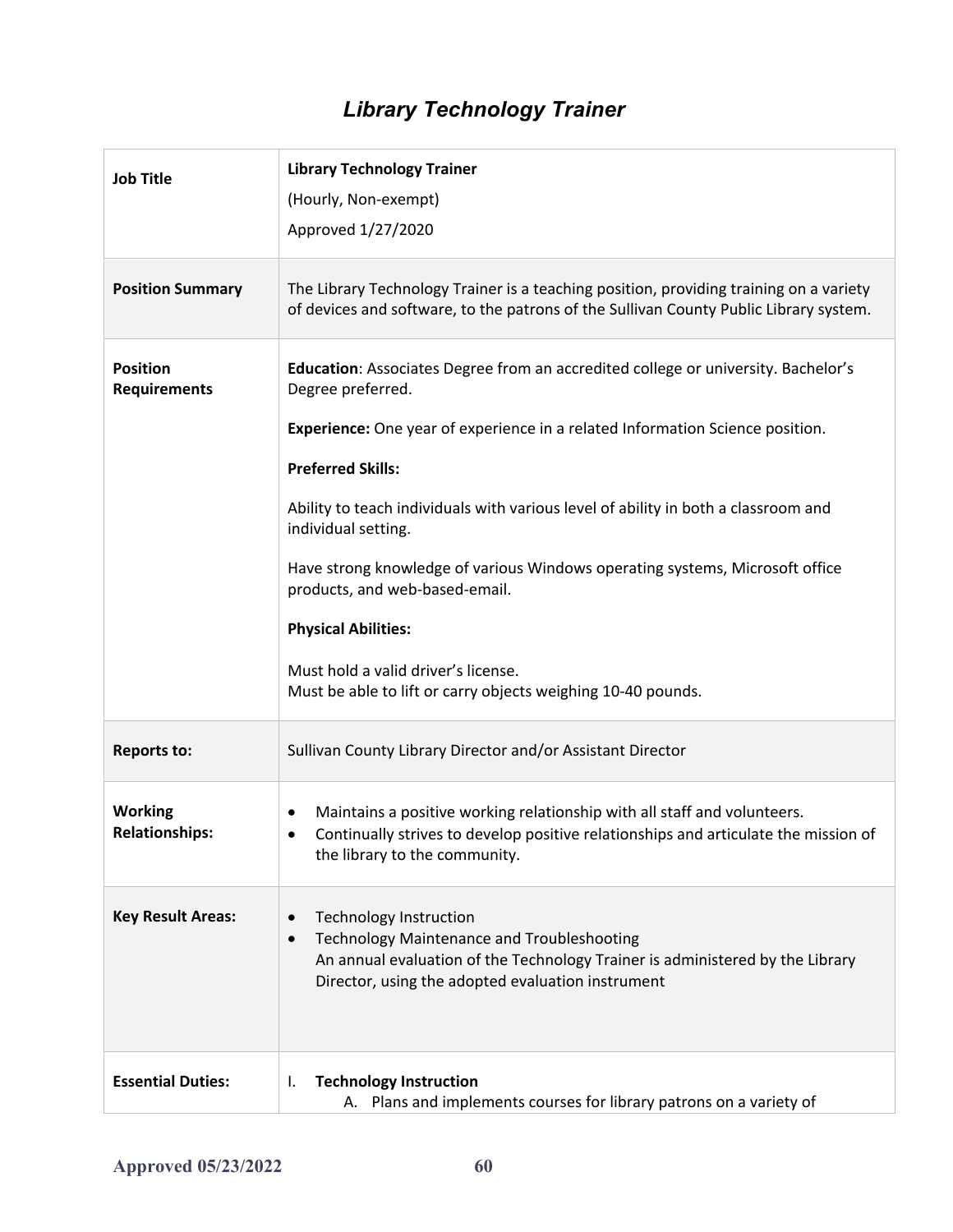# *Library Technology Trainer*

| | |
|---|---|
| **Job Title** | **Library Technology Trainer**<br>(Hourly, Non-exempt)<br>Approved 1/27/2020 |
| **Position Summary** | The Library Technology Trainer is a teaching position, providing training on a variety of devices and software, to the patrons of the Sullivan County Public Library system. |
| **Position Requirements** | **Education**: Associates Degree from an accredited college or university. Bachelor's Degree preferred.<br>**Experience:** One year of experience in a related Information Science position.<br>**Preferred Skills:**<br>Ability to teach individuals with various level of ability in both a classroom and individual setting.<br>Have strong knowledge of various Windows operating systems, Microsoft office products, and web-based-email.<br>**Physical Abilities:**<br>Must hold a valid driver's license.<br>Must be able to lift or carry objects weighing 10-40 pounds. |
| **Reports to:** | Sullivan County Library Director and/or Assistant Director |
| **Working Relationships:** | • Maintains a positive working relationship with all staff and volunteers.<br>• Continually strives to develop positive relationships and articulate the mission of the library to the community. |
| **Key Result Areas:** | • Technology Instruction<br>• Technology Maintenance and Troubleshooting<br>An annual evaluation of the Technology Trainer is administered by the Library Director, using the adopted evaluation instrument |
| **Essential Duties:** | I. **Technology Instruction**<br>A. Plans and implements courses for library patrons on a variety of |

Approved 05/23/2022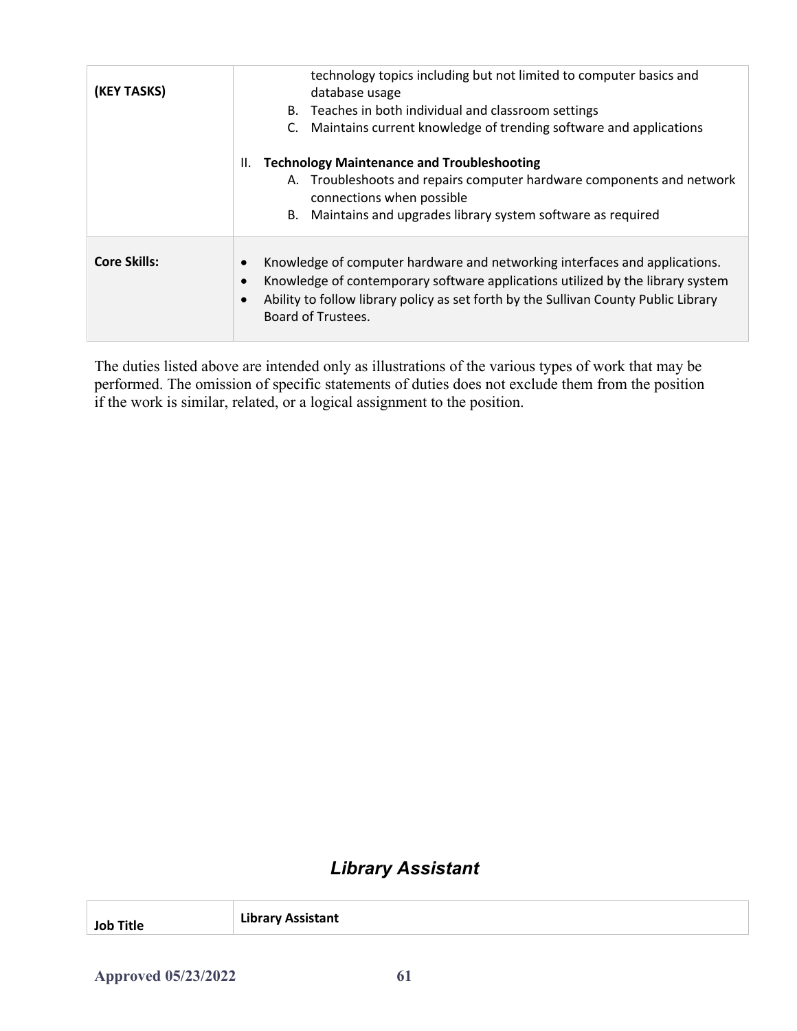| (KEY TASKS) | technology topics including but not limited to computer basics and database usage<br>B. Teaches in both individual and classroom settings<br>C. Maintains current knowledge of trending software and applications<br><br>II. **Technology Maintenance and Troubleshooting**<br>A. Troubleshoots and repairs computer hardware components and network connections when possible<br>B. Maintains and upgrades library system software as required |
|---|---|
| **Core Skills:** | • Knowledge of computer hardware and networking interfaces and applications.<br>• Knowledge of contemporary software applications utilized by the library system<br>• Ability to follow library policy as set forth by the Sullivan County Public Library Board of Trustees. |

The duties listed above are intended only as illustrations of the various types of work that may be performed. The omission of specific statements of duties does not exclude them from the position if the work is similar, related, or a logical assignment to the position.

## *Library Assistant*

| Job Title | Library Assistant |
|---|---|

Approved 05/23/2022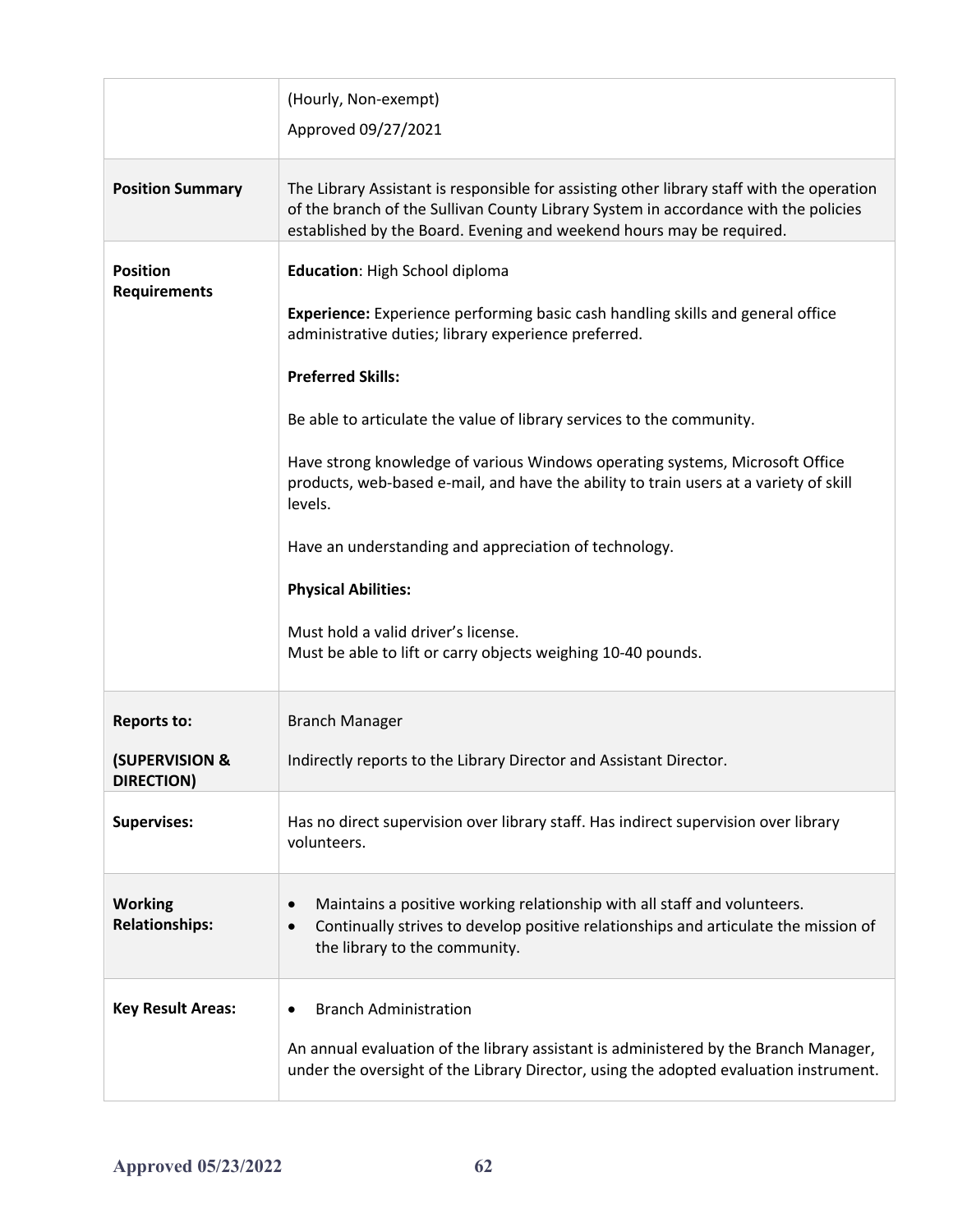| | |
|---|---|
| | (Hourly, Non-exempt)<br><br>Approved 09/27/2021 |
| **Position Summary** | The Library Assistant is responsible for assisting other library staff with the operation of the branch of the Sullivan County Library System in accordance with the policies established by the Board. Evening and weekend hours may be required. |
| **Position Requirements** | **Education**: High School diploma<br><br>**Experience:** Experience performing basic cash handling skills and general office administrative duties; library experience preferred.<br><br>**Preferred Skills:**<br><br>Be able to articulate the value of library services to the community.<br><br>Have strong knowledge of various Windows operating systems, Microsoft Office products, web-based e-mail, and have the ability to train users at a variety of skill levels.<br><br>Have an understanding and appreciation of technology.<br><br>**Physical Abilities:**<br><br>Must hold a valid driver's license.<br>Must be able to lift or carry objects weighing 10-40 pounds. |
| **Reports to:**<br><br>**(SUPERVISION & DIRECTION)** | Branch Manager<br><br>Indirectly reports to the Library Director and Assistant Director. |
| **Supervises:** | Has no direct supervision over library staff. Has indirect supervision over library volunteers. |
| **Working Relationships:** | • Maintains a positive working relationship with all staff and volunteers.<br>• Continually strives to develop positive relationships and articulate the mission of the library to the community. |
| **Key Result Areas:** | • Branch Administration<br><br>An annual evaluation of the library assistant is administered by the Branch Manager, under the oversight of the Library Director, using the adopted evaluation instrument. |

**Approved 05/23/2022**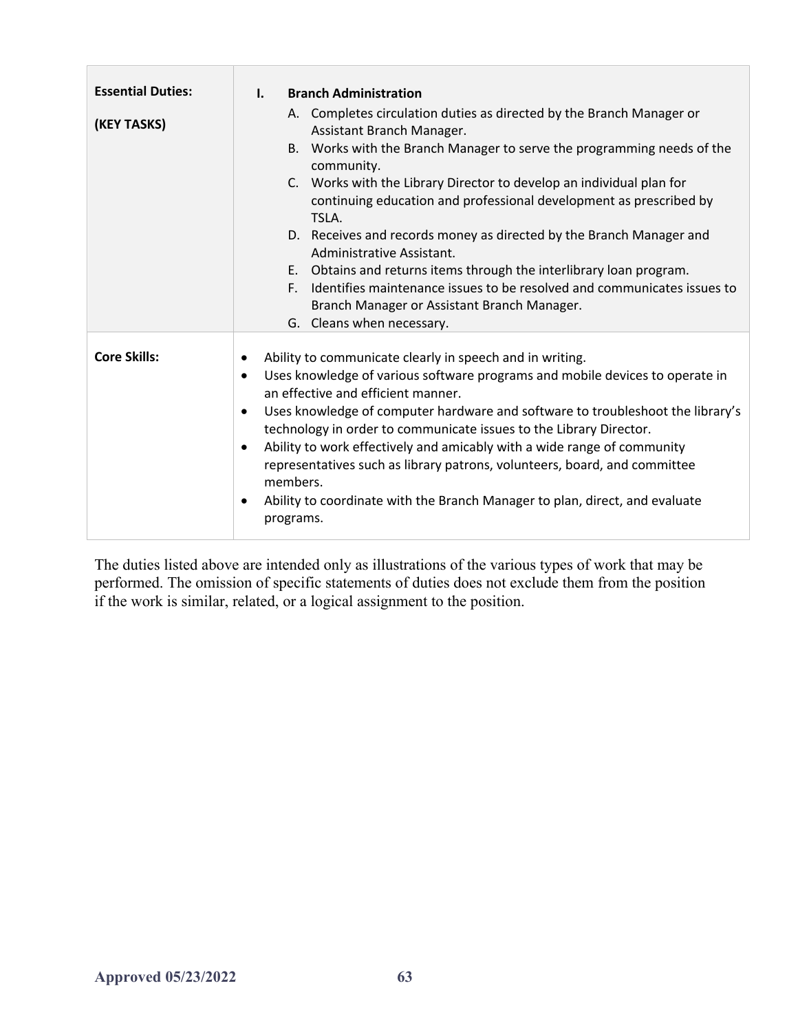| | |
|---|---|
| **Essential Duties:**<br><br>**(KEY TASKS)** | **I. Branch Administration**<br>A. Completes circulation duties as directed by the Branch Manager or Assistant Branch Manager.<br>B. Works with the Branch Manager to serve the programming needs of the community.<br>C. Works with the Library Director to develop an individual plan for continuing education and professional development as prescribed by TSLA.<br>D. Receives and records money as directed by the Branch Manager and Administrative Assistant.<br>E. Obtains and returns items through the interlibrary loan program.<br>F. Identifies maintenance issues to be resolved and communicates issues to Branch Manager or Assistant Branch Manager.<br>G. Cleans when necessary. |
| **Core Skills:** | • Ability to communicate clearly in speech and in writing.<br>• Uses knowledge of various software programs and mobile devices to operate in an effective and efficient manner.<br>• Uses knowledge of computer hardware and software to troubleshoot the library's technology in order to communicate issues to the Library Director.<br>• Ability to work effectively and amicably with a wide range of community representatives such as library patrons, volunteers, board, and committee members.<br>• Ability to coordinate with the Branch Manager to plan, direct, and evaluate programs. |

The duties listed above are intended only as illustrations of the various types of work that may be performed. The omission of specific statements of duties does not exclude them from the position if the work is similar, related, or a logical assignment to the position.

**Approved 05/23/2022**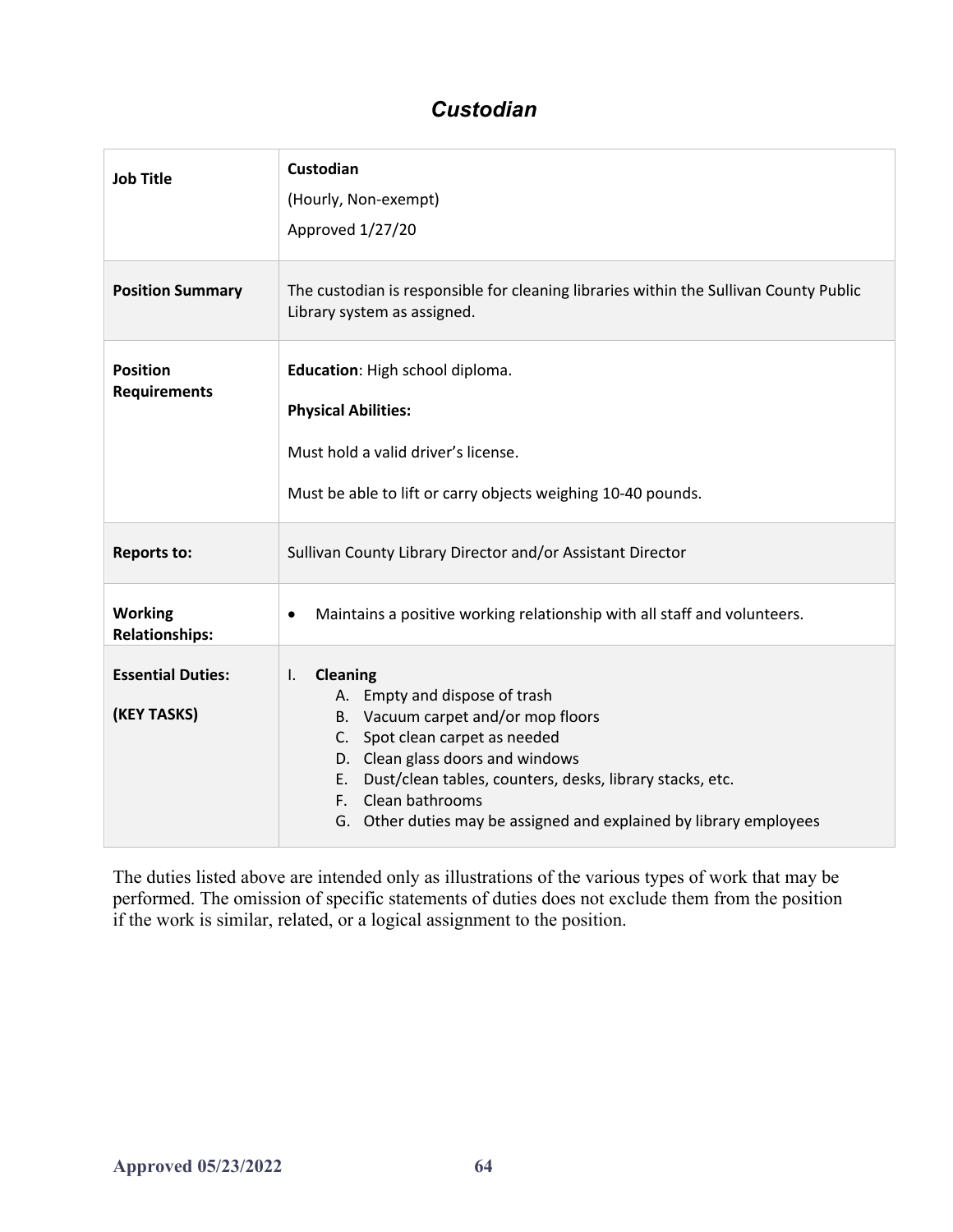# *Custodian*

| | |
|---|---|
| **Job Title** | **Custodian**<br>(Hourly, Non-exempt)<br>Approved 1/27/20 |
| **Position Summary** | The custodian is responsible for cleaning libraries within the Sullivan County Public Library system as assigned. |
| **Position Requirements** | **Education**: High school diploma.<br>**Physical Abilities:**<br>Must hold a valid driver's license.<br>Must be able to lift or carry objects weighing 10-40 pounds. |
| **Reports to:** | Sullivan County Library Director and/or Assistant Director |
| **Working Relationships:** | • Maintains a positive working relationship with all staff and volunteers. |
| **Essential Duties:**<br>**(KEY TASKS)** | I. **Cleaning**<br>A. Empty and dispose of trash<br>B. Vacuum carpet and/or mop floors<br>C. Spot clean carpet as needed<br>D. Clean glass doors and windows<br>E. Dust/clean tables, counters, desks, library stacks, etc.<br>F. Clean bathrooms<br>G. Other duties may be assigned and explained by library employees |

The duties listed above are intended only as illustrations of the various types of work that may be performed. The omission of specific statements of duties does not exclude them from the position if the work is similar, related, or a logical assignment to the position.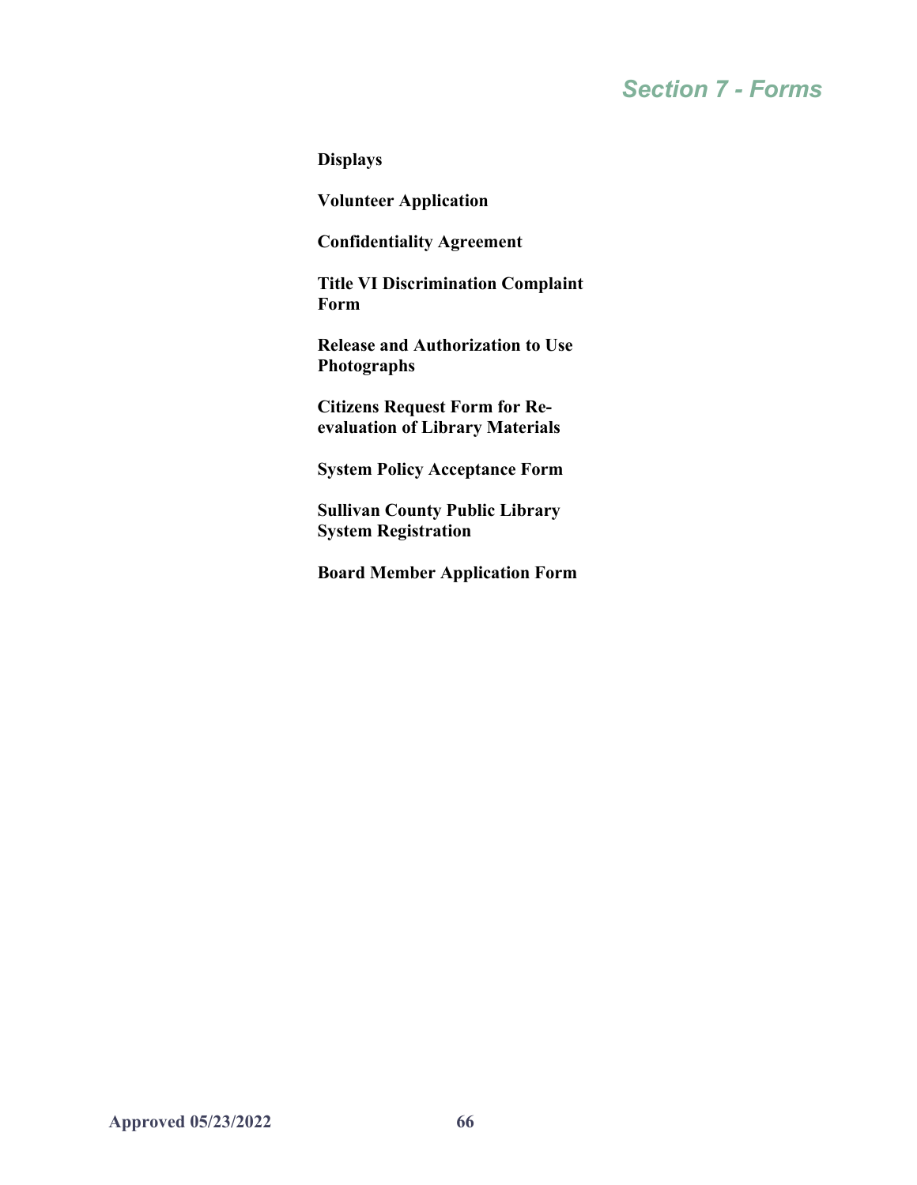# Section 7 - Forms

**Displays**

**Volunteer Application**

**Confidentiality Agreement**

**Title VI Discrimination Complaint Form**

**Release and Authorization to Use Photographs**

**Citizens Request Form for Re-evaluation of Library Materials**

**System Policy Acceptance Form**

**Sullivan County Public Library System Registration**

**Board Member Application Form**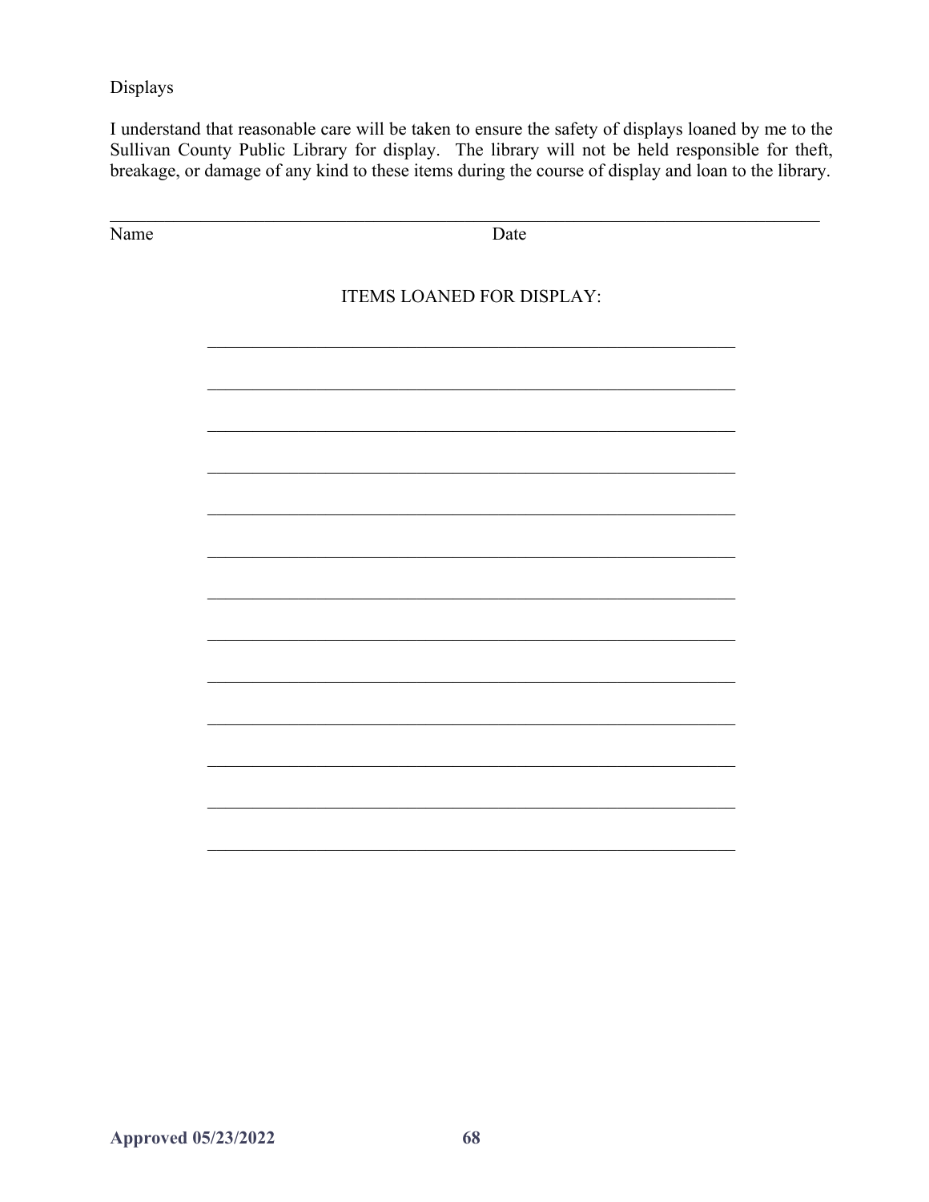Displays

I understand that reasonable care will be taken to ensure the safety of displays loaned by me to the Sullivan County Public Library for display. The library will not be held responsible for theft, breakage, or damage of any kind to these items during the course of display and loan to the library.

\_\_\_\_\_\_\_\_\_\_\_\_\_\_\_\_\_\_\_\_\_\_\_\_\_\_\_\_\_\_\_\_\_\_\_\_\_\_\_\_\_\_\_\_\_\_\_\_\_\_\_\_\_\_\_\_\_\_\_\_\_\_\_\_\_\_\_\_\_\_\_\_\_\_\_\_

Name Date

ITEMS LOANED FOR DISPLAY:

\_\_\_\_\_\_\_\_\_\_\_\_\_\_\_\_\_\_\_\_\_\_\_\_\_\_\_\_\_\_\_\_\_\_\_\_\_\_\_\_\_\_\_\_\_\_\_\_\_\_\_\_

\_\_\_\_\_\_\_\_\_\_\_\_\_\_\_\_\_\_\_\_\_\_\_\_\_\_\_\_\_\_\_\_\_\_\_\_\_\_\_\_\_\_\_\_\_\_\_\_\_\_\_\_

\_\_\_\_\_\_\_\_\_\_\_\_\_\_\_\_\_\_\_\_\_\_\_\_\_\_\_\_\_\_\_\_\_\_\_\_\_\_\_\_\_\_\_\_\_\_\_\_\_\_\_\_

\_\_\_\_\_\_\_\_\_\_\_\_\_\_\_\_\_\_\_\_\_\_\_\_\_\_\_\_\_\_\_\_\_\_\_\_\_\_\_\_\_\_\_\_\_\_\_\_\_\_\_\_

\_\_\_\_\_\_\_\_\_\_\_\_\_\_\_\_\_\_\_\_\_\_\_\_\_\_\_\_\_\_\_\_\_\_\_\_\_\_\_\_\_\_\_\_\_\_\_\_\_\_\_\_

\_\_\_\_\_\_\_\_\_\_\_\_\_\_\_\_\_\_\_\_\_\_\_\_\_\_\_\_\_\_\_\_\_\_\_\_\_\_\_\_\_\_\_\_\_\_\_\_\_\_\_\_

\_\_\_\_\_\_\_\_\_\_\_\_\_\_\_\_\_\_\_\_\_\_\_\_\_\_\_\_\_\_\_\_\_\_\_\_\_\_\_\_\_\_\_\_\_\_\_\_\_\_\_\_

\_\_\_\_\_\_\_\_\_\_\_\_\_\_\_\_\_\_\_\_\_\_\_\_\_\_\_\_\_\_\_\_\_\_\_\_\_\_\_\_\_\_\_\_\_\_\_\_\_\_\_\_

\_\_\_\_\_\_\_\_\_\_\_\_\_\_\_\_\_\_\_\_\_\_\_\_\_\_\_\_\_\_\_\_\_\_\_\_\_\_\_\_\_\_\_\_\_\_\_\_\_\_\_\_

\_\_\_\_\_\_\_\_\_\_\_\_\_\_\_\_\_\_\_\_\_\_\_\_\_\_\_\_\_\_\_\_\_\_\_\_\_\_\_\_\_\_\_\_\_\_\_\_\_\_\_\_

\_\_\_\_\_\_\_\_\_\_\_\_\_\_\_\_\_\_\_\_\_\_\_\_\_\_\_\_\_\_\_\_\_\_\_\_\_\_\_\_\_\_\_\_\_\_\_\_\_\_\_\_

\_\_\_\_\_\_\_\_\_\_\_\_\_\_\_\_\_\_\_\_\_\_\_\_\_\_\_\_\_\_\_\_\_\_\_\_\_\_\_\_\_\_\_\_\_\_\_\_\_\_\_\_

\_\_\_\_\_\_\_\_\_\_\_\_\_\_\_\_\_\_\_\_\_\_\_\_\_\_\_\_\_\_\_\_\_\_\_\_\_\_\_\_\_\_\_\_\_\_\_\_\_\_\_\_

**Approved 05/23/2022**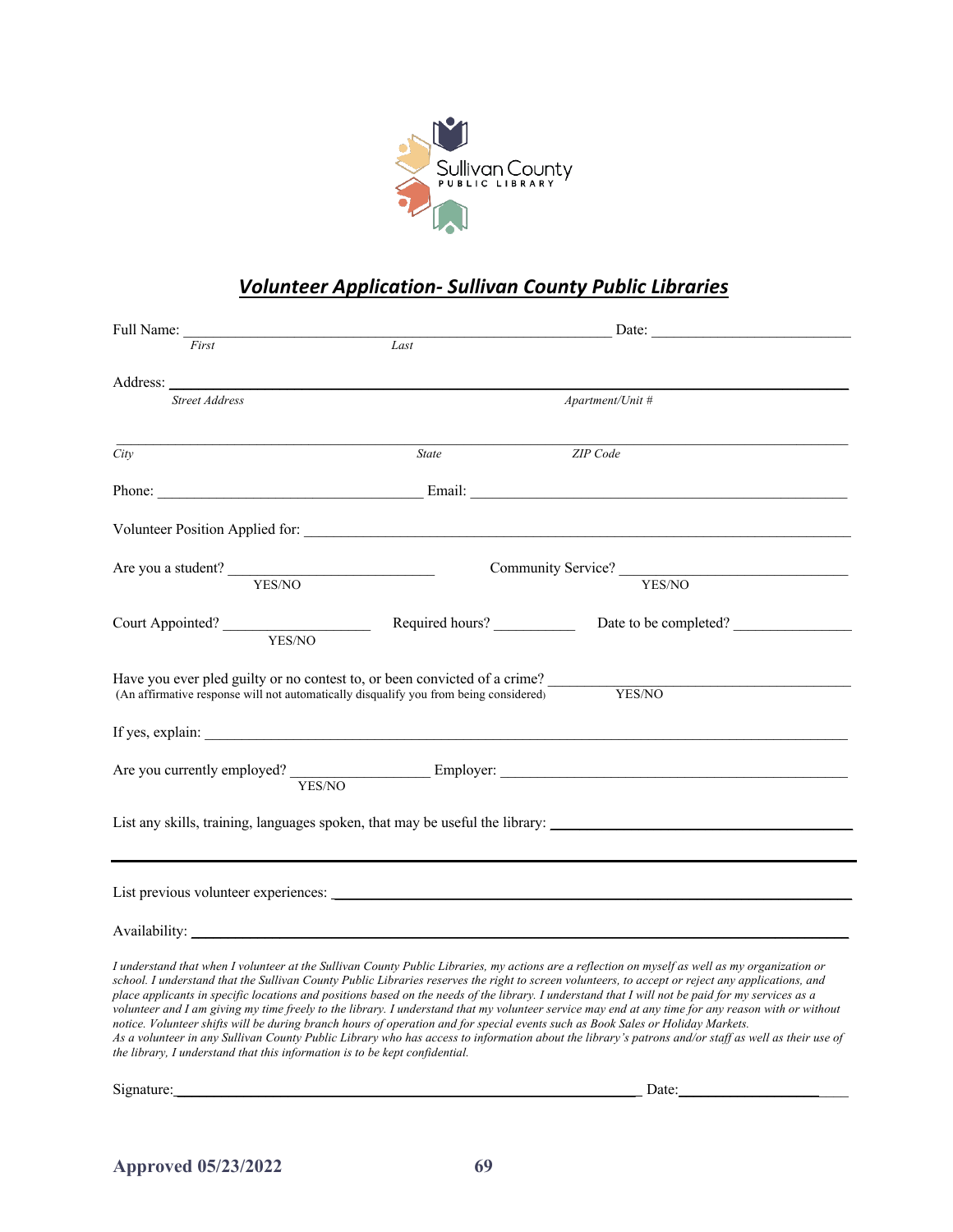Sullivan County
PUBLIC LIBRARY

## ***Volunteer Application- Sullivan County Public Libraries***

Full Name: ______________________________________________ Date: ______________________
*First* *Last*

Address: ______________________________________________________________________
*Street Address* *Apartment/Unit #*

______________________________________________________________________
*City* *State* *ZIP Code*

Phone: ______________________________ Email: ________________________________________

Volunteer Position Applied for: ______________________________________________________

Are you a student? ______________________ Community Service? ______________________
YES/NO YES/NO

Court Appointed? _________________ Required hours? __________ Date to be completed? ______________
YES/NO

Have you ever pled guilty or no contest to, or been convicted of a crime? ______________________________
(An affirmative response will not automatically disqualify you from being considered) YES/NO

If yes, explain: ____________________________________________________________________

Are you currently employed? _________________ Employer: ______________________________________
YES/NO

List any skills, training, languages spoken, that may be useful the library: _________________________________

______________________________________________________________________

List previous volunteer experiences: _______________________________________________________

Availability: ______________________________________________________________________

*I understand that when I volunteer at the Sullivan County Public Libraries, my actions are a reflection on myself as well as my organization or school. I understand that the Sullivan County Public Libraries reserves the right to screen volunteers, to accept or reject any applications, and place applicants in specific locations and positions based on the needs of the library. I understand that I will not be paid for my services as a volunteer and I am giving my time freely to the library. I understand that my volunteer service may end at any time for any reason with or without notice. Volunteer shifts will be during branch hours of operation and for special events such as Book Sales or Holiday Markets.*
*As a volunteer in any Sullivan County Public Library who has access to information about the library's patrons and/or staff as well as their use of the library, I understand that this information is to be kept confidential.*

Signature:_______________________________________________________ Date:_____________________

**Approved 05/23/2022**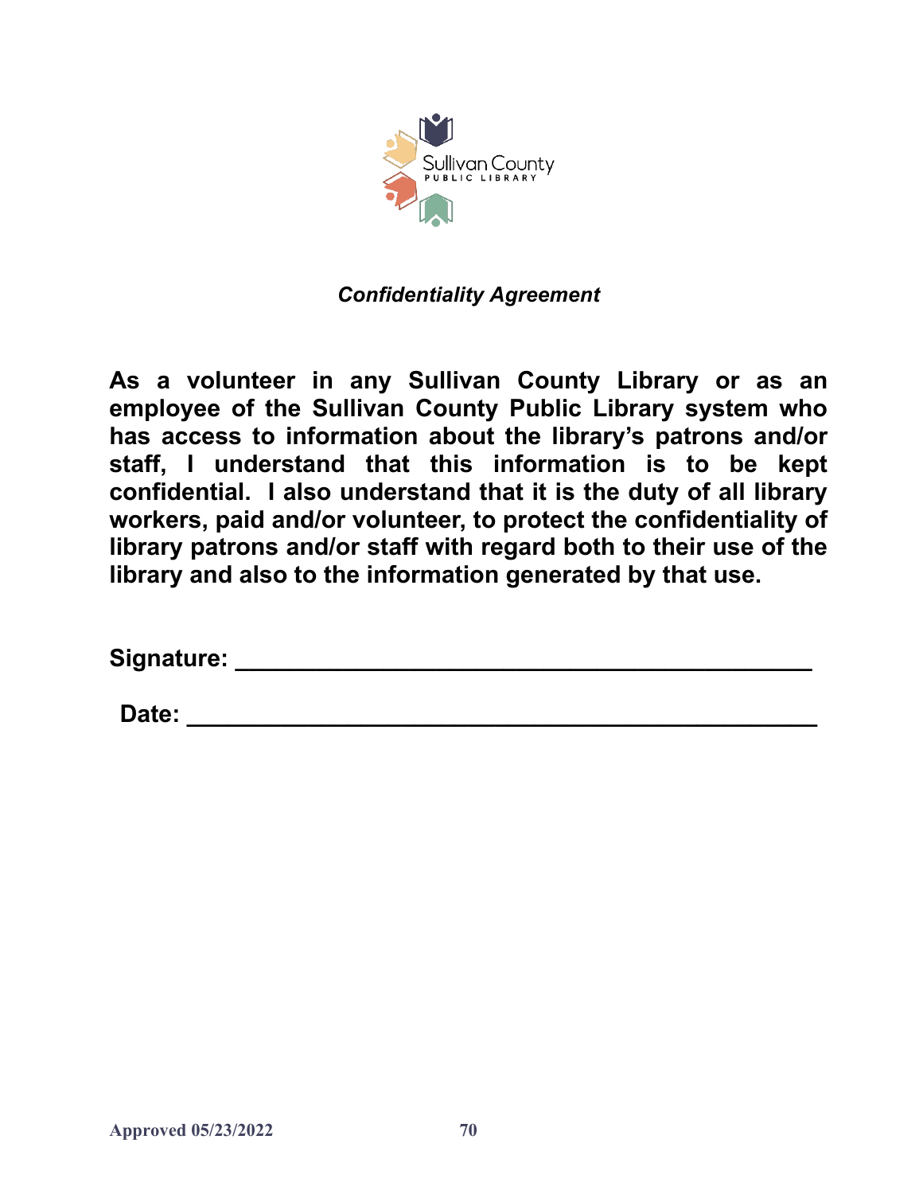Sullivan County
PUBLIC LIBRARY

***Confidentiality Agreement***

**As a volunteer in any Sullivan County Library or as an employee of the Sullivan County Public Library system who has access to information about the library's patrons and/or staff, I understand that this information is to be kept confidential. I also understand that it is the duty of all library workers, paid and/or volunteer, to protect the confidentiality of library patrons and/or staff with regard both to their use of the library and also to the information generated by that use.**

**Signature: ________________________________________**

**Date: ___________________________________________**

Approved 05/23/2022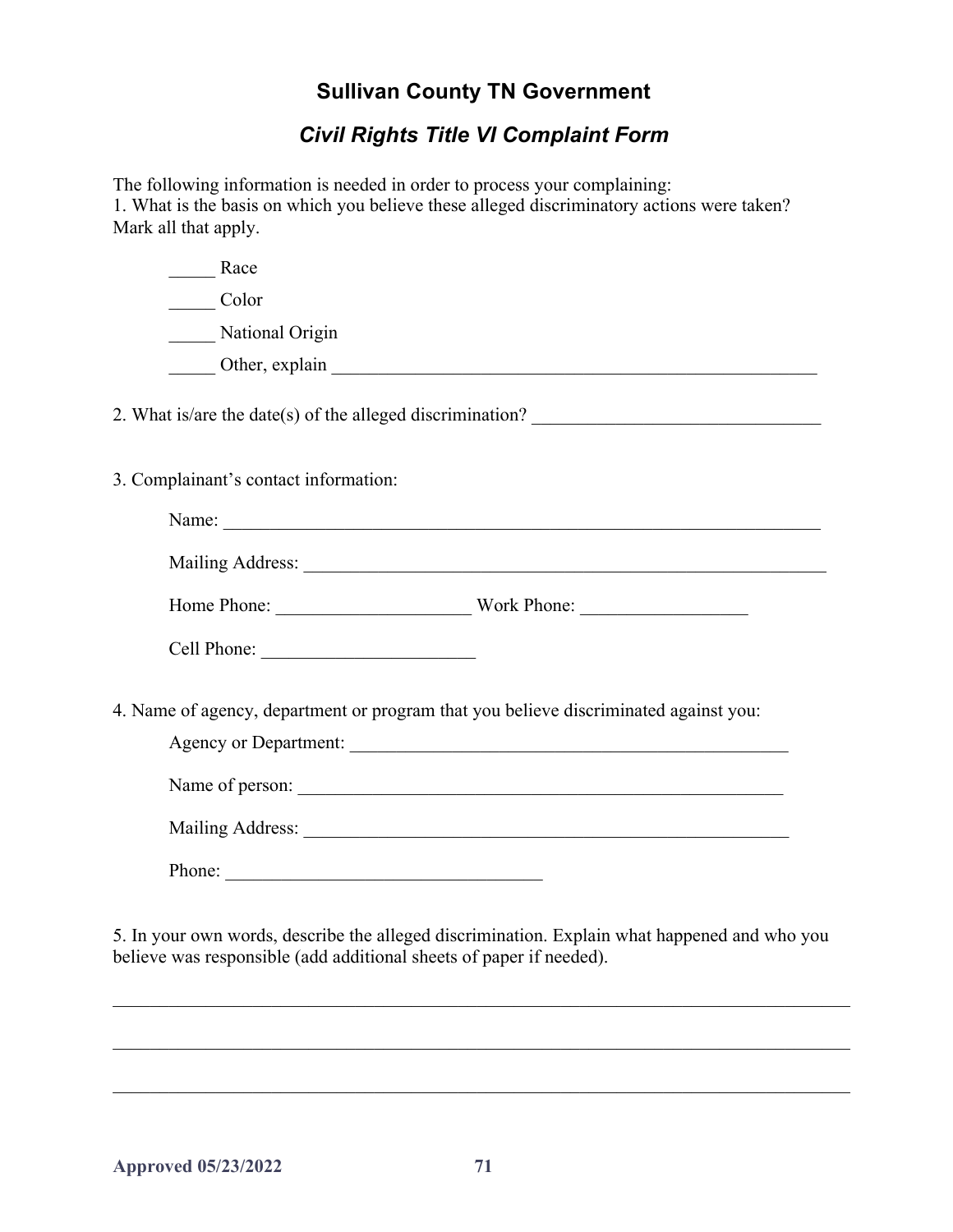## Sullivan County TN Government

### *Civil Rights Title VI Complaint Form*

The following information is needed in order to process your complaining:
1. What is the basis on which you believe these alleged discriminatory actions were taken? Mark all that apply.

_____ Race

_____ Color

_____ National Origin

_____ Other, explain ________________________________________________________

2. What is/are the date(s) of the alleged discrimination? _______________________________

3. Complainant's contact information:

Name: ____________________________________________________________________

Mailing Address: ___________________________________________________________

Home Phone: _____________________ Work Phone: __________________

Cell Phone: _______________________

4. Name of agency, department or program that you believe discriminated against you:

Agency or Department: _________________________________________________

Name of person: ______________________________________________________

Mailing Address: ______________________________________________________

Phone: ___________________________________

5. In your own words, describe the alleged discrimination. Explain what happened and who you believe was responsible (add additional sheets of paper if needed).

_______________________________________________________________________________

_______________________________________________________________________________

_______________________________________________________________________________

**Approved 05/23/2022**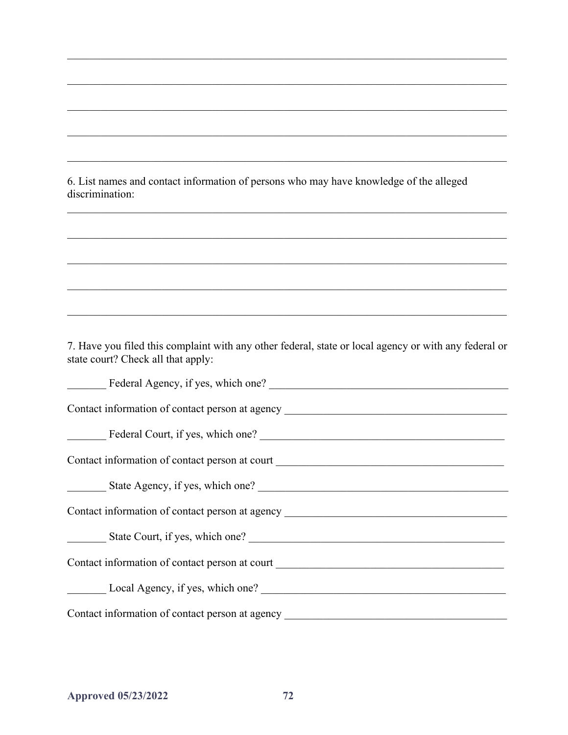\_\_\_\_\_\_\_\_\_\_\_\_\_\_\_\_\_\_\_\_\_\_\_\_\_\_\_\_\_\_\_\_\_\_\_\_\_\_\_\_\_\_\_\_\_\_\_\_\_\_\_\_\_\_\_\_\_\_\_\_\_\_\_\_\_\_\_\_\_\_\_\_\_\_\_\_

\_\_\_\_\_\_\_\_\_\_\_\_\_\_\_\_\_\_\_\_\_\_\_\_\_\_\_\_\_\_\_\_\_\_\_\_\_\_\_\_\_\_\_\_\_\_\_\_\_\_\_\_\_\_\_\_\_\_\_\_\_\_\_\_\_\_\_\_\_\_\_\_\_\_\_\_

\_\_\_\_\_\_\_\_\_\_\_\_\_\_\_\_\_\_\_\_\_\_\_\_\_\_\_\_\_\_\_\_\_\_\_\_\_\_\_\_\_\_\_\_\_\_\_\_\_\_\_\_\_\_\_\_\_\_\_\_\_\_\_\_\_\_\_\_\_\_\_\_\_\_\_\_

\_\_\_\_\_\_\_\_\_\_\_\_\_\_\_\_\_\_\_\_\_\_\_\_\_\_\_\_\_\_\_\_\_\_\_\_\_\_\_\_\_\_\_\_\_\_\_\_\_\_\_\_\_\_\_\_\_\_\_\_\_\_\_\_\_\_\_\_\_\_\_\_\_\_\_\_

\_\_\_\_\_\_\_\_\_\_\_\_\_\_\_\_\_\_\_\_\_\_\_\_\_\_\_\_\_\_\_\_\_\_\_\_\_\_\_\_\_\_\_\_\_\_\_\_\_\_\_\_\_\_\_\_\_\_\_\_\_\_\_\_\_\_\_\_\_\_\_\_\_\_\_\_

6. List names and contact information of persons who may have knowledge of the alleged discrimination:

\_\_\_\_\_\_\_\_\_\_\_\_\_\_\_\_\_\_\_\_\_\_\_\_\_\_\_\_\_\_\_\_\_\_\_\_\_\_\_\_\_\_\_\_\_\_\_\_\_\_\_\_\_\_\_\_\_\_\_\_\_\_\_\_\_\_\_\_\_\_\_\_\_\_\_\_

\_\_\_\_\_\_\_\_\_\_\_\_\_\_\_\_\_\_\_\_\_\_\_\_\_\_\_\_\_\_\_\_\_\_\_\_\_\_\_\_\_\_\_\_\_\_\_\_\_\_\_\_\_\_\_\_\_\_\_\_\_\_\_\_\_\_\_\_\_\_\_\_\_\_\_\_

\_\_\_\_\_\_\_\_\_\_\_\_\_\_\_\_\_\_\_\_\_\_\_\_\_\_\_\_\_\_\_\_\_\_\_\_\_\_\_\_\_\_\_\_\_\_\_\_\_\_\_\_\_\_\_\_\_\_\_\_\_\_\_\_\_\_\_\_\_\_\_\_\_\_\_\_

\_\_\_\_\_\_\_\_\_\_\_\_\_\_\_\_\_\_\_\_\_\_\_\_\_\_\_\_\_\_\_\_\_\_\_\_\_\_\_\_\_\_\_\_\_\_\_\_\_\_\_\_\_\_\_\_\_\_\_\_\_\_\_\_\_\_\_\_\_\_\_\_\_\_\_\_

\_\_\_\_\_\_\_\_\_\_\_\_\_\_\_\_\_\_\_\_\_\_\_\_\_\_\_\_\_\_\_\_\_\_\_\_\_\_\_\_\_\_\_\_\_\_\_\_\_\_\_\_\_\_\_\_\_\_\_\_\_\_\_\_\_\_\_\_\_\_\_\_\_\_\_\_

7. Have you filed this complaint with any other federal, state or local agency or with any federal or state court? Check all that apply:

\_\_\_\_\_\_\_ Federal Agency, if yes, which one? \_\_\_\_\_\_\_\_\_\_\_\_\_\_\_\_\_\_\_\_\_\_\_\_\_\_\_\_\_\_\_\_\_\_\_\_\_\_\_\_\_\_

Contact information of contact person at agency \_\_\_\_\_\_\_\_\_\_\_\_\_\_\_\_\_\_\_\_\_\_\_\_\_\_\_\_\_\_\_\_\_\_\_\_\_\_\_

\_\_\_\_\_\_\_ Federal Court, if yes, which one? \_\_\_\_\_\_\_\_\_\_\_\_\_\_\_\_\_\_\_\_\_\_\_\_\_\_\_\_\_\_\_\_\_\_\_\_\_\_\_\_\_\_

Contact information of contact person at court \_\_\_\_\_\_\_\_\_\_\_\_\_\_\_\_\_\_\_\_\_\_\_\_\_\_\_\_\_\_\_\_\_\_\_\_\_\_\_

\_\_\_\_\_\_\_ State Agency, if yes, which one? \_\_\_\_\_\_\_\_\_\_\_\_\_\_\_\_\_\_\_\_\_\_\_\_\_\_\_\_\_\_\_\_\_\_\_\_\_\_\_\_\_\_\_

Contact information of contact person at agency \_\_\_\_\_\_\_\_\_\_\_\_\_\_\_\_\_\_\_\_\_\_\_\_\_\_\_\_\_\_\_\_\_\_\_\_\_\_\_

\_\_\_\_\_\_\_ State Court, if yes, which one? \_\_\_\_\_\_\_\_\_\_\_\_\_\_\_\_\_\_\_\_\_\_\_\_\_\_\_\_\_\_\_\_\_\_\_\_\_\_\_\_\_\_\_

Contact information of contact person at court \_\_\_\_\_\_\_\_\_\_\_\_\_\_\_\_\_\_\_\_\_\_\_\_\_\_\_\_\_\_\_\_\_\_\_\_\_\_\_

\_\_\_\_\_\_\_ Local Agency, if yes, which one? \_\_\_\_\_\_\_\_\_\_\_\_\_\_\_\_\_\_\_\_\_\_\_\_\_\_\_\_\_\_\_\_\_\_\_\_\_\_\_\_\_\_

Contact information of contact person at agency \_\_\_\_\_\_\_\_\_\_\_\_\_\_\_\_\_\_\_\_\_\_\_\_\_\_\_\_\_\_\_\_\_\_\_\_\_\_\_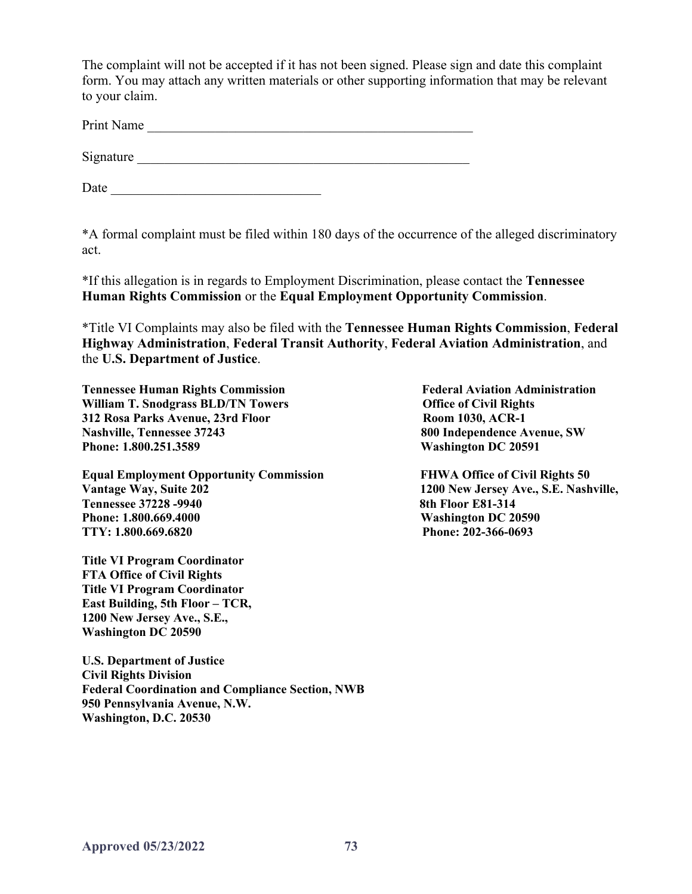The complaint will not be accepted if it has not been signed. Please sign and date this complaint form. You may attach any written materials or other supporting information that may be relevant to your claim.

Print Name ___________________________________________________

Signature ___________________________________________________

Date ________________________________

*A formal complaint must be filed within 180 days of the occurrence of the alleged discriminatory act.

*If this allegation is in regards to Employment Discrimination, please contact the **Tennessee Human Rights Commission** or the **Equal Employment Opportunity Commission**.

*Title VI Complaints may also be filed with the **Tennessee Human Rights Commission**, **Federal Highway Administration**, **Federal Transit Authority**, **Federal Aviation Administration**, and the **U.S. Department of Justice**.

**Tennessee Human Rights Commission**
**William T. Snodgrass BLD/TN Towers**
**312 Rosa Parks Avenue, 23rd Floor**
**Nashville, Tennessee 37243**
**Phone: 1.800.251.3589**

**Equal Employment Opportunity Commission**
**Vantage Way, Suite 202**
**Tennessee 37228 -9940**
**Phone: 1.800.669.4000**
**TTY: 1.800.669.6820**

**Title VI Program Coordinator**
**FTA Office of Civil Rights**
**Title VI Program Coordinator**
**East Building, 5th Floor – TCR,**
**1200 New Jersey Ave., S.E.,**
**Washington DC 20590**

**U.S. Department of Justice**
**Civil Rights Division**
**Federal Coordination and Compliance Section, NWB**
**950 Pennsylvania Avenue, N.W.**
**Washington, D.C. 20530**

**Federal Aviation Administration**
**Office of Civil Rights**
**Room 1030, ACR-1**
**800 Independence Avenue, SW**
**Washington DC 20591**

**FHWA Office of Civil Rights 50**
**1200 New Jersey Ave., S.E. Nashville,**
**8th Floor E81-314**
**Washington DC 20590**
**Phone: 202-366-0693**

**Approved 05/23/2022**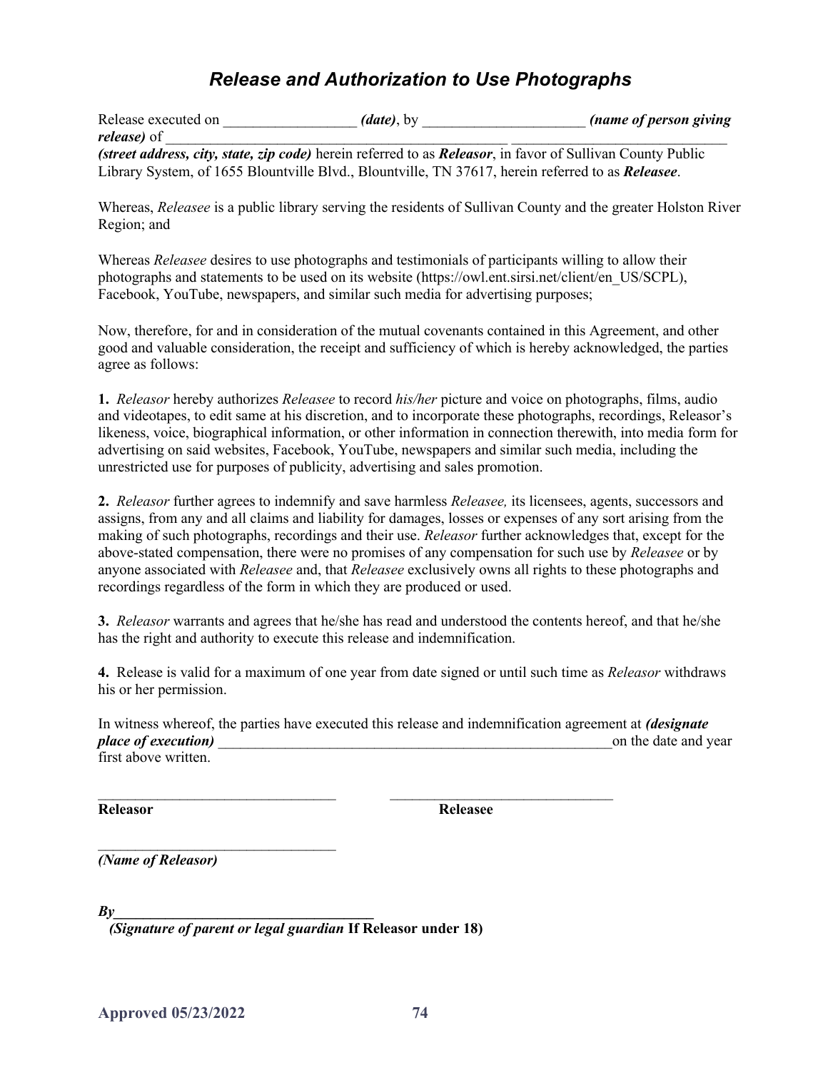# *Release and Authorization to Use Photographs*

Release executed on __________________ ***(date)***, by ______________________ ***(name of person giving release)*** of _________________________________________________ _____________________________ ***(street address, city, state, zip code)*** herein referred to as ***Releasor***, in favor of Sullivan County Public Library System, of 1655 Blountville Blvd., Blountville, TN 37617, herein referred to as ***Releasee***.

Whereas, *Releasee* is a public library serving the residents of Sullivan County and the greater Holston River Region; and

Whereas *Releasee* desires to use photographs and testimonials of participants willing to allow their photographs and statements to be used on its website (https://owl.ent.sirsi.net/client/en_US/SCPL), Facebook, YouTube, newspapers, and similar such media for advertising purposes;

Now, therefore, for and in consideration of the mutual covenants contained in this Agreement, and other good and valuable consideration, the receipt and sufficiency of which is hereby acknowledged, the parties agree as follows:

**1.** *Releasor* hereby authorizes *Releasee* to record *his/her* picture and voice on photographs, films, audio and videotapes, to edit same at his discretion, and to incorporate these photographs, recordings, Releasor's likeness, voice, biographical information, or other information in connection therewith, into media form for advertising on said websites, Facebook, YouTube, newspapers and similar such media, including the unrestricted use for purposes of publicity, advertising and sales promotion.

**2.** *Releasor* further agrees to indemnify and save harmless *Releasee,* its licensees, agents, successors and assigns, from any and all claims and liability for damages, losses or expenses of any sort arising from the making of such photographs, recordings and their use. *Releasor* further acknowledges that, except for the above-stated compensation, there were no promises of any compensation for such use by *Releasee* or by anyone associated with *Releasee* and, that *Releasee* exclusively owns all rights to these photographs and recordings regardless of the form in which they are produced or used.

**3.** *Releasor* warrants and agrees that he/she has read and understood the contents hereof, and that he/she has the right and authority to execute this release and indemnification.

**4.** Release is valid for a maximum of one year from date signed or until such time as *Releasor* withdraws his or her permission.

In witness whereof, the parties have executed this release and indemnification agreement at ***(designate place of execution)*** ________________________________________________________on the date and year first above written.

_________________________________ _______________________________

**Releasor** **Releasee**

_________________________________

***(Name of Releasor)***

***By*____________________________________**

***(Signature of parent or legal guardian* If Releasor under 18)**

**Approved 05/23/2022**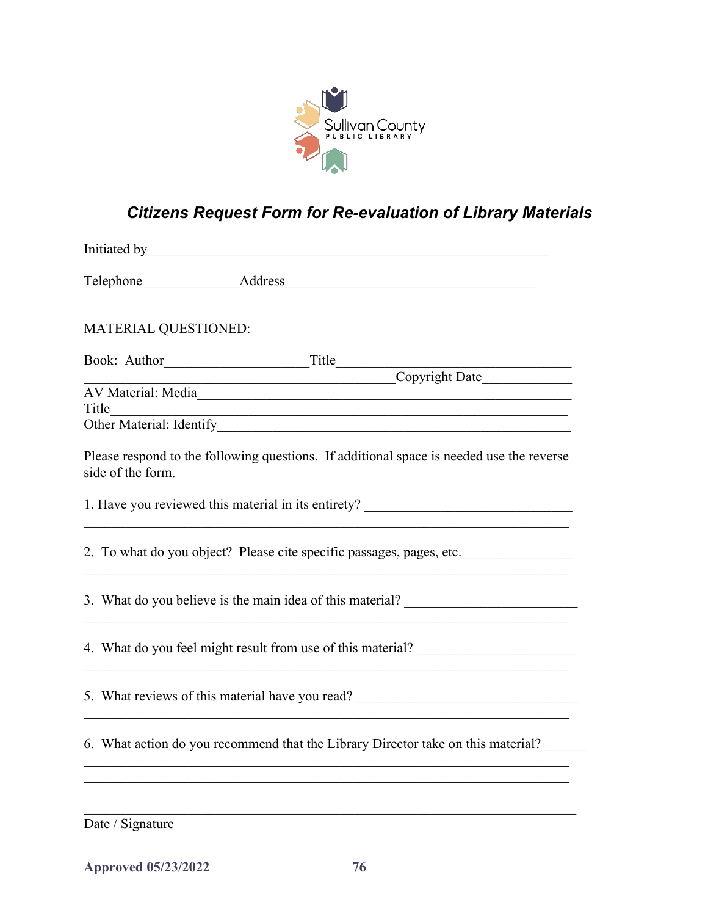Sullivan County
PUBLIC LIBRARY

## *Citizens Request Form for Re-evaluation of Library Materials*

Initiated by______________________________________________________________

Telephone______________Address____________________________________

MATERIAL QUESTIONED:

Book: Author_____________________Title___________________________________
_____________________________________________Copyright Date_____________
AV Material: Media______________________________________________________
Title________________________________________________________________
Other Material: Identify__________________________________________________

Please respond to the following questions. If additional space is needed use the reverse side of the form.

1. Have you reviewed this material in its entirety? ______________________________
________________________________________________________________________

2. To what do you object? Please cite specific passages, pages, etc.________________
________________________________________________________________________

3. What do you believe is the main idea of this material? _________________________
________________________________________________________________________

4. What do you feel might result from use of this material? _______________________
________________________________________________________________________

5. What reviews of this material have you read? _________________________________
________________________________________________________________________

6. What action do you recommend that the Library Director take on this material? ______
________________________________________________________________________
________________________________________________________________________

________________________________________________________________________
Date / Signature

**Approved 05/23/2022**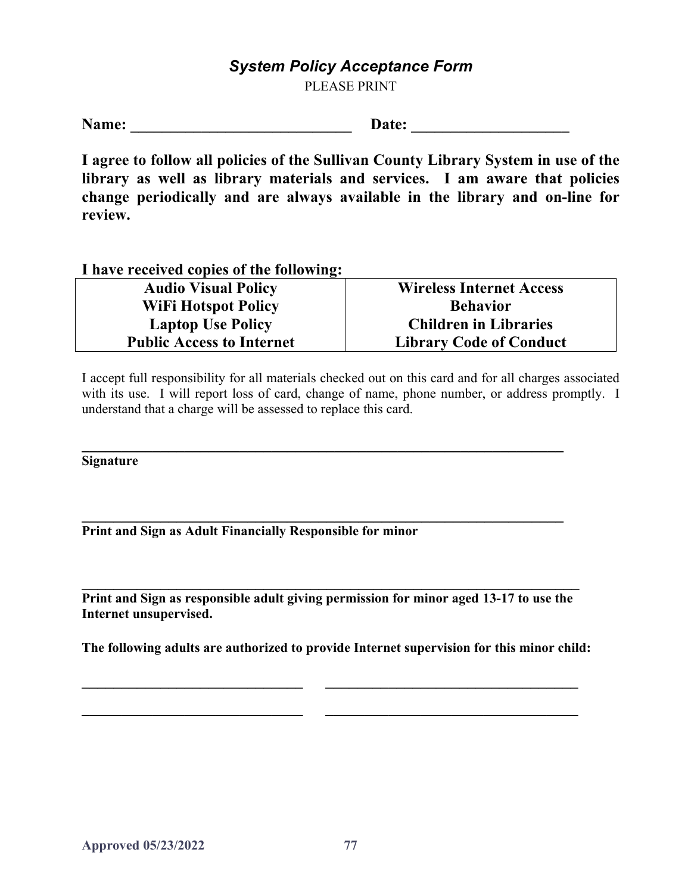## *System Policy Acceptance Form*

PLEASE PRINT

**Name: ____________________________ Date: ____________________**

**I agree to follow all policies of the Sullivan County Library System in use of the library as well as library materials and services. I am aware that policies change periodically and are always available in the library and on-line for review.**

**I have received copies of the following:**

| | |
|---|---|
| **Audio Visual Policy** | **Wireless Internet Access** |
| **WiFi Hotspot Policy** | **Behavior** |
| **Laptop Use Policy** | **Children in Libraries** |
| **Public Access to Internet** | **Library Code of Conduct** |

I accept full responsibility for all materials checked out on this card and for all charges associated with its use. I will report loss of card, change of name, phone number, or address promptly. I understand that a charge will be assessed to replace this card.

______________________________________________________________________

**Signature**

______________________________________________________________________

**Print and Sign as Adult Financially Responsible for minor**

______________________________________________________________________

**Print and Sign as responsible adult giving permission for minor aged 13-17 to use the Internet unsupervised.**

**The following adults are authorized to provide Internet supervision for this minor child:**

________________________________ ____________________________________

________________________________ ____________________________________

**Approved 05/23/2022**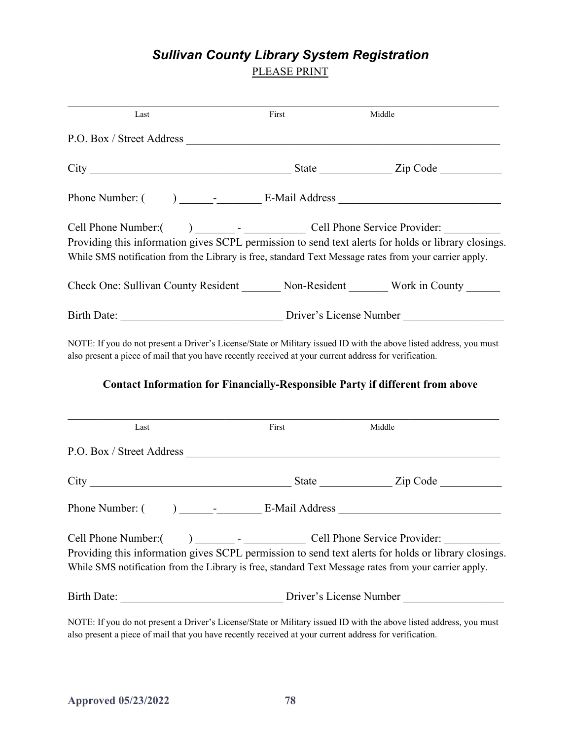## *Sullivan County Library System Registration*

PLEASE PRINT

\_\_\_\_\_\_\_\_\_\_\_\_\_\_\_\_\_\_\_\_\_\_\_\_\_\_\_\_\_\_\_\_\_\_\_\_\_\_\_\_\_\_\_\_\_\_\_\_\_\_\_\_\_\_\_\_\_\_\_\_\_\_\_\_\_\_\_\_\_\_\_\_\_\_\_\_\_\_

Last First Middle

P.O. Box / Street Address \_\_\_\_\_\_\_\_\_\_\_\_\_\_\_\_\_\_\_\_\_\_\_\_\_\_\_\_\_\_\_\_\_\_\_\_\_\_\_\_\_\_\_\_\_\_\_\_\_\_\_\_\_\_\_\_

City \_\_\_\_\_\_\_\_\_\_\_\_\_\_\_\_\_\_\_\_\_\_\_\_\_\_\_\_\_\_\_\_\_\_\_\_\_ State \_\_\_\_\_\_\_\_\_\_\_\_\_ Zip Code \_\_\_\_\_\_\_\_\_\_\_

Phone Number: (        ) \_\_\_\_\_\_-\_\_\_\_\_\_\_\_ E-Mail Address \_\_\_\_\_\_\_\_\_\_\_\_\_\_\_\_\_\_\_\_\_\_\_\_\_\_\_\_\_\_

Cell Phone Number:(        ) \_\_\_\_\_\_\_ - \_\_\_\_\_\_\_\_\_\_\_ Cell Phone Service Provider: \_\_\_\_\_\_\_\_\_\_

Providing this information gives SCPL permission to send text alerts for holds or library closings. While SMS notification from the Library is free, standard Text Message rates from your carrier apply.

Check One: Sullivan County Resident \_\_\_\_\_\_\_ Non-Resident \_\_\_\_\_\_\_ Work in County \_\_\_\_\_\_

Birth Date: \_\_\_\_\_\_\_\_\_\_\_\_\_\_\_\_\_\_\_\_\_\_\_\_\_\_\_\_\_ Driver's License Number \_\_\_\_\_\_\_\_\_\_\_\_\_\_\_\_\_\_

NOTE: If you do not present a Driver's License/State or Military issued ID with the above listed address, you must also present a piece of mail that you have recently received at your current address for verification.

**Contact Information for Financially-Responsible Party if different from above**

\_\_\_\_\_\_\_\_\_\_\_\_\_\_\_\_\_\_\_\_\_\_\_\_\_\_\_\_\_\_\_\_\_\_\_\_\_\_\_\_\_\_\_\_\_\_\_\_\_\_\_\_\_\_\_\_\_\_\_\_\_\_\_\_\_\_\_\_\_\_\_\_\_\_\_\_\_\_

Last First Middle

P.O. Box / Street Address \_\_\_\_\_\_\_\_\_\_\_\_\_\_\_\_\_\_\_\_\_\_\_\_\_\_\_\_\_\_\_\_\_\_\_\_\_\_\_\_\_\_\_\_\_\_\_\_\_\_\_\_\_\_\_\_

City \_\_\_\_\_\_\_\_\_\_\_\_\_\_\_\_\_\_\_\_\_\_\_\_\_\_\_\_\_\_\_\_\_\_\_\_\_ State \_\_\_\_\_\_\_\_\_\_\_\_\_ Zip Code \_\_\_\_\_\_\_\_\_\_\_

Phone Number: (        ) \_\_\_\_\_\_-\_\_\_\_\_\_\_\_ E-Mail Address \_\_\_\_\_\_\_\_\_\_\_\_\_\_\_\_\_\_\_\_\_\_\_\_\_\_\_\_\_\_

Cell Phone Number:(        ) \_\_\_\_\_\_\_ - \_\_\_\_\_\_\_\_\_\_\_ Cell Phone Service Provider: \_\_\_\_\_\_\_\_\_\_

Providing this information gives SCPL permission to send text alerts for holds or library closings. While SMS notification from the Library is free, standard Text Message rates from your carrier apply.

Birth Date: \_\_\_\_\_\_\_\_\_\_\_\_\_\_\_\_\_\_\_\_\_\_\_\_\_\_\_\_\_ Driver's License Number \_\_\_\_\_\_\_\_\_\_\_\_\_\_\_\_\_\_

NOTE: If you do not present a Driver's License/State or Military issued ID with the above listed address, you must also present a piece of mail that you have recently received at your current address for verification.

**Approved 05/23/2022**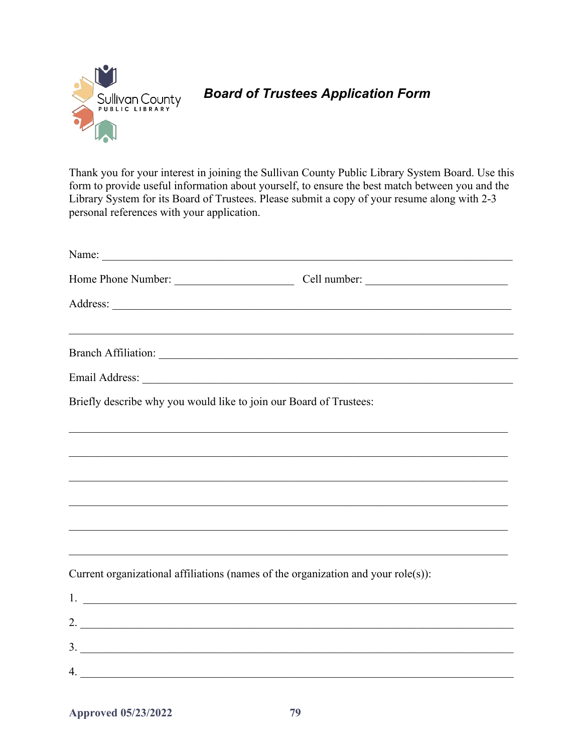Sullivan County
PUBLIC LIBRARY

# *Board of Trustees Application Form*

Thank you for your interest in joining the Sullivan County Public Library System Board. Use this form to provide useful information about yourself, to ensure the best match between you and the Library System for its Board of Trustees. Please submit a copy of your resume along with 2-3 personal references with your application.

Name: ___________________________________________________________________________

Home Phone Number: ______________________ Cell number: __________________________

Address: _________________________________________________________________________

_________________________________________________________________________________

Branch Affiliation: _________________________________________________________________

Email Address: ____________________________________________________________________

Briefly describe why you would like to join our Board of Trustees:

_________________________________________________________________________________

_________________________________________________________________________________

_________________________________________________________________________________

_________________________________________________________________________________

_________________________________________________________________________________

_________________________________________________________________________________

Current organizational affiliations (names of the organization and your role(s)):

1. ______________________________________________________________________________
2. ______________________________________________________________________________
3. ______________________________________________________________________________
4. ______________________________________________________________________________

**Approved 05/23/2022**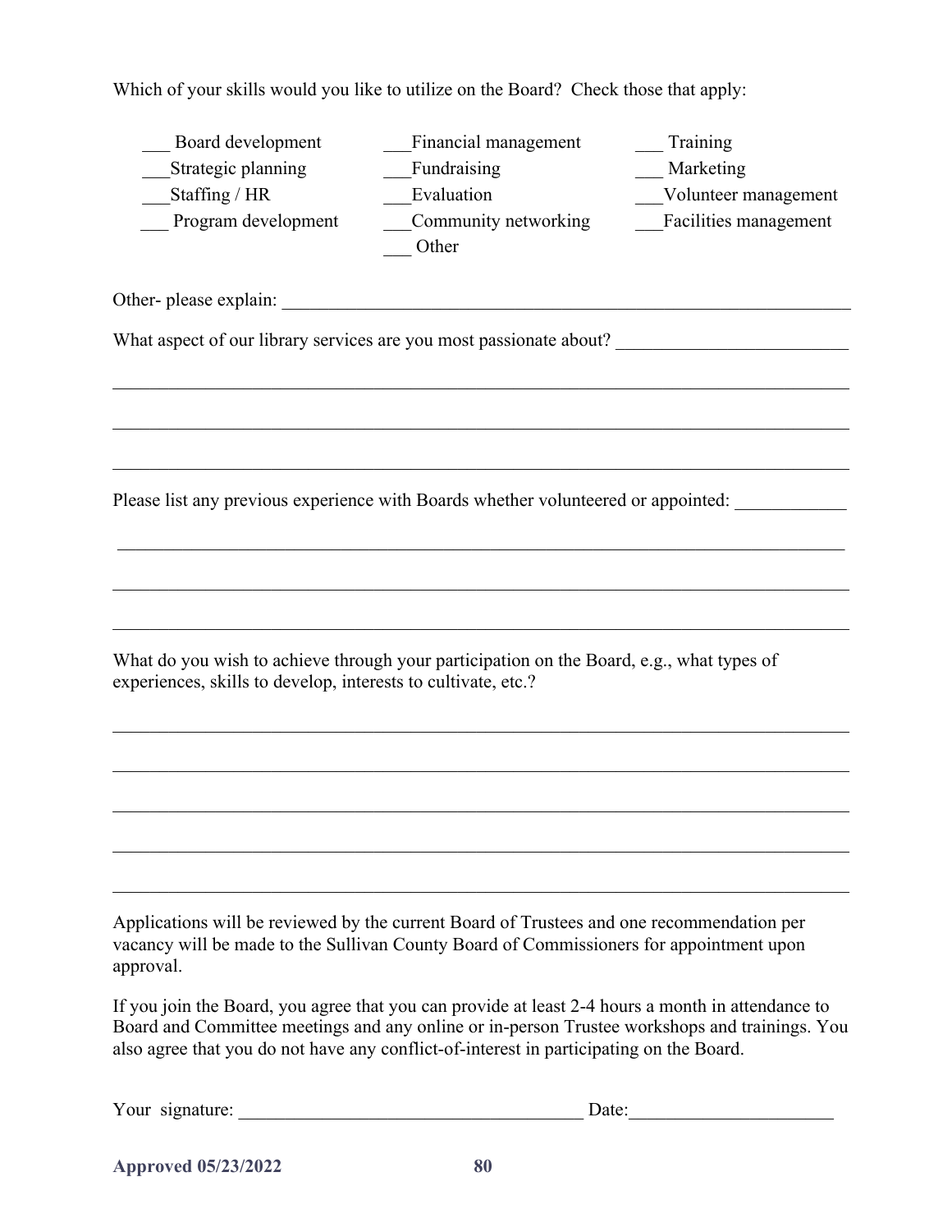Which of your skills would you like to utilize on the Board? Check those that apply:

___ Board development
___Strategic planning
___Staffing / HR
___ Program development
___Financial management
___Fundraising
___Evaluation
___Community networking
___ Other
___ Training
___ Marketing
___Volunteer management
___Facilities management

Other- please explain: ________________________________________________________________

What aspect of our library services are you most passionate about? _________________________

_____________________________________________________________________________________

_____________________________________________________________________________________

_____________________________________________________________________________________

Please list any previous experience with Boards whether volunteered or appointed: ____________

_____________________________________________________________________________________

_____________________________________________________________________________________

_____________________________________________________________________________________

What do you wish to achieve through your participation on the Board, e.g., what types of experiences, skills to develop, interests to cultivate, etc.?

_____________________________________________________________________________________

_____________________________________________________________________________________

_____________________________________________________________________________________

_____________________________________________________________________________________

_____________________________________________________________________________________

Applications will be reviewed by the current Board of Trustees and one recommendation per vacancy will be made to the Sullivan County Board of Commissioners for appointment upon approval.

If you join the Board, you agree that you can provide at least 2-4 hours a month in attendance to Board and Committee meetings and any online or in-person Trustee workshops and trainings. You also agree that you do not have any conflict-of-interest in participating on the Board.

Your signature: _____________________________________ Date:______________________

**Approved 05/23/2022**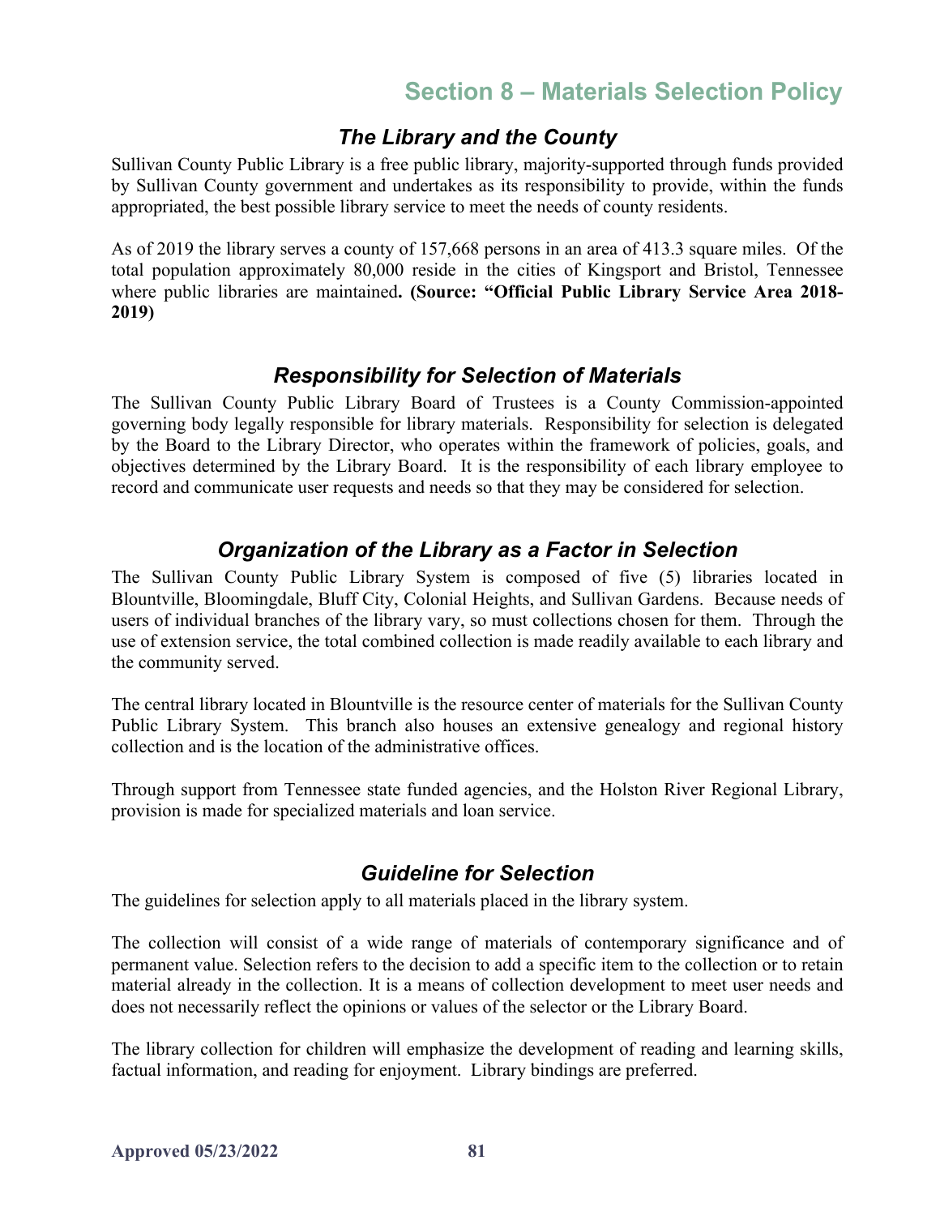# Section 8 – Materials Selection Policy

## *The Library and the County*

Sullivan County Public Library is a free public library, majority-supported through funds provided by Sullivan County government and undertakes as its responsibility to provide, within the funds appropriated, the best possible library service to meet the needs of county residents.

As of 2019 the library serves a county of 157,668 persons in an area of 413.3 square miles. Of the total population approximately 80,000 reside in the cities of Kingsport and Bristol, Tennessee where public libraries are maintained**. (Source: "Official Public Library Service Area 2018-2019)**

## *Responsibility for Selection of Materials*

The Sullivan County Public Library Board of Trustees is a County Commission-appointed governing body legally responsible for library materials. Responsibility for selection is delegated by the Board to the Library Director, who operates within the framework of policies, goals, and objectives determined by the Library Board. It is the responsibility of each library employee to record and communicate user requests and needs so that they may be considered for selection.

## *Organization of the Library as a Factor in Selection*

The Sullivan County Public Library System is composed of five (5) libraries located in Blountville, Bloomingdale, Bluff City, Colonial Heights, and Sullivan Gardens. Because needs of users of individual branches of the library vary, so must collections chosen for them. Through the use of extension service, the total combined collection is made readily available to each library and the community served.

The central library located in Blountville is the resource center of materials for the Sullivan County Public Library System. This branch also houses an extensive genealogy and regional history collection and is the location of the administrative offices.

Through support from Tennessee state funded agencies, and the Holston River Regional Library, provision is made for specialized materials and loan service.

## *Guideline for Selection*

The guidelines for selection apply to all materials placed in the library system.

The collection will consist of a wide range of materials of contemporary significance and of permanent value. Selection refers to the decision to add a specific item to the collection or to retain material already in the collection. It is a means of collection development to meet user needs and does not necessarily reflect the opinions or values of the selector or the Library Board.

The library collection for children will emphasize the development of reading and learning skills, factual information, and reading for enjoyment. Library bindings are preferred.

**Approved 05/23/2022**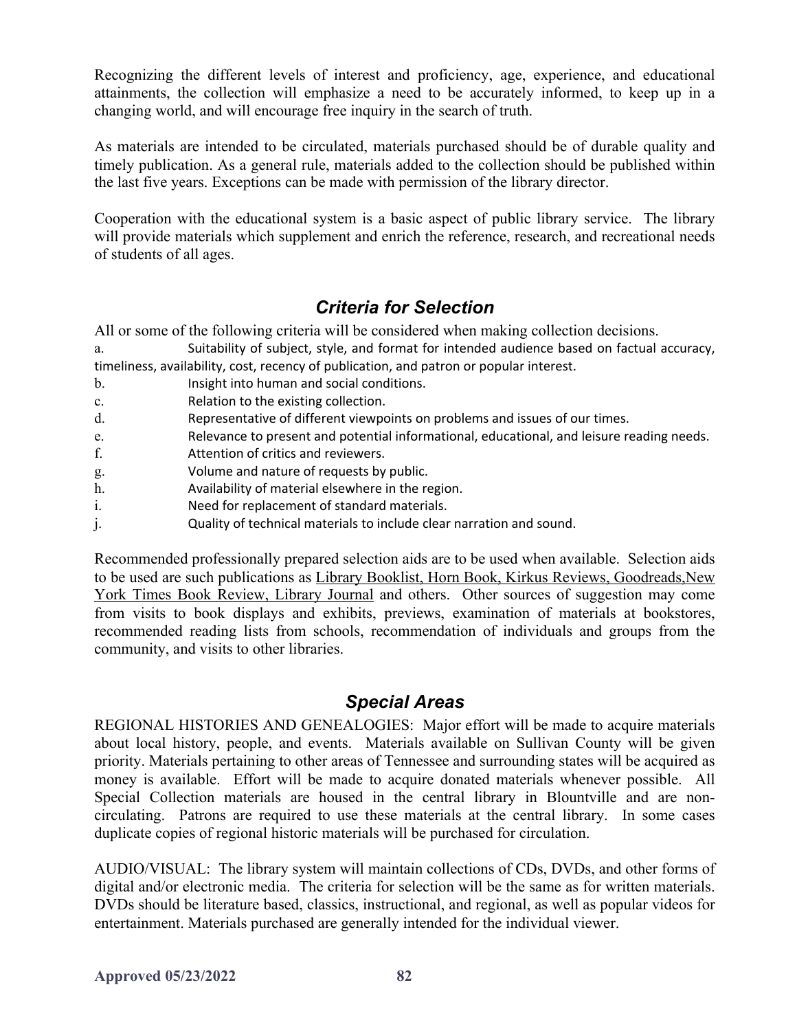Recognizing the different levels of interest and proficiency, age, experience, and educational attainments, the collection will emphasize a need to be accurately informed, to keep up in a changing world, and will encourage free inquiry in the search of truth.

As materials are intended to be circulated, materials purchased should be of durable quality and timely publication. As a general rule, materials added to the collection should be published within the last five years. Exceptions can be made with permission of the library director.

Cooperation with the educational system is a basic aspect of public library service. The library will provide materials which supplement and enrich the reference, research, and recreational needs of students of all ages.

## *Criteria for Selection*

All or some of the following criteria will be considered when making collection decisions.

a. Suitability of subject, style, and format for intended audience based on factual accuracy, timeliness, availability, cost, recency of publication, and patron or popular interest.
b. Insight into human and social conditions.
c. Relation to the existing collection.
d. Representative of different viewpoints on problems and issues of our times.
e. Relevance to present and potential informational, educational, and leisure reading needs.
f. Attention of critics and reviewers.
g. Volume and nature of requests by public.
h. Availability of material elsewhere in the region.
i. Need for replacement of standard materials.
j. Quality of technical materials to include clear narration and sound.

Recommended professionally prepared selection aids are to be used when available. Selection aids to be used are such publications as Library Booklist, Horn Book, Kirkus Reviews, Goodreads,New York Times Book Review, Library Journal and others. Other sources of suggestion may come from visits to book displays and exhibits, previews, examination of materials at bookstores, recommended reading lists from schools, recommendation of individuals and groups from the community, and visits to other libraries.

## *Special Areas*

REGIONAL HISTORIES AND GENEALOGIES: Major effort will be made to acquire materials about local history, people, and events. Materials available on Sullivan County will be given priority. Materials pertaining to other areas of Tennessee and surrounding states will be acquired as money is available. Effort will be made to acquire donated materials whenever possible. All Special Collection materials are housed in the central library in Blountville and are non-circulating. Patrons are required to use these materials at the central library. In some cases duplicate copies of regional historic materials will be purchased for circulation.

AUDIO/VISUAL: The library system will maintain collections of CDs, DVDs, and other forms of digital and/or electronic media. The criteria for selection will be the same as for written materials. DVDs should be literature based, classics, instructional, and regional, as well as popular videos for entertainment. Materials purchased are generally intended for the individual viewer.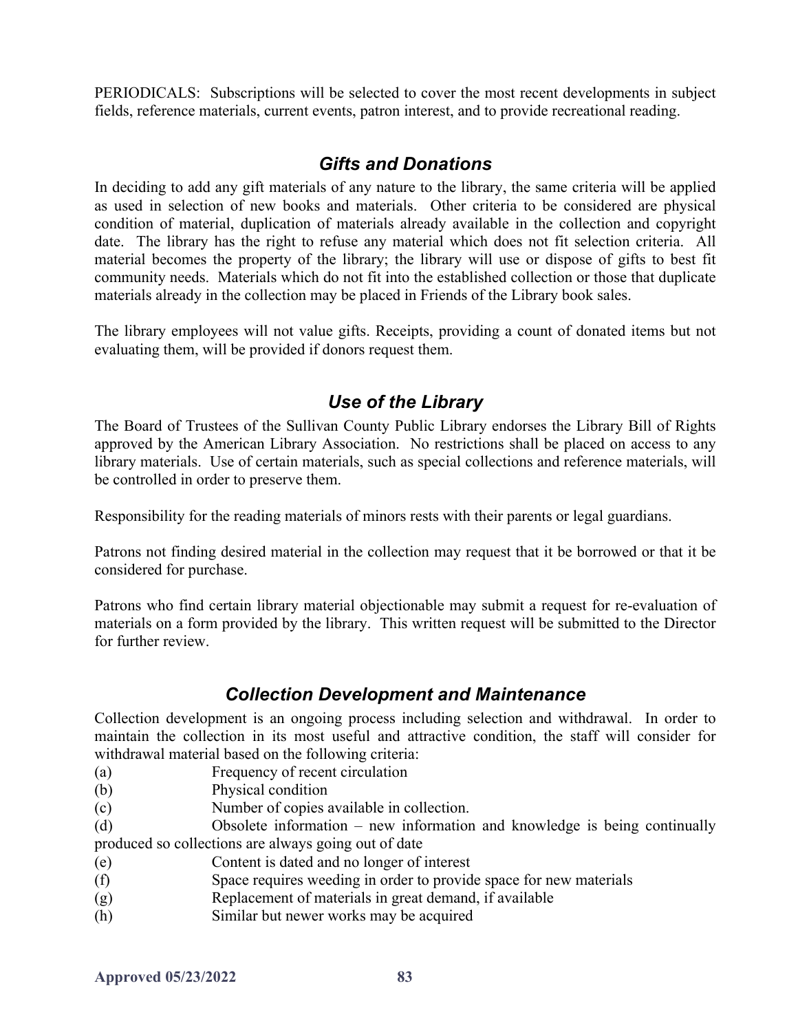PERIODICALS: Subscriptions will be selected to cover the most recent developments in subject fields, reference materials, current events, patron interest, and to provide recreational reading.

## *Gifts and Donations*

In deciding to add any gift materials of any nature to the library, the same criteria will be applied as used in selection of new books and materials. Other criteria to be considered are physical condition of material, duplication of materials already available in the collection and copyright date. The library has the right to refuse any material which does not fit selection criteria. All material becomes the property of the library; the library will use or dispose of gifts to best fit community needs. Materials which do not fit into the established collection or those that duplicate materials already in the collection may be placed in Friends of the Library book sales.

The library employees will not value gifts. Receipts, providing a count of donated items but not evaluating them, will be provided if donors request them.

## *Use of the Library*

The Board of Trustees of the Sullivan County Public Library endorses the Library Bill of Rights approved by the American Library Association. No restrictions shall be placed on access to any library materials. Use of certain materials, such as special collections and reference materials, will be controlled in order to preserve them.

Responsibility for the reading materials of minors rests with their parents or legal guardians.

Patrons not finding desired material in the collection may request that it be borrowed or that it be considered for purchase.

Patrons who find certain library material objectionable may submit a request for re-evaluation of materials on a form provided by the library. This written request will be submitted to the Director for further review.

## *Collection Development and Maintenance*

Collection development is an ongoing process including selection and withdrawal. In order to maintain the collection in its most useful and attractive condition, the staff will consider for withdrawal material based on the following criteria:

(a) Frequency of recent circulation
(b) Physical condition
(c) Number of copies available in collection.
(d) Obsolete information – new information and knowledge is being continually produced so collections are always going out of date
(e) Content is dated and no longer of interest
(f) Space requires weeding in order to provide space for new materials
(g) Replacement of materials in great demand, if available
(h) Similar but newer works may be acquired

**Approved 05/23/2022**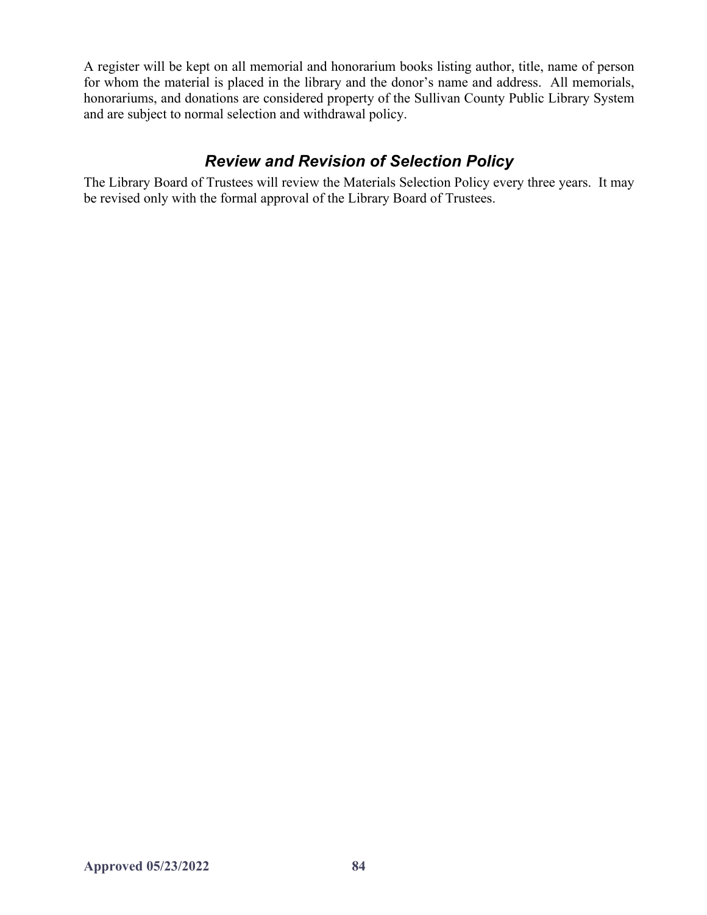A register will be kept on all memorial and honorarium books listing author, title, name of person for whom the material is placed in the library and the donor's name and address. All memorials, honorariums, and donations are considered property of the Sullivan County Public Library System and are subject to normal selection and withdrawal policy.

## *Review and Revision of Selection Policy*

The Library Board of Trustees will review the Materials Selection Policy every three years. It may be revised only with the formal approval of the Library Board of Trustees.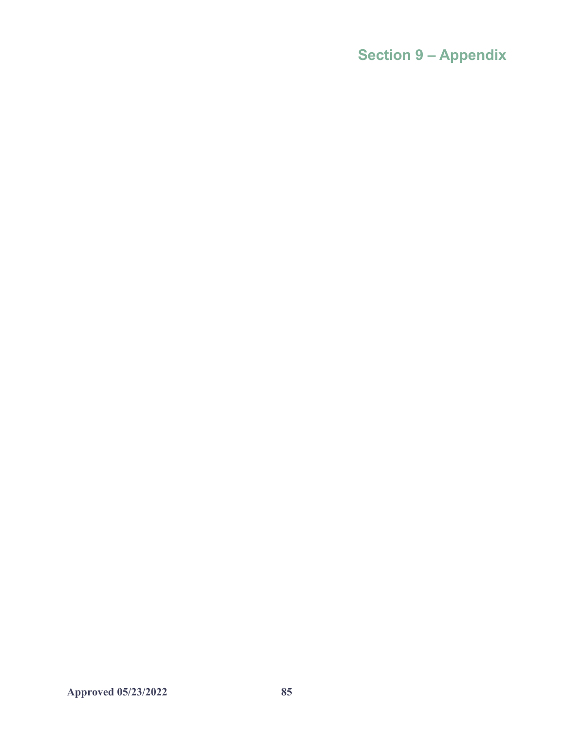# Section 9 – Appendix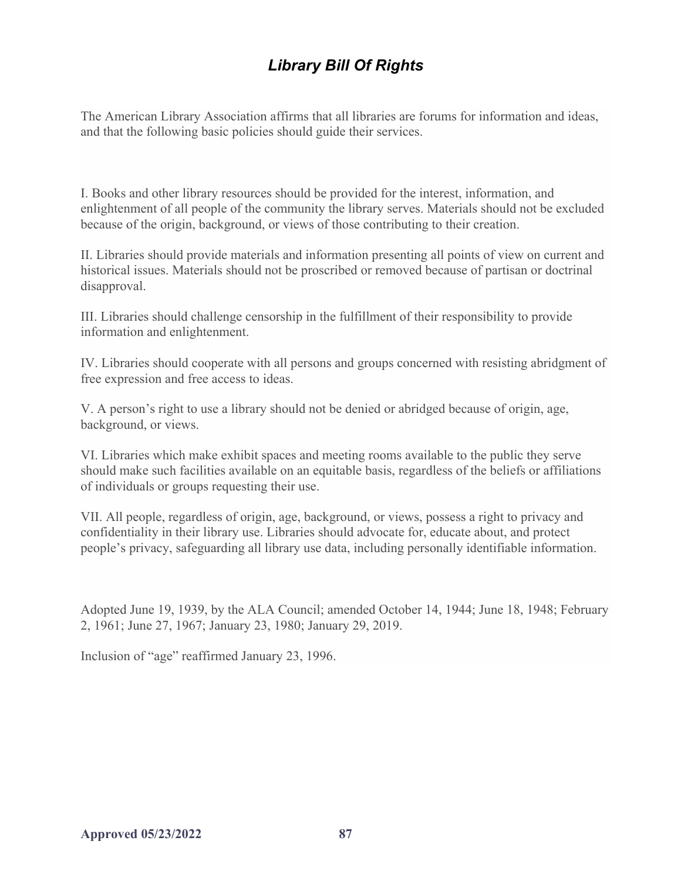# *Library Bill Of Rights*

The American Library Association affirms that all libraries are forums for information and ideas, and that the following basic policies should guide their services.

I. Books and other library resources should be provided for the interest, information, and enlightenment of all people of the community the library serves. Materials should not be excluded because of the origin, background, or views of those contributing to their creation.

II. Libraries should provide materials and information presenting all points of view on current and historical issues. Materials should not be proscribed or removed because of partisan or doctrinal disapproval.

III. Libraries should challenge censorship in the fulfillment of their responsibility to provide information and enlightenment.

IV. Libraries should cooperate with all persons and groups concerned with resisting abridgment of free expression and free access to ideas.

V. A person's right to use a library should not be denied or abridged because of origin, age, background, or views.

VI. Libraries which make exhibit spaces and meeting rooms available to the public they serve should make such facilities available on an equitable basis, regardless of the beliefs or affiliations of individuals or groups requesting their use.

VII. All people, regardless of origin, age, background, or views, possess a right to privacy and confidentiality in their library use. Libraries should advocate for, educate about, and protect people's privacy, safeguarding all library use data, including personally identifiable information.

Adopted June 19, 1939, by the ALA Council; amended October 14, 1944; June 18, 1948; February 2, 1961; June 27, 1967; January 23, 1980; January 29, 2019.

Inclusion of "age" reaffirmed January 23, 1996.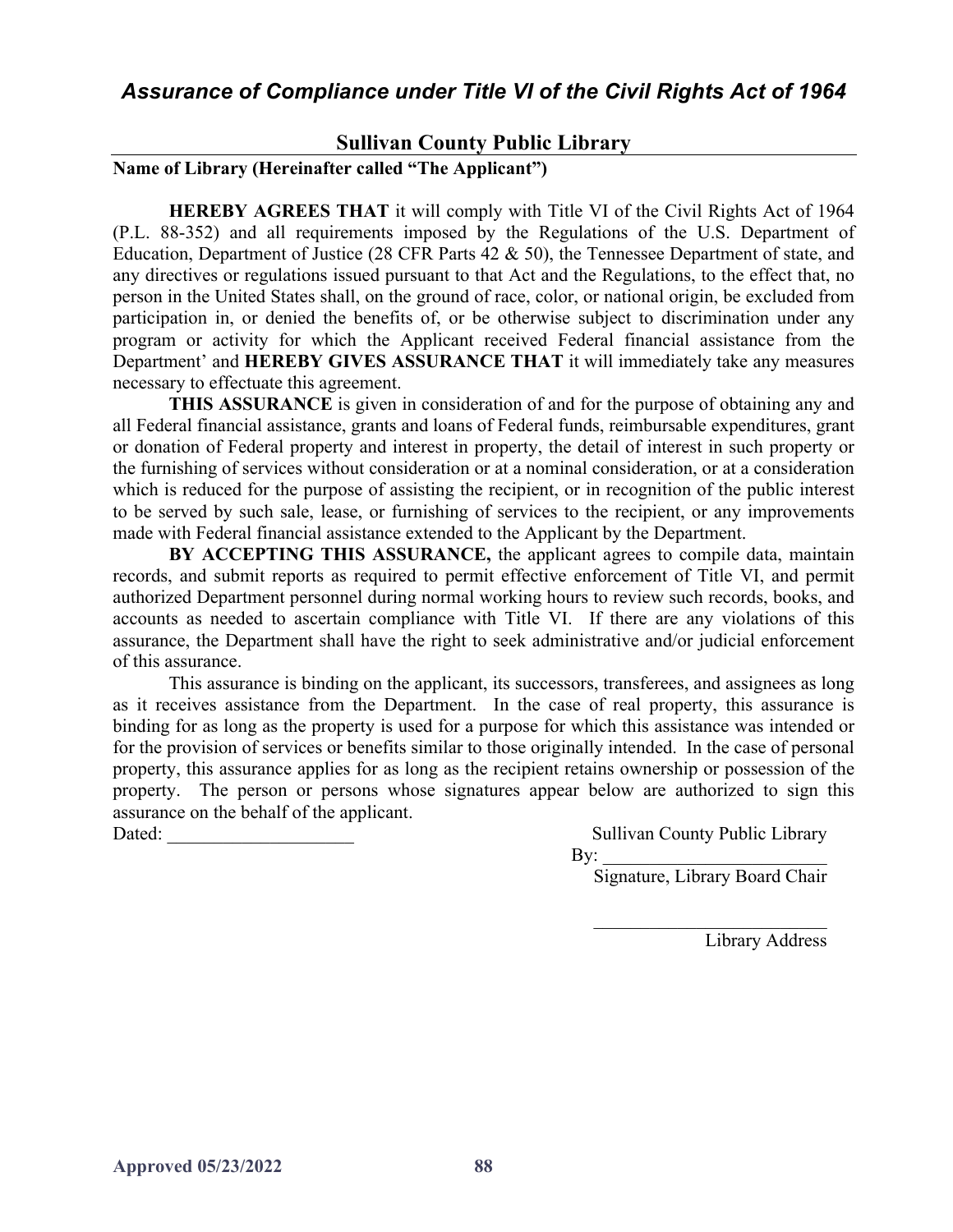## *Assurance of Compliance under Title VI of the Civil Rights Act of 1964*

**Sullivan County Public Library**

**Name of Library (Hereinafter called "The Applicant")**

**HEREBY AGREES THAT** it will comply with Title VI of the Civil Rights Act of 1964 (P.L. 88-352) and all requirements imposed by the Regulations of the U.S. Department of Education, Department of Justice (28 CFR Parts 42 & 50), the Tennessee Department of state, and any directives or regulations issued pursuant to that Act and the Regulations, to the effect that, no person in the United States shall, on the ground of race, color, or national origin, be excluded from participation in, or denied the benefits of, or be otherwise subject to discrimination under any program or activity for which the Applicant received Federal financial assistance from the Department' and **HEREBY GIVES ASSURANCE THAT** it will immediately take any measures necessary to effectuate this agreement.

**THIS ASSURANCE** is given in consideration of and for the purpose of obtaining any and all Federal financial assistance, grants and loans of Federal funds, reimbursable expenditures, grant or donation of Federal property and interest in property, the detail of interest in such property or the furnishing of services without consideration or at a nominal consideration, or at a consideration which is reduced for the purpose of assisting the recipient, or in recognition of the public interest to be served by such sale, lease, or furnishing of services to the recipient, or any improvements made with Federal financial assistance extended to the Applicant by the Department.

**BY ACCEPTING THIS ASSURANCE,** the applicant agrees to compile data, maintain records, and submit reports as required to permit effective enforcement of Title VI, and permit authorized Department personnel during normal working hours to review such records, books, and accounts as needed to ascertain compliance with Title VI. If there are any violations of this assurance, the Department shall have the right to seek administrative and/or judicial enforcement of this assurance.

This assurance is binding on the applicant, its successors, transferees, and assignees as long as it receives assistance from the Department. In the case of real property, this assurance is binding for as long as the property is used for a purpose for which this assistance was intended or for the provision of services or benefits similar to those originally intended. In the case of personal property, this assurance applies for as long as the recipient retains ownership or possession of the property. The person or persons whose signatures appear below are authorized to sign this assurance on the behalf of the applicant.

Dated: ____________________

Sullivan County Public Library

By: ________________________

Signature, Library Board Chair

________________________

Library Address

**Approved 05/23/2022**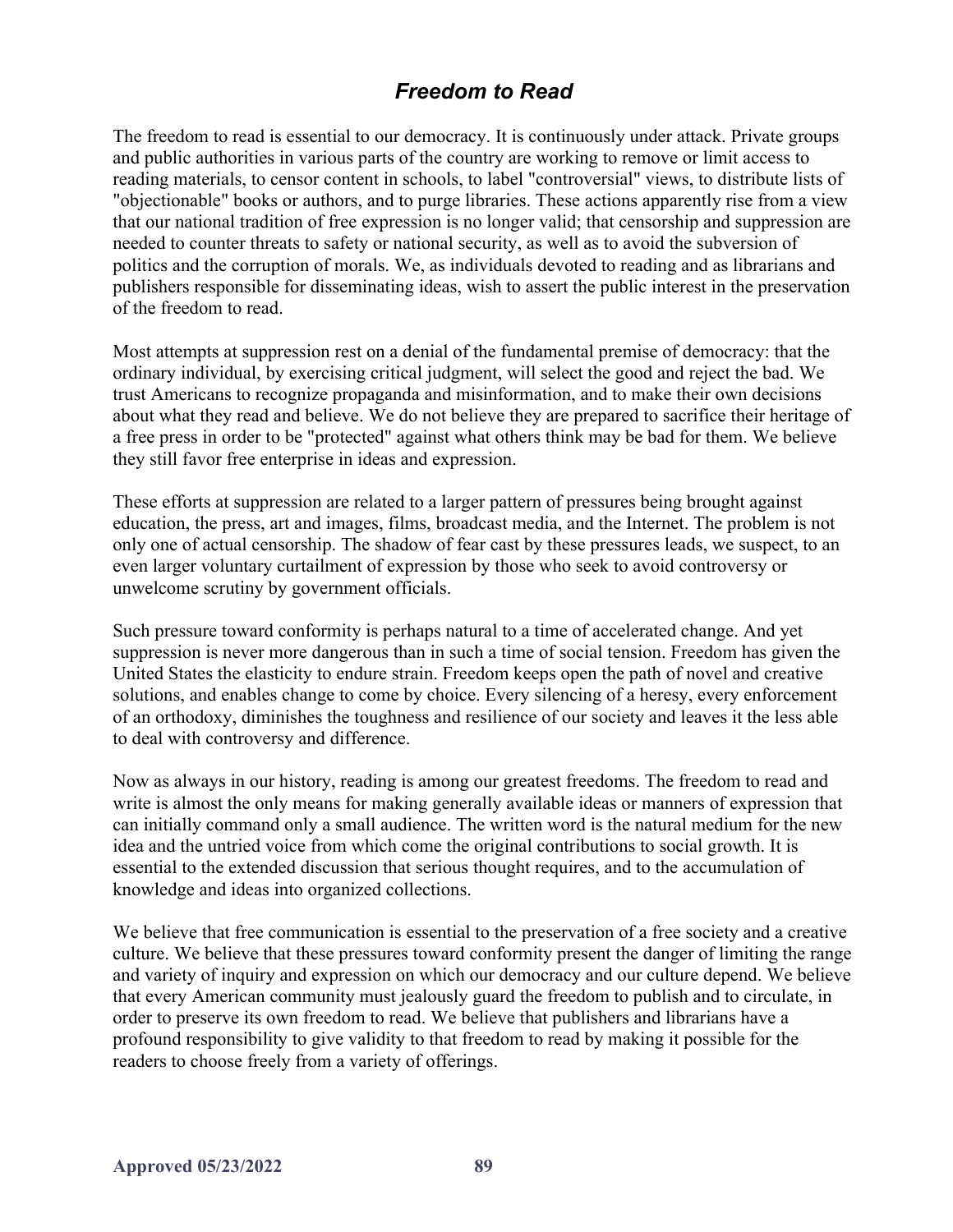## *Freedom to Read*

The freedom to read is essential to our democracy. It is continuously under attack. Private groups and public authorities in various parts of the country are working to remove or limit access to reading materials, to censor content in schools, to label "controversial" views, to distribute lists of "objectionable" books or authors, and to purge libraries. These actions apparently rise from a view that our national tradition of free expression is no longer valid; that censorship and suppression are needed to counter threats to safety or national security, as well as to avoid the subversion of politics and the corruption of morals. We, as individuals devoted to reading and as librarians and publishers responsible for disseminating ideas, wish to assert the public interest in the preservation of the freedom to read.

Most attempts at suppression rest on a denial of the fundamental premise of democracy: that the ordinary individual, by exercising critical judgment, will select the good and reject the bad. We trust Americans to recognize propaganda and misinformation, and to make their own decisions about what they read and believe. We do not believe they are prepared to sacrifice their heritage of a free press in order to be "protected" against what others think may be bad for them. We believe they still favor free enterprise in ideas and expression.

These efforts at suppression are related to a larger pattern of pressures being brought against education, the press, art and images, films, broadcast media, and the Internet. The problem is not only one of actual censorship. The shadow of fear cast by these pressures leads, we suspect, to an even larger voluntary curtailment of expression by those who seek to avoid controversy or unwelcome scrutiny by government officials.

Such pressure toward conformity is perhaps natural to a time of accelerated change. And yet suppression is never more dangerous than in such a time of social tension. Freedom has given the United States the elasticity to endure strain. Freedom keeps open the path of novel and creative solutions, and enables change to come by choice. Every silencing of a heresy, every enforcement of an orthodoxy, diminishes the toughness and resilience of our society and leaves it the less able to deal with controversy and difference.

Now as always in our history, reading is among our greatest freedoms. The freedom to read and write is almost the only means for making generally available ideas or manners of expression that can initially command only a small audience. The written word is the natural medium for the new idea and the untried voice from which come the original contributions to social growth. It is essential to the extended discussion that serious thought requires, and to the accumulation of knowledge and ideas into organized collections.

We believe that free communication is essential to the preservation of a free society and a creative culture. We believe that these pressures toward conformity present the danger of limiting the range and variety of inquiry and expression on which our democracy and our culture depend. We believe that every American community must jealously guard the freedom to publish and to circulate, in order to preserve its own freedom to read. We believe that publishers and librarians have a profound responsibility to give validity to that freedom to read by making it possible for the readers to choose freely from a variety of offerings.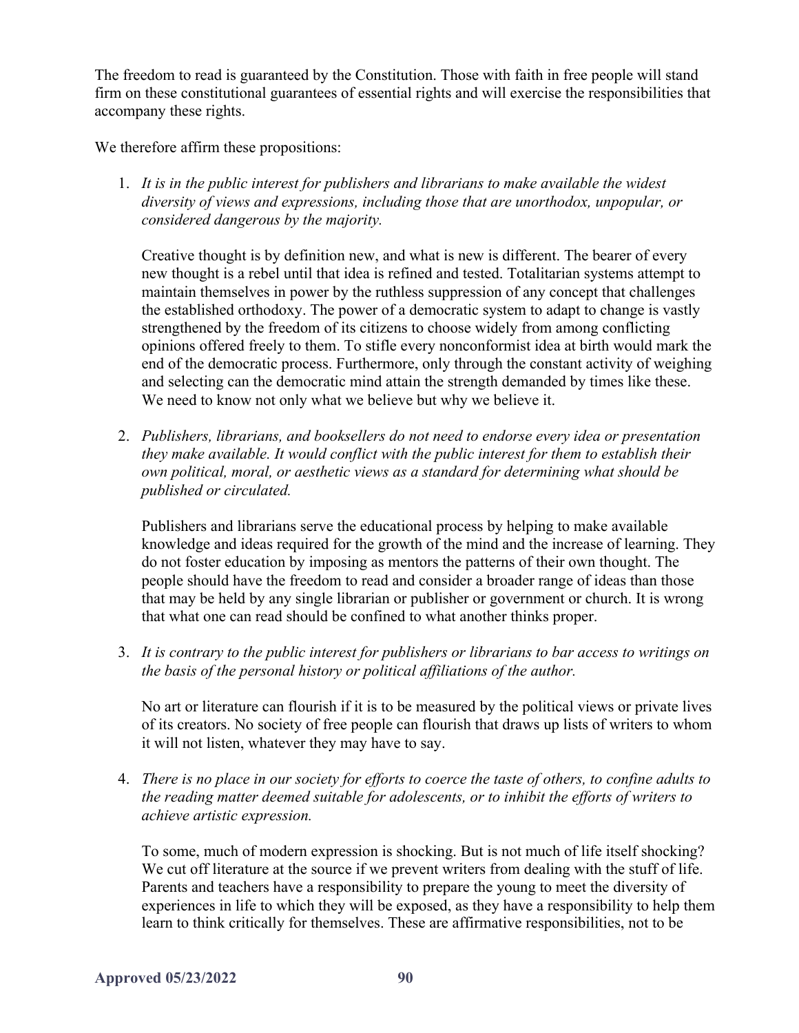The freedom to read is guaranteed by the Constitution. Those with faith in free people will stand firm on these constitutional guarantees of essential rights and will exercise the responsibilities that accompany these rights.

We therefore affirm these propositions:

1. *It is in the public interest for publishers and librarians to make available the widest diversity of views and expressions, including those that are unorthodox, unpopular, or considered dangerous by the majority.*

   Creative thought is by definition new, and what is new is different. The bearer of every new thought is a rebel until that idea is refined and tested. Totalitarian systems attempt to maintain themselves in power by the ruthless suppression of any concept that challenges the established orthodoxy. The power of a democratic system to adapt to change is vastly strengthened by the freedom of its citizens to choose widely from among conflicting opinions offered freely to them. To stifle every nonconformist idea at birth would mark the end of the democratic process. Furthermore, only through the constant activity of weighing and selecting can the democratic mind attain the strength demanded by times like these. We need to know not only what we believe but why we believe it.

2. *Publishers, librarians, and booksellers do not need to endorse every idea or presentation they make available. It would conflict with the public interest for them to establish their own political, moral, or aesthetic views as a standard for determining what should be published or circulated.*

   Publishers and librarians serve the educational process by helping to make available knowledge and ideas required for the growth of the mind and the increase of learning. They do not foster education by imposing as mentors the patterns of their own thought. The people should have the freedom to read and consider a broader range of ideas than those that may be held by any single librarian or publisher or government or church. It is wrong that what one can read should be confined to what another thinks proper.

3. *It is contrary to the public interest for publishers or librarians to bar access to writings on the basis of the personal history or political affiliations of the author.*

   No art or literature can flourish if it is to be measured by the political views or private lives of its creators. No society of free people can flourish that draws up lists of writers to whom it will not listen, whatever they may have to say.

4. *There is no place in our society for efforts to coerce the taste of others, to confine adults to the reading matter deemed suitable for adolescents, or to inhibit the efforts of writers to achieve artistic expression.*

   To some, much of modern expression is shocking. But is not much of life itself shocking? We cut off literature at the source if we prevent writers from dealing with the stuff of life. Parents and teachers have a responsibility to prepare the young to meet the diversity of experiences in life to which they will be exposed, as they have a responsibility to help them learn to think critically for themselves. These are affirmative responsibilities, not to be

**Approved 05/23/2022**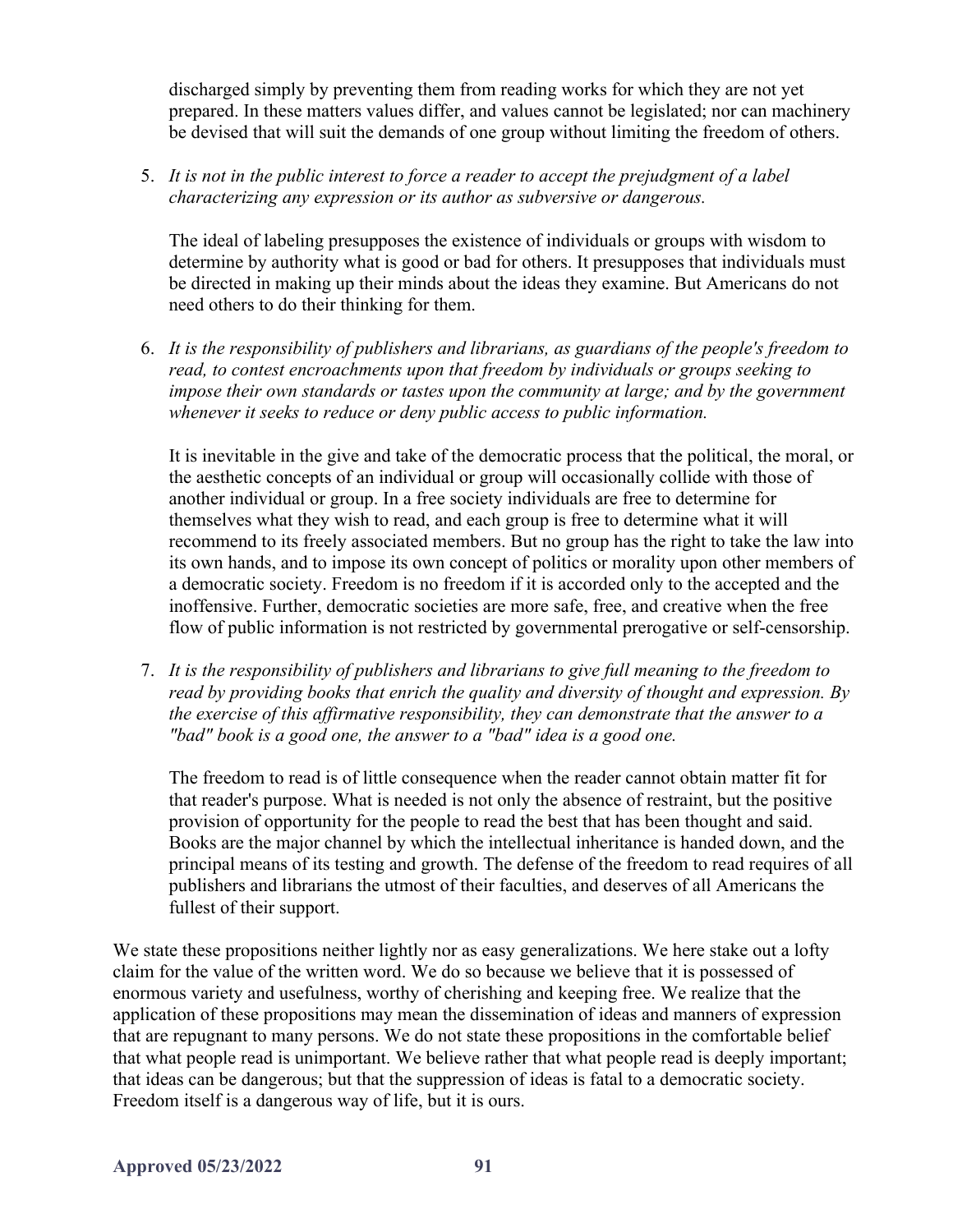discharged simply by preventing them from reading works for which they are not yet prepared. In these matters values differ, and values cannot be legislated; nor can machinery be devised that will suit the demands of one group without limiting the freedom of others.

5. *It is not in the public interest to force a reader to accept the prejudgment of a label characterizing any expression or its author as subversive or dangerous.*

   The ideal of labeling presupposes the existence of individuals or groups with wisdom to determine by authority what is good or bad for others. It presupposes that individuals must be directed in making up their minds about the ideas they examine. But Americans do not need others to do their thinking for them.

6. *It is the responsibility of publishers and librarians, as guardians of the people's freedom to read, to contest encroachments upon that freedom by individuals or groups seeking to impose their own standards or tastes upon the community at large; and by the government whenever it seeks to reduce or deny public access to public information.*

   It is inevitable in the give and take of the democratic process that the political, the moral, or the aesthetic concepts of an individual or group will occasionally collide with those of another individual or group. In a free society individuals are free to determine for themselves what they wish to read, and each group is free to determine what it will recommend to its freely associated members. But no group has the right to take the law into its own hands, and to impose its own concept of politics or morality upon other members of a democratic society. Freedom is no freedom if it is accorded only to the accepted and the inoffensive. Further, democratic societies are more safe, free, and creative when the free flow of public information is not restricted by governmental prerogative or self-censorship.

7. *It is the responsibility of publishers and librarians to give full meaning to the freedom to read by providing books that enrich the quality and diversity of thought and expression. By the exercise of this affirmative responsibility, they can demonstrate that the answer to a "bad" book is a good one, the answer to a "bad" idea is a good one.*

   The freedom to read is of little consequence when the reader cannot obtain matter fit for that reader's purpose. What is needed is not only the absence of restraint, but the positive provision of opportunity for the people to read the best that has been thought and said. Books are the major channel by which the intellectual inheritance is handed down, and the principal means of its testing and growth. The defense of the freedom to read requires of all publishers and librarians the utmost of their faculties, and deserves of all Americans the fullest of their support.

We state these propositions neither lightly nor as easy generalizations. We here stake out a lofty claim for the value of the written word. We do so because we believe that it is possessed of enormous variety and usefulness, worthy of cherishing and keeping free. We realize that the application of these propositions may mean the dissemination of ideas and manners of expression that are repugnant to many persons. We do not state these propositions in the comfortable belief that what people read is unimportant. We believe rather that what people read is deeply important; that ideas can be dangerous; but that the suppression of ideas is fatal to a democratic society. Freedom itself is a dangerous way of life, but it is ours.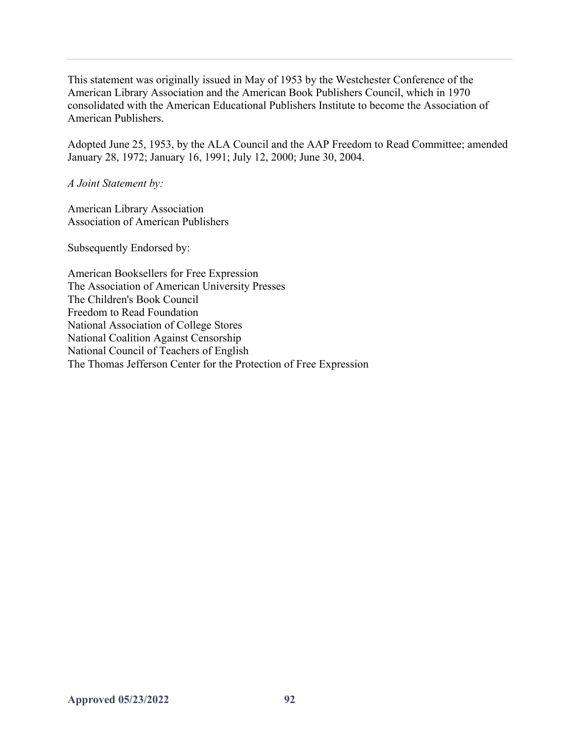---

This statement was originally issued in May of 1953 by the Westchester Conference of the American Library Association and the American Book Publishers Council, which in 1970 consolidated with the American Educational Publishers Institute to become the Association of American Publishers.

Adopted June 25, 1953, by the ALA Council and the AAP Freedom to Read Committee; amended January 28, 1972; January 16, 1991; July 12, 2000; June 30, 2004.

*A Joint Statement by:*

American Library Association
Association of American Publishers

Subsequently Endorsed by:

American Booksellers for Free Expression
The Association of American University Presses
The Children's Book Council
Freedom to Read Foundation
National Association of College Stores
National Coalition Against Censorship
National Council of Teachers of English
The Thomas Jefferson Center for the Protection of Free Expression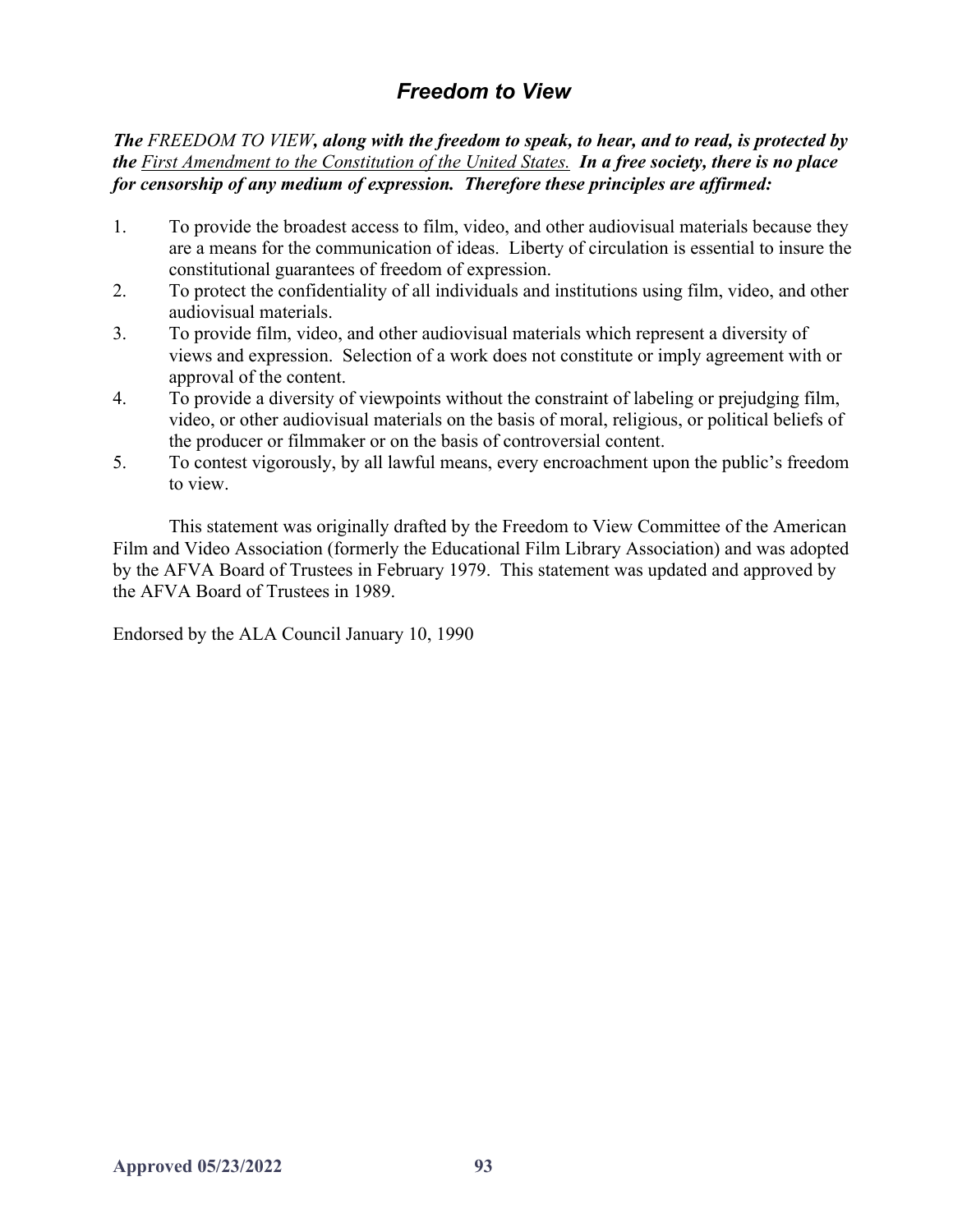# *Freedom to View*

***The** FREEDOM TO VIEW**, along with the freedom to speak, to hear, and to read, is protected by the** First Amendment to the Constitution of the United States. **In a free society, there is no place for censorship of any medium of expression. Therefore these principles are affirmed:***

1. To provide the broadest access to film, video, and other audiovisual materials because they are a means for the communication of ideas. Liberty of circulation is essential to insure the constitutional guarantees of freedom of expression.
2. To protect the confidentiality of all individuals and institutions using film, video, and other audiovisual materials.
3. To provide film, video, and other audiovisual materials which represent a diversity of views and expression. Selection of a work does not constitute or imply agreement with or approval of the content.
4. To provide a diversity of viewpoints without the constraint of labeling or prejudging film, video, or other audiovisual materials on the basis of moral, religious, or political beliefs of the producer or filmmaker or on the basis of controversial content.
5. To contest vigorously, by all lawful means, every encroachment upon the public's freedom to view.

This statement was originally drafted by the Freedom to View Committee of the American Film and Video Association (formerly the Educational Film Library Association) and was adopted by the AFVA Board of Trustees in February 1979. This statement was updated and approved by the AFVA Board of Trustees in 1989.

Endorsed by the ALA Council January 10, 1990